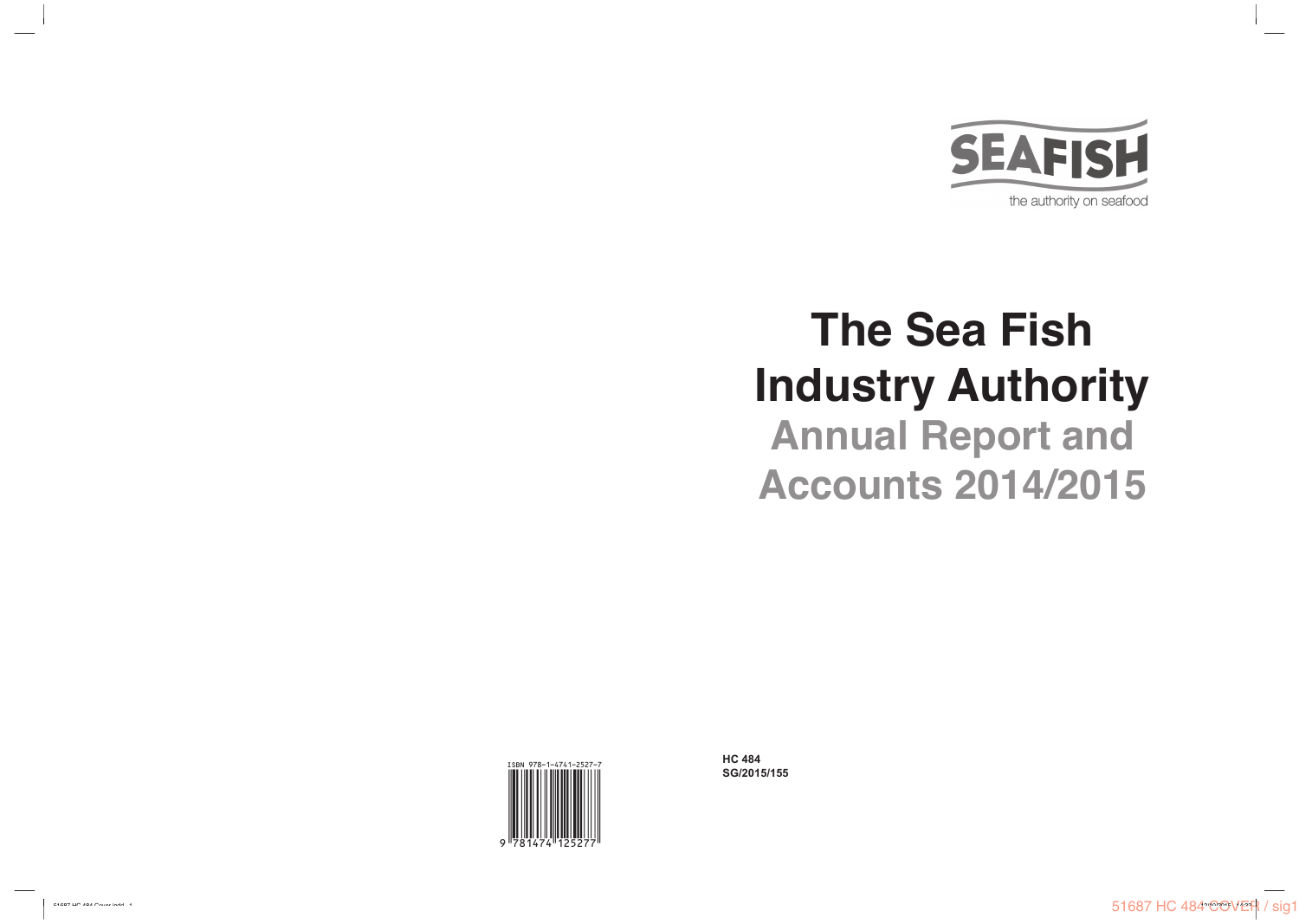SEAFISH

the authority on seafood

# The Sea Fish Industry Authority

## Annual Report and Accounts 2014/2015

ISBN 978-1-4741-2527-7

**HC 484**
**SG/2015/155**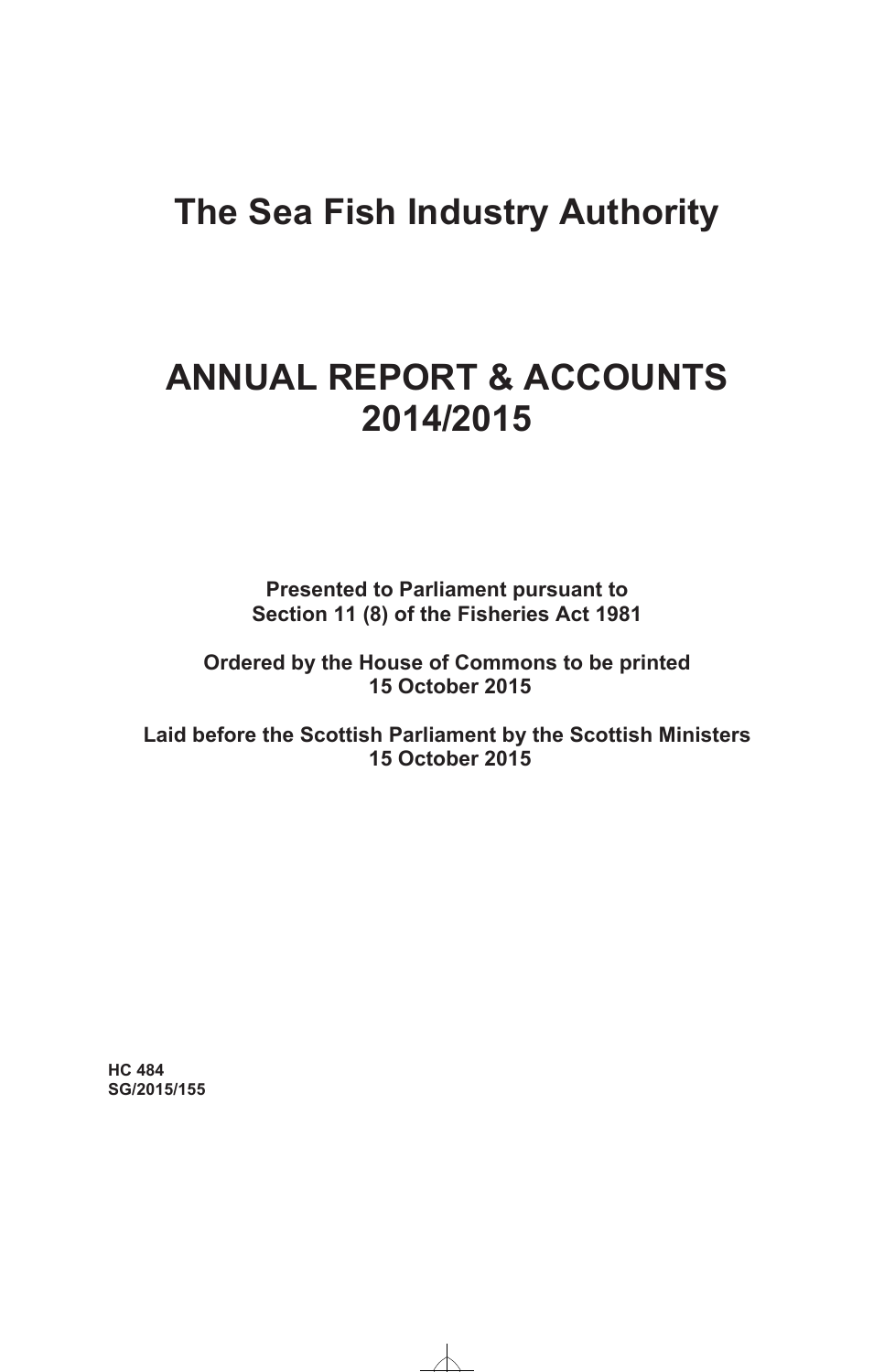# The Sea Fish Industry Authority

# ANNUAL REPORT & ACCOUNTS 2014/2015

**Presented to Parliament pursuant to Section 11 (8) of the Fisheries Act 1981**

**Ordered by the House of Commons to be printed 15 October 2015**

**Laid before the Scottish Parliament by the Scottish Ministers 15 October 2015**

**HC 484**
**SG/2015/155**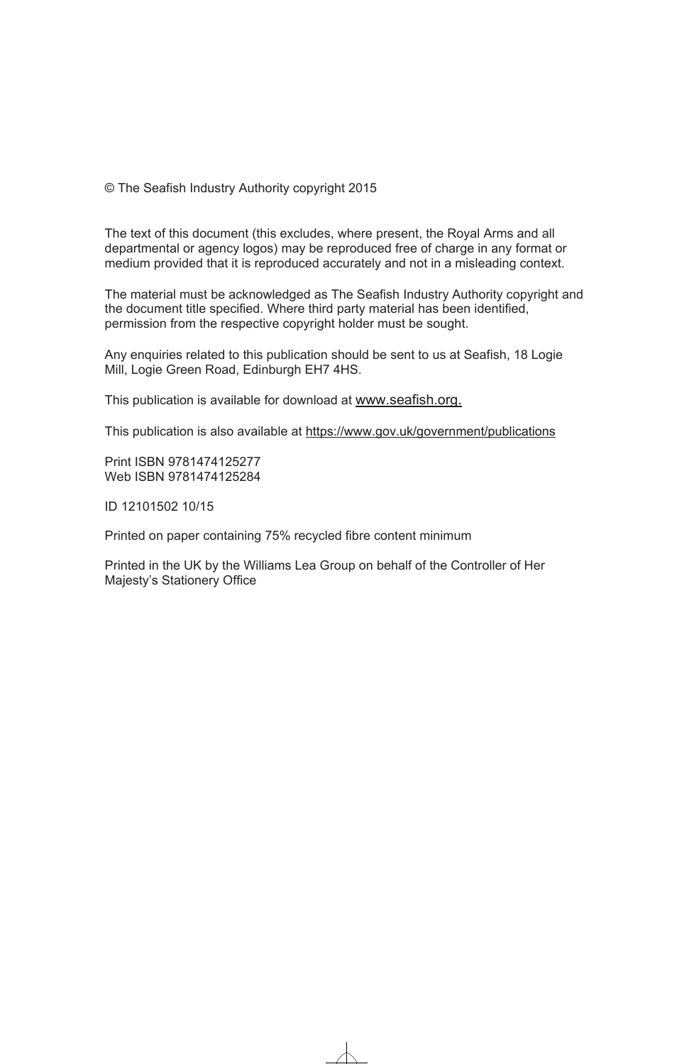© The Seafish Industry Authority copyright 2015

The text of this document (this excludes, where present, the Royal Arms and all departmental or agency logos) may be reproduced free of charge in any format or medium provided that it is reproduced accurately and not in a misleading context.

The material must be acknowledged as The Seafish Industry Authority copyright and the document title specified. Where third party material has been identified, permission from the respective copyright holder must be sought.

Any enquiries related to this publication should be sent to us at Seafish, 18 Logie Mill, Logie Green Road, Edinburgh EH7 4HS.

This publication is available for download at www.seafish.org.

This publication is also available at https://www.gov.uk/government/publications

Print ISBN 9781474125277
Web ISBN 9781474125284

ID 12101502 10/15

Printed on paper containing 75% recycled fibre content minimum

Printed in the UK by the Williams Lea Group on behalf of the Controller of Her Majesty's Stationery Office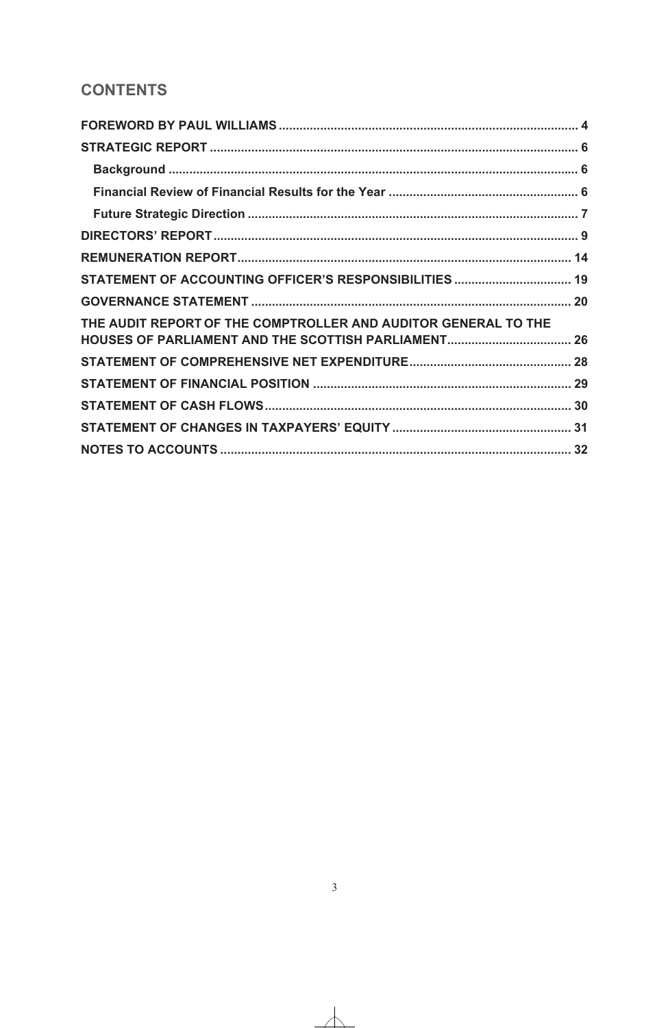## CONTENTS

| | |
|---|---|
| **FOREWORD BY PAUL WILLIAMS** | **4** |
| **STRATEGIC REPORT** | **6** |
| **Background** | **6** |
| **Financial Review of Financial Results for the Year** | **6** |
| **Future Strategic Direction** | **7** |
| **DIRECTORS' REPORT** | **9** |
| **REMUNERATION REPORT** | **14** |
| **STATEMENT OF ACCOUNTING OFFICER'S RESPONSIBILITIES** | **19** |
| **GOVERNANCE STATEMENT** | **20** |
| **THE AUDIT REPORT OF THE COMPTROLLER AND AUDITOR GENERAL TO THE HOUSES OF PARLIAMENT AND THE SCOTTISH PARLIAMENT** | **26** |
| **STATEMENT OF COMPREHENSIVE NET EXPENDITURE** | **28** |
| **STATEMENT OF FINANCIAL POSITION** | **29** |
| **STATEMENT OF CASH FLOWS** | **30** |
| **STATEMENT OF CHANGES IN TAXPAYERS' EQUITY** | **31** |
| **NOTES TO ACCOUNTS** | **32** |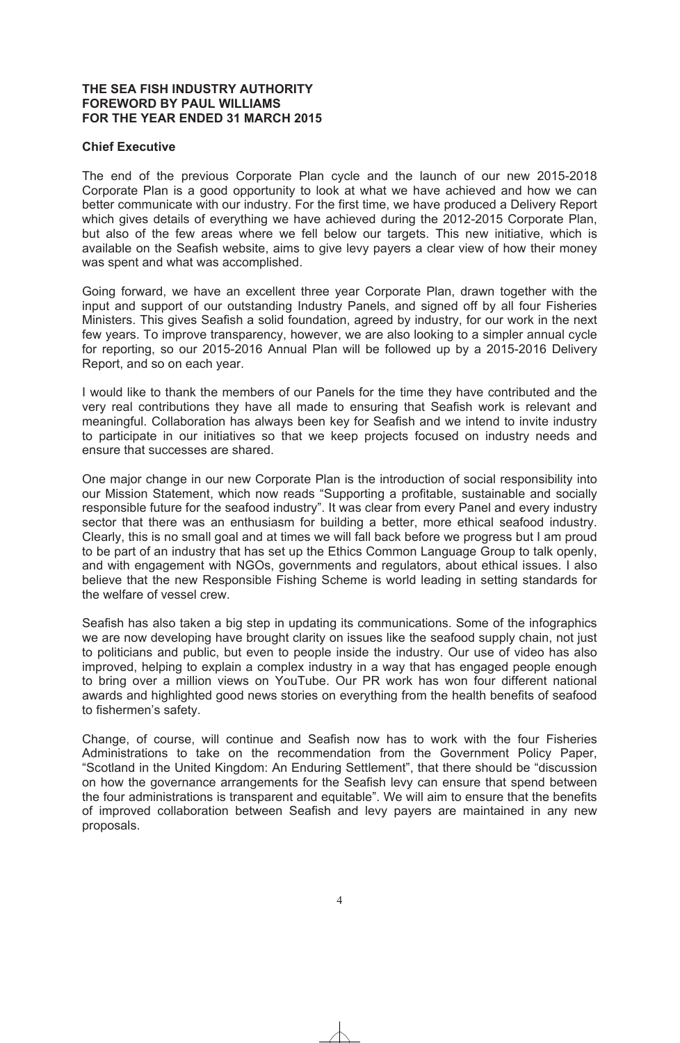**THE SEA FISH INDUSTRY AUTHORITY**
**FOREWORD BY PAUL WILLIAMS**
**FOR THE YEAR ENDED 31 MARCH 2015**

**Chief Executive**

The end of the previous Corporate Plan cycle and the launch of our new 2015-2018 Corporate Plan is a good opportunity to look at what we have achieved and how we can better communicate with our industry. For the first time, we have produced a Delivery Report which gives details of everything we have achieved during the 2012-2015 Corporate Plan, but also of the few areas where we fell below our targets. This new initiative, which is available on the Seafish website, aims to give levy payers a clear view of how their money was spent and what was accomplished.

Going forward, we have an excellent three year Corporate Plan, drawn together with the input and support of our outstanding Industry Panels, and signed off by all four Fisheries Ministers. This gives Seafish a solid foundation, agreed by industry, for our work in the next few years. To improve transparency, however, we are also looking to a simpler annual cycle for reporting, so our 2015-2016 Annual Plan will be followed up by a 2015-2016 Delivery Report, and so on each year.

I would like to thank the members of our Panels for the time they have contributed and the very real contributions they have all made to ensuring that Seafish work is relevant and meaningful. Collaboration has always been key for Seafish and we intend to invite industry to participate in our initiatives so that we keep projects focused on industry needs and ensure that successes are shared.

One major change in our new Corporate Plan is the introduction of social responsibility into our Mission Statement, which now reads "Supporting a profitable, sustainable and socially responsible future for the seafood industry". It was clear from every Panel and every industry sector that there was an enthusiasm for building a better, more ethical seafood industry. Clearly, this is no small goal and at times we will fall back before we progress but I am proud to be part of an industry that has set up the Ethics Common Language Group to talk openly, and with engagement with NGOs, governments and regulators, about ethical issues. I also believe that the new Responsible Fishing Scheme is world leading in setting standards for the welfare of vessel crew.

Seafish has also taken a big step in updating its communications. Some of the infographics we are now developing have brought clarity on issues like the seafood supply chain, not just to politicians and public, but even to people inside the industry. Our use of video has also improved, helping to explain a complex industry in a way that has engaged people enough to bring over a million views on YouTube. Our PR work has won four different national awards and highlighted good news stories on everything from the health benefits of seafood to fishermen's safety.

Change, of course, will continue and Seafish now has to work with the four Fisheries Administrations to take on the recommendation from the Government Policy Paper, "Scotland in the United Kingdom: An Enduring Settlement", that there should be "discussion on how the governance arrangements for the Seafish levy can ensure that spend between the four administrations is transparent and equitable". We will aim to ensure that the benefits of improved collaboration between Seafish and levy payers are maintained in any new proposals.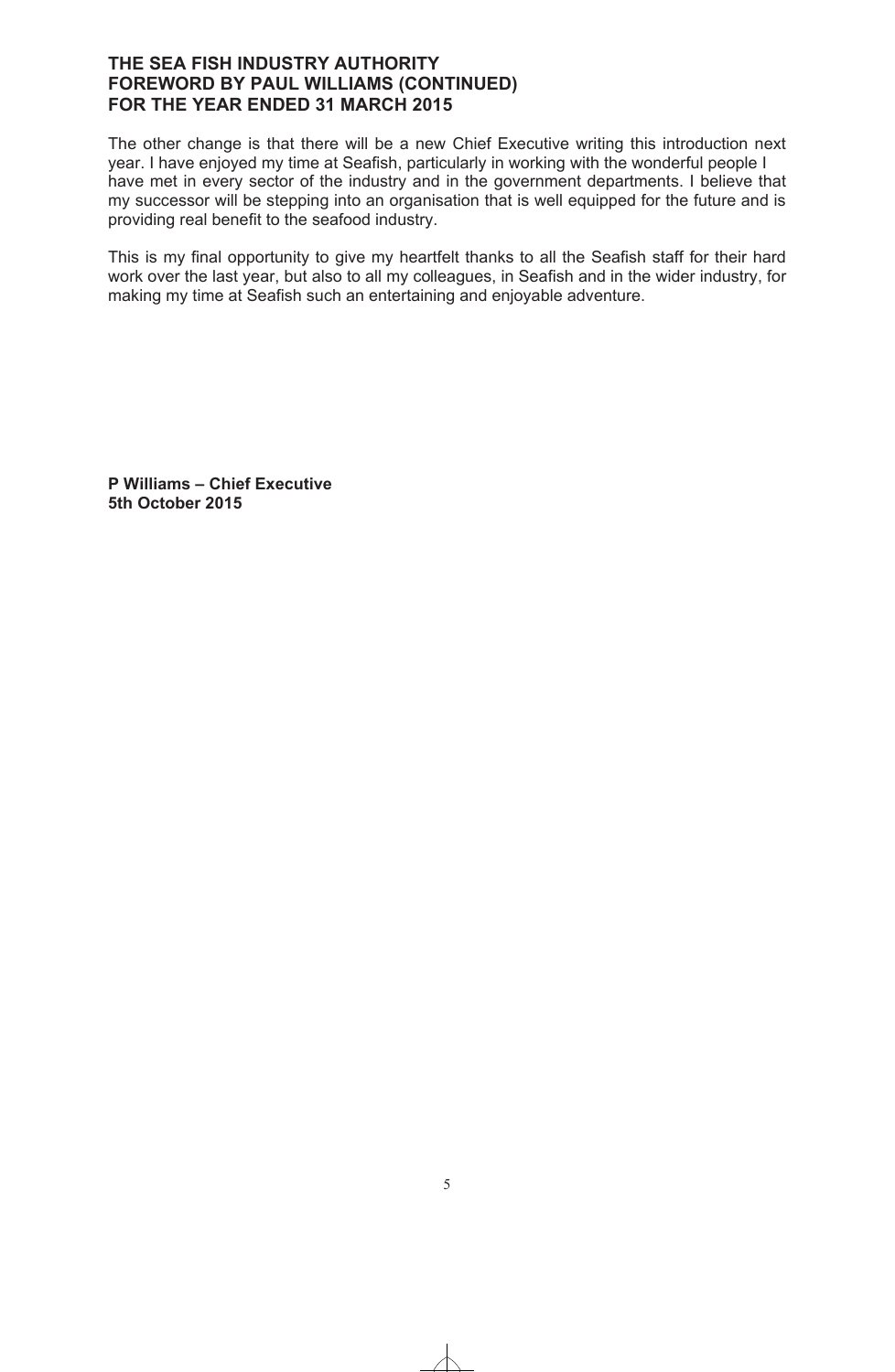**THE SEA FISH INDUSTRY AUTHORITY**
**FOREWORD BY PAUL WILLIAMS (CONTINUED)**
**FOR THE YEAR ENDED 31 MARCH 2015**

The other change is that there will be a new Chief Executive writing this introduction next year. I have enjoyed my time at Seafish, particularly in working with the wonderful people I have met in every sector of the industry and in the government departments. I believe that my successor will be stepping into an organisation that is well equipped for the future and is providing real benefit to the seafood industry.

This is my final opportunity to give my heartfelt thanks to all the Seafish staff for their hard work over the last year, but also to all my colleagues, in Seafish and in the wider industry, for making my time at Seafish such an entertaining and enjoyable adventure.

**P Williams – Chief Executive**
**5th October 2015**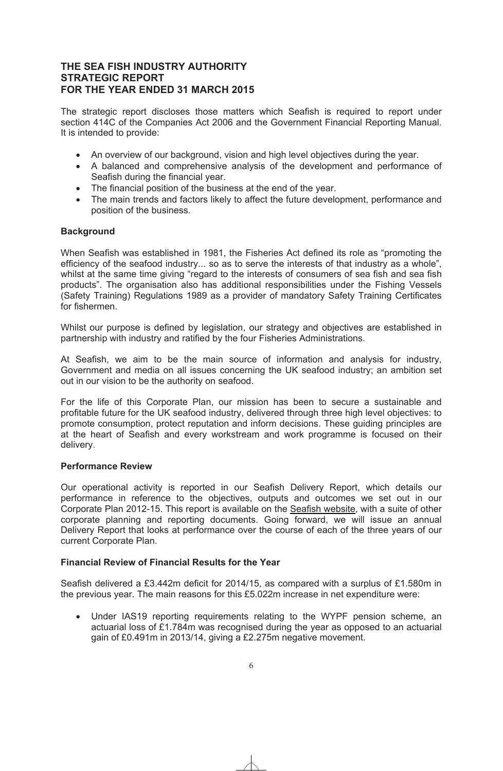# THE SEA FISH INDUSTRY AUTHORITY
# STRATEGIC REPORT
# FOR THE YEAR ENDED 31 MARCH 2015

The strategic report discloses those matters which Seafish is required to report under section 414C of the Companies Act 2006 and the Government Financial Reporting Manual. It is intended to provide:

- An overview of our background, vision and high level objectives during the year.
- A balanced and comprehensive analysis of the development and performance of Seafish during the financial year.
- The financial position of the business at the end of the year.
- The main trends and factors likely to affect the future development, performance and position of the business.

**Background**

When Seafish was established in 1981, the Fisheries Act defined its role as "promoting the efficiency of the seafood industry... so as to serve the interests of that industry as a whole", whilst at the same time giving "regard to the interests of consumers of sea fish and sea fish products". The organisation also has additional responsibilities under the Fishing Vessels (Safety Training) Regulations 1989 as a provider of mandatory Safety Training Certificates for fishermen.

Whilst our purpose is defined by legislation, our strategy and objectives are established in partnership with industry and ratified by the four Fisheries Administrations.

At Seafish, we aim to be the main source of information and analysis for industry, Government and media on all issues concerning the UK seafood industry; an ambition set out in our vision to be the authority on seafood.

For the life of this Corporate Plan, our mission has been to secure a sustainable and profitable future for the UK seafood industry, delivered through three high level objectives: to promote consumption, protect reputation and inform decisions. These guiding principles are at the heart of Seafish and every workstream and work programme is focused on their delivery.

**Performance Review**

Our operational activity is reported in our Seafish Delivery Report, which details our performance in reference to the objectives, outputs and outcomes we set out in our Corporate Plan 2012-15. This report is available on the Seafish website, with a suite of other corporate planning and reporting documents. Going forward, we will issue an annual Delivery Report that looks at performance over the course of each of the three years of our current Corporate Plan.

**Financial Review of Financial Results for the Year**

Seafish delivered a £3.442m deficit for 2014/15, as compared with a surplus of £1.580m in the previous year. The main reasons for this £5.022m increase in net expenditure were:

- Under IAS19 reporting requirements relating to the WYPF pension scheme, an actuarial loss of £1.784m was recognised during the year as opposed to an actuarial gain of £0.491m in 2013/14, giving a £2.275m negative movement.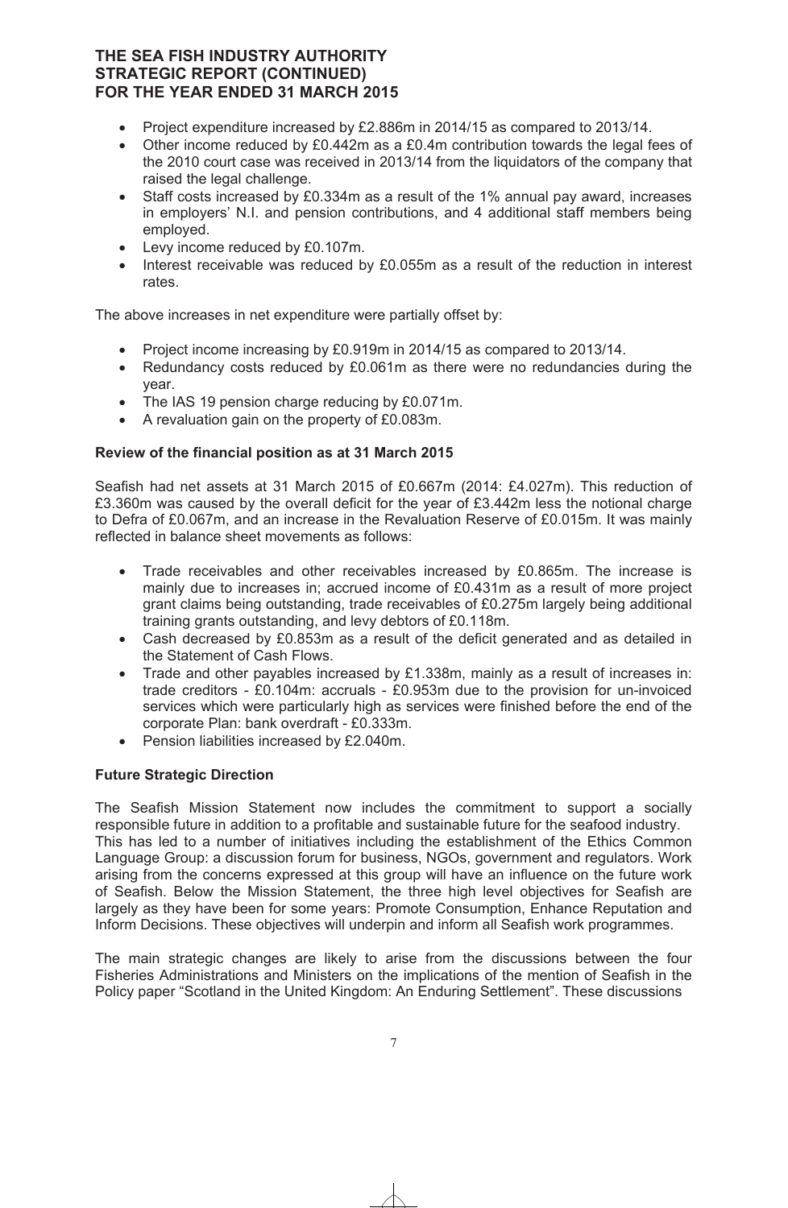- Project expenditure increased by £2.886m in 2014/15 as compared to 2013/14.
- Other income reduced by £0.442m as a £0.4m contribution towards the legal fees of the 2010 court case was received in 2013/14 from the liquidators of the company that raised the legal challenge.
- Staff costs increased by £0.334m as a result of the 1% annual pay award, increases in employers' N.I. and pension contributions, and 4 additional staff members being employed.
- Levy income reduced by £0.107m.
- Interest receivable was reduced by £0.055m as a result of the reduction in interest rates.

The above increases in net expenditure were partially offset by:

- Project income increasing by £0.919m in 2014/15 as compared to 2013/14.
- Redundancy costs reduced by £0.061m as there were no redundancies during the year.
- The IAS 19 pension charge reducing by £0.071m.
- A revaluation gain on the property of £0.083m.

**Review of the financial position as at 31 March 2015**

Seafish had net assets at 31 March 2015 of £0.667m (2014: £4.027m). This reduction of £3.360m was caused by the overall deficit for the year of £3.442m less the notional charge to Defra of £0.067m, and an increase in the Revaluation Reserve of £0.015m. It was mainly reflected in balance sheet movements as follows:

- Trade receivables and other receivables increased by £0.865m. The increase is mainly due to increases in; accrued income of £0.431m as a result of more project grant claims being outstanding, trade receivables of £0.275m largely being additional training grants outstanding, and levy debtors of £0.118m.
- Cash decreased by £0.853m as a result of the deficit generated and as detailed in the Statement of Cash Flows.
- Trade and other payables increased by £1.338m, mainly as a result of increases in: trade creditors - £0.104m: accruals - £0.953m due to the provision for un-invoiced services which were particularly high as services were finished before the end of the corporate Plan: bank overdraft - £0.333m.
- Pension liabilities increased by £2.040m.

**Future Strategic Direction**

The Seafish Mission Statement now includes the commitment to support a socially responsible future in addition to a profitable and sustainable future for the seafood industry. This has led to a number of initiatives including the establishment of the Ethics Common Language Group: a discussion forum for business, NGOs, government and regulators. Work arising from the concerns expressed at this group will have an influence on the future work of Seafish. Below the Mission Statement, the three high level objectives for Seafish are largely as they have been for some years: Promote Consumption, Enhance Reputation and Inform Decisions. These objectives will underpin and inform all Seafish work programmes.

The main strategic changes are likely to arise from the discussions between the four Fisheries Administrations and Ministers on the implications of the mention of Seafish in the Policy paper "Scotland in the United Kingdom: An Enduring Settlement". These discussions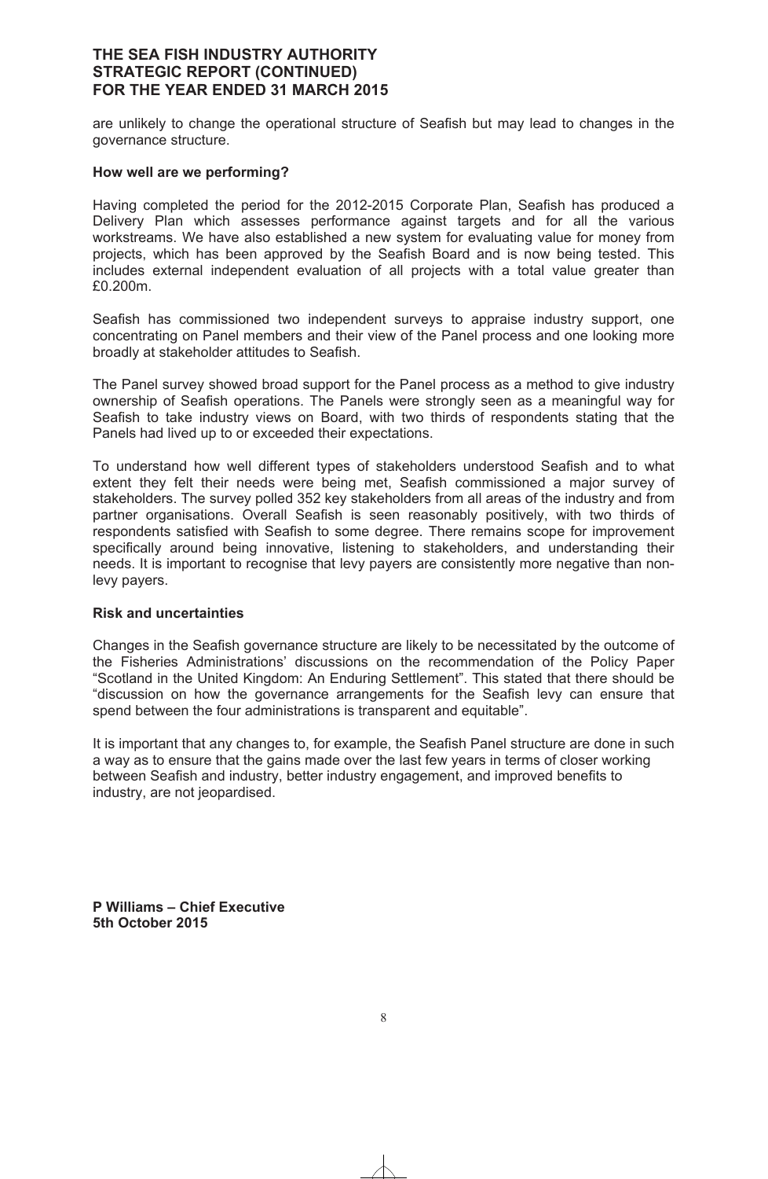are unlikely to change the operational structure of Seafish but may lead to changes in the governance structure.

**How well are we performing?**

Having completed the period for the 2012-2015 Corporate Plan, Seafish has produced a Delivery Plan which assesses performance against targets and for all the various workstreams. We have also established a new system for evaluating value for money from projects, which has been approved by the Seafish Board and is now being tested. This includes external independent evaluation of all projects with a total value greater than £0.200m.

Seafish has commissioned two independent surveys to appraise industry support, one concentrating on Panel members and their view of the Panel process and one looking more broadly at stakeholder attitudes to Seafish.

The Panel survey showed broad support for the Panel process as a method to give industry ownership of Seafish operations. The Panels were strongly seen as a meaningful way for Seafish to take industry views on Board, with two thirds of respondents stating that the Panels had lived up to or exceeded their expectations.

To understand how well different types of stakeholders understood Seafish and to what extent they felt their needs were being met, Seafish commissioned a major survey of stakeholders. The survey polled 352 key stakeholders from all areas of the industry and from partner organisations. Overall Seafish is seen reasonably positively, with two thirds of respondents satisfied with Seafish to some degree. There remains scope for improvement specifically around being innovative, listening to stakeholders, and understanding their needs. It is important to recognise that levy payers are consistently more negative than non-levy payers.

**Risk and uncertainties**

Changes in the Seafish governance structure are likely to be necessitated by the outcome of the Fisheries Administrations' discussions on the recommendation of the Policy Paper "Scotland in the United Kingdom: An Enduring Settlement". This stated that there should be "discussion on how the governance arrangements for the Seafish levy can ensure that spend between the four administrations is transparent and equitable".

It is important that any changes to, for example, the Seafish Panel structure are done in such a way as to ensure that the gains made over the last few years in terms of closer working between Seafish and industry, better industry engagement, and improved benefits to industry, are not jeopardised.

**P Williams – Chief Executive**
**5th October 2015**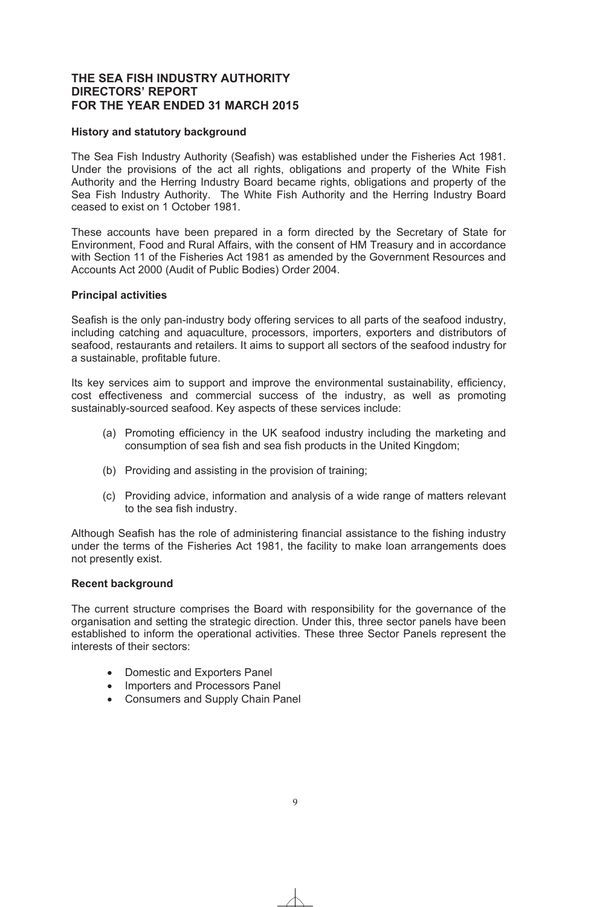# THE SEA FISH INDUSTRY AUTHORITY
# DIRECTORS' REPORT
# FOR THE YEAR ENDED 31 MARCH 2015

### History and statutory background

The Sea Fish Industry Authority (Seafish) was established under the Fisheries Act 1981. Under the provisions of the act all rights, obligations and property of the White Fish Authority and the Herring Industry Board became rights, obligations and property of the Sea Fish Industry Authority. The White Fish Authority and the Herring Industry Board ceased to exist on 1 October 1981.

These accounts have been prepared in a form directed by the Secretary of State for Environment, Food and Rural Affairs, with the consent of HM Treasury and in accordance with Section 11 of the Fisheries Act 1981 as amended by the Government Resources and Accounts Act 2000 (Audit of Public Bodies) Order 2004.

### Principal activities

Seafish is the only pan-industry body offering services to all parts of the seafood industry, including catching and aquaculture, processors, importers, exporters and distributors of seafood, restaurants and retailers. It aims to support all sectors of the seafood industry for a sustainable, profitable future.

Its key services aim to support and improve the environmental sustainability, efficiency, cost effectiveness and commercial success of the industry, as well as promoting sustainably-sourced seafood. Key aspects of these services include:

(a) Promoting efficiency in the UK seafood industry including the marketing and consumption of sea fish and sea fish products in the United Kingdom;

(b) Providing and assisting in the provision of training;

(c) Providing advice, information and analysis of a wide range of matters relevant to the sea fish industry.

Although Seafish has the role of administering financial assistance to the fishing industry under the terms of the Fisheries Act 1981, the facility to make loan arrangements does not presently exist.

### Recent background

The current structure comprises the Board with responsibility for the governance of the organisation and setting the strategic direction. Under this, three sector panels have been established to inform the operational activities. These three Sector Panels represent the interests of their sectors:

- Domestic and Exporters Panel
- Importers and Processors Panel
- Consumers and Supply Chain Panel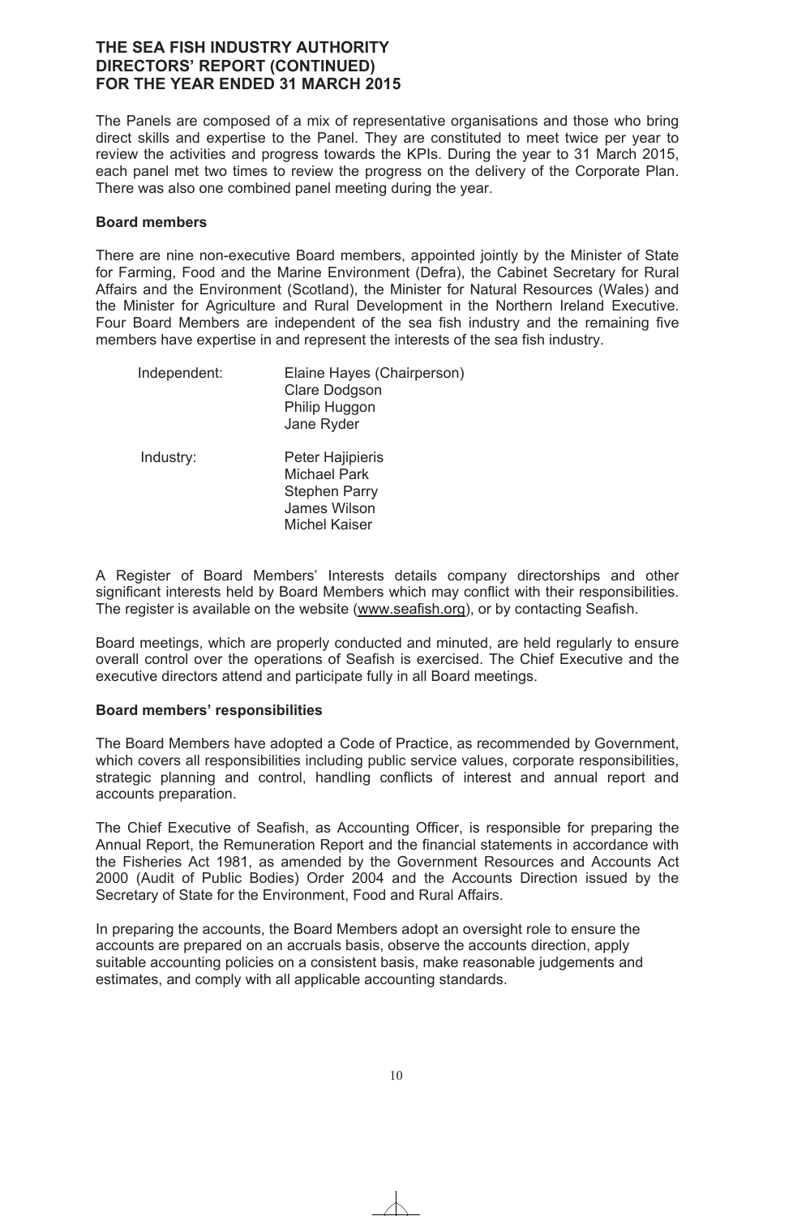The Panels are composed of a mix of representative organisations and those who bring direct skills and expertise to the Panel. They are constituted to meet twice per year to review the activities and progress towards the KPIs. During the year to 31 March 2015, each panel met two times to review the progress on the delivery of the Corporate Plan. There was also one combined panel meeting during the year.

**Board members**

There are nine non-executive Board members, appointed jointly by the Minister of State for Farming, Food and the Marine Environment (Defra), the Cabinet Secretary for Rural Affairs and the Environment (Scotland), the Minister for Natural Resources (Wales) and the Minister for Agriculture and Rural Development in the Northern Ireland Executive. Four Board Members are independent of the sea fish industry and the remaining five members have expertise in and represent the interests of the sea fish industry.

| | |
|---|---|
| Independent: | Elaine Hayes (Chairperson)<br>Clare Dodgson<br>Philip Huggon<br>Jane Ryder |
| Industry: | Peter Hajipieris<br>Michael Park<br>Stephen Parry<br>James Wilson<br>Michel Kaiser |

A Register of Board Members' Interests details company directorships and other significant interests held by Board Members which may conflict with their responsibilities. The register is available on the website (www.seafish.org), or by contacting Seafish.

Board meetings, which are properly conducted and minuted, are held regularly to ensure overall control over the operations of Seafish is exercised. The Chief Executive and the executive directors attend and participate fully in all Board meetings.

**Board members' responsibilities**

The Board Members have adopted a Code of Practice, as recommended by Government, which covers all responsibilities including public service values, corporate responsibilities, strategic planning and control, handling conflicts of interest and annual report and accounts preparation.

The Chief Executive of Seafish, as Accounting Officer, is responsible for preparing the Annual Report, the Remuneration Report and the financial statements in accordance with the Fisheries Act 1981, as amended by the Government Resources and Accounts Act 2000 (Audit of Public Bodies) Order 2004 and the Accounts Direction issued by the Secretary of State for the Environment, Food and Rural Affairs.

In preparing the accounts, the Board Members adopt an oversight role to ensure the accounts are prepared on an accruals basis, observe the accounts direction, apply suitable accounting policies on a consistent basis, make reasonable judgements and estimates, and comply with all applicable accounting standards.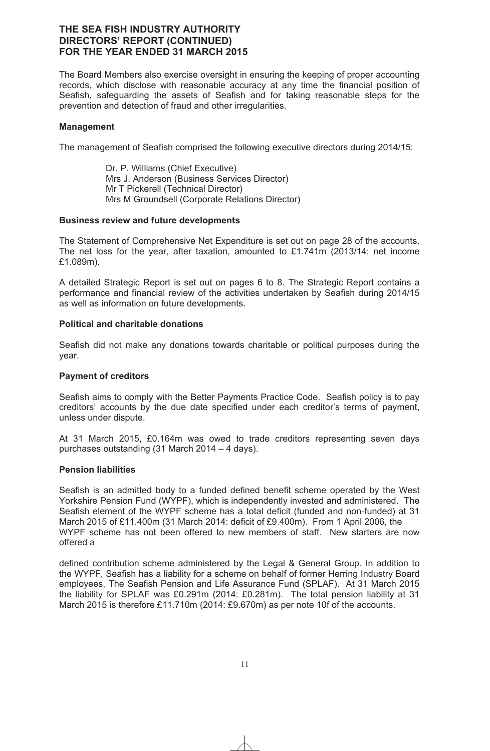# THE SEA FISH INDUSTRY AUTHORITY
# DIRECTORS' REPORT (CONTINUED)
# FOR THE YEAR ENDED 31 MARCH 2015

The Board Members also exercise oversight in ensuring the keeping of proper accounting records, which disclose with reasonable accuracy at any time the financial position of Seafish, safeguarding the assets of Seafish and for taking reasonable steps for the prevention and detection of fraud and other irregularities.

**Management**

The management of Seafish comprised the following executive directors during 2014/15:

Dr. P. Williams (Chief Executive)
Mrs J. Anderson (Business Services Director)
Mr T Pickerell (Technical Director)
Mrs M Groundsell (Corporate Relations Director)

**Business review and future developments**

The Statement of Comprehensive Net Expenditure is set out on page 28 of the accounts. The net loss for the year, after taxation, amounted to £1.741m (2013/14: net income £1.089m).

A detailed Strategic Report is set out on pages 6 to 8. The Strategic Report contains a performance and financial review of the activities undertaken by Seafish during 2014/15 as well as information on future developments.

**Political and charitable donations**

Seafish did not make any donations towards charitable or political purposes during the year.

**Payment of creditors**

Seafish aims to comply with the Better Payments Practice Code. Seafish policy is to pay creditors' accounts by the due date specified under each creditor's terms of payment, unless under dispute.

At 31 March 2015, £0.164m was owed to trade creditors representing seven days purchases outstanding (31 March 2014 – 4 days).

**Pension liabilities**

Seafish is an admitted body to a funded defined benefit scheme operated by the West Yorkshire Pension Fund (WYPF), which is independently invested and administered. The Seafish element of the WYPF scheme has a total deficit (funded and non-funded) at 31 March 2015 of £11.400m (31 March 2014: deficit of £9.400m). From 1 April 2006, the WYPF scheme has not been offered to new members of staff. New starters are now offered a defined contribution scheme administered by the Legal & General Group. In addition to the WYPF, Seafish has a liability for a scheme on behalf of former Herring Industry Board employees, The Seafish Pension and Life Assurance Fund (SPLAF). At 31 March 2015 the liability for SPLAF was £0.291m (2014: £0.281m). The total pension liability at 31 March 2015 is therefore £11.710m (2014: £9.670m) as per note 10f of the accounts.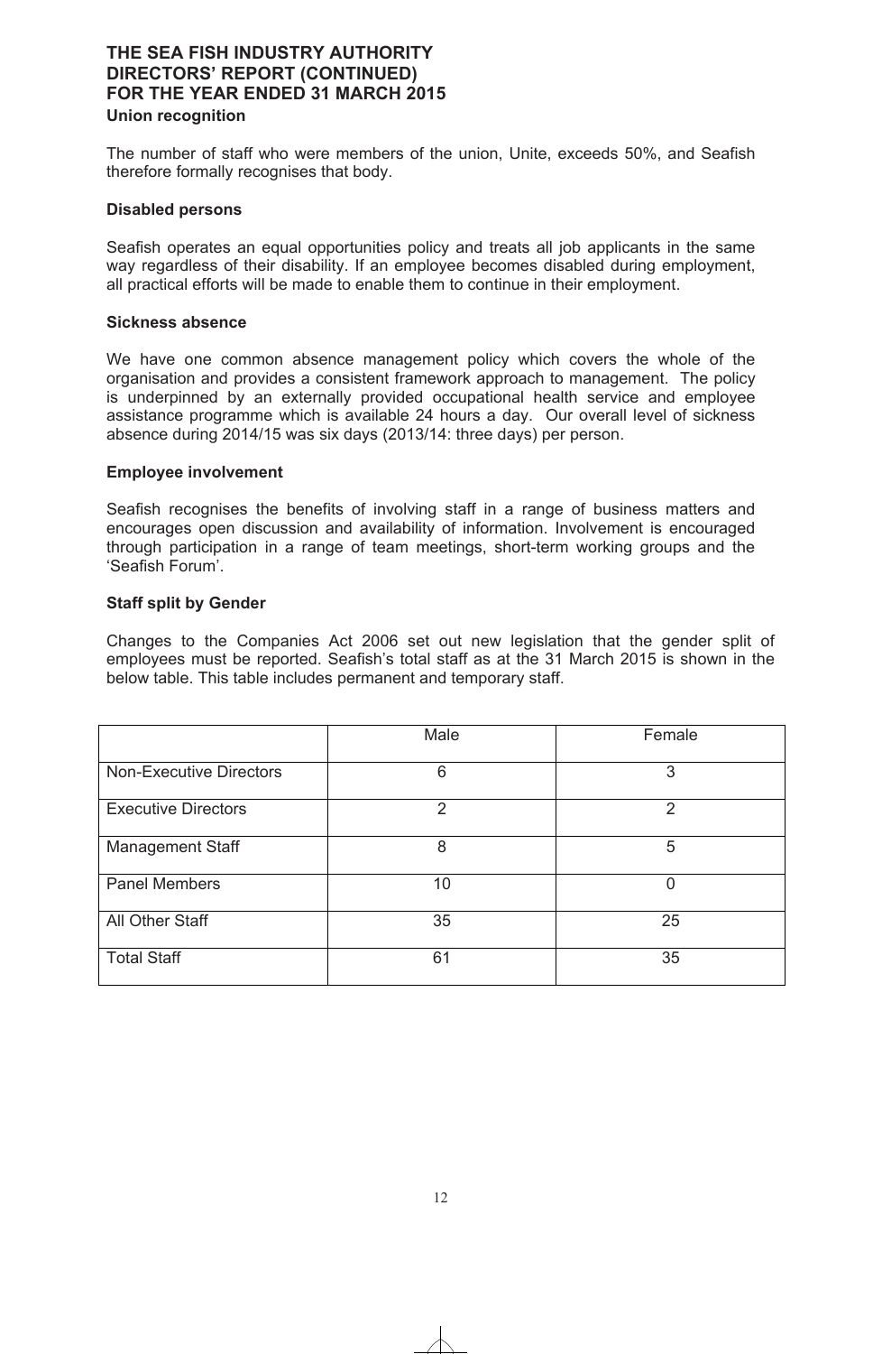#### Union recognition

The number of staff who were members of the union, Unite, exceeds 50%, and Seafish therefore formally recognises that body.

#### Disabled persons

Seafish operates an equal opportunities policy and treats all job applicants in the same way regardless of their disability. If an employee becomes disabled during employment, all practical efforts will be made to enable them to continue in their employment.

#### Sickness absence

We have one common absence management policy which covers the whole of the organisation and provides a consistent framework approach to management. The policy is underpinned by an externally provided occupational health service and employee assistance programme which is available 24 hours a day. Our overall level of sickness absence during 2014/15 was six days (2013/14: three days) per person.

#### Employee involvement

Seafish recognises the benefits of involving staff in a range of business matters and encourages open discussion and availability of information. Involvement is encouraged through participation in a range of team meetings, short-term working groups and the 'Seafish Forum'.

#### Staff split by Gender

Changes to the Companies Act 2006 set out new legislation that the gender split of employees must be reported. Seafish's total staff as at the 31 March 2015 is shown in the below table. This table includes permanent and temporary staff.

| | Male | Female |
|---|---|---|
| Non-Executive Directors | 6 | 3 |
| Executive Directors | 2 | 2 |
| Management Staff | 8 | 5 |
| Panel Members | 10 | 0 |
| All Other Staff | 35 | 25 |
| Total Staff | 61 | 35 |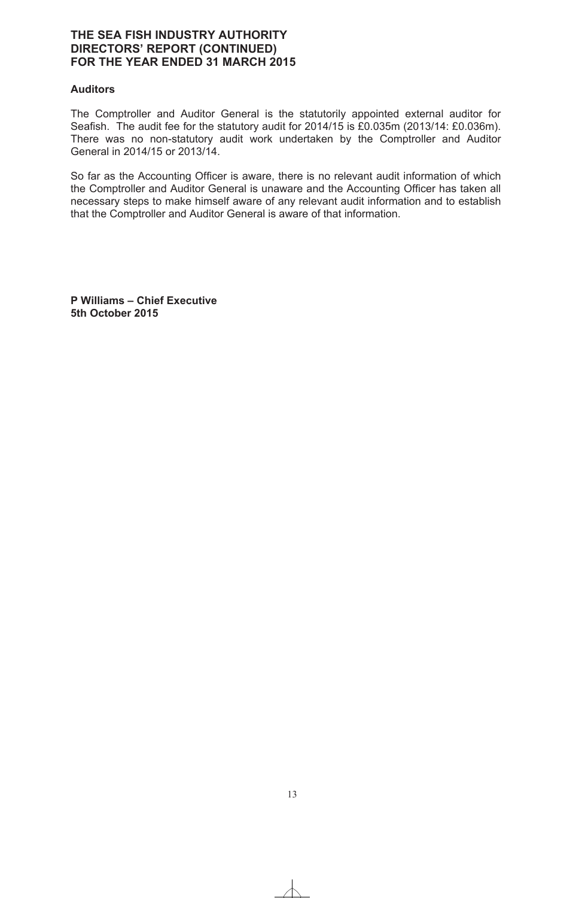**THE SEA FISH INDUSTRY AUTHORITY**
**DIRECTORS' REPORT (CONTINUED)**
**FOR THE YEAR ENDED 31 MARCH 2015**

**Auditors**

The Comptroller and Auditor General is the statutorily appointed external auditor for Seafish. The audit fee for the statutory audit for 2014/15 is £0.035m (2013/14: £0.036m). There was no non-statutory audit work undertaken by the Comptroller and Auditor General in 2014/15 or 2013/14.

So far as the Accounting Officer is aware, there is no relevant audit information of which the Comptroller and Auditor General is unaware and the Accounting Officer has taken all necessary steps to make himself aware of any relevant audit information and to establish that the Comptroller and Auditor General is aware of that information.

**P Williams – Chief Executive**
**5th October 2015**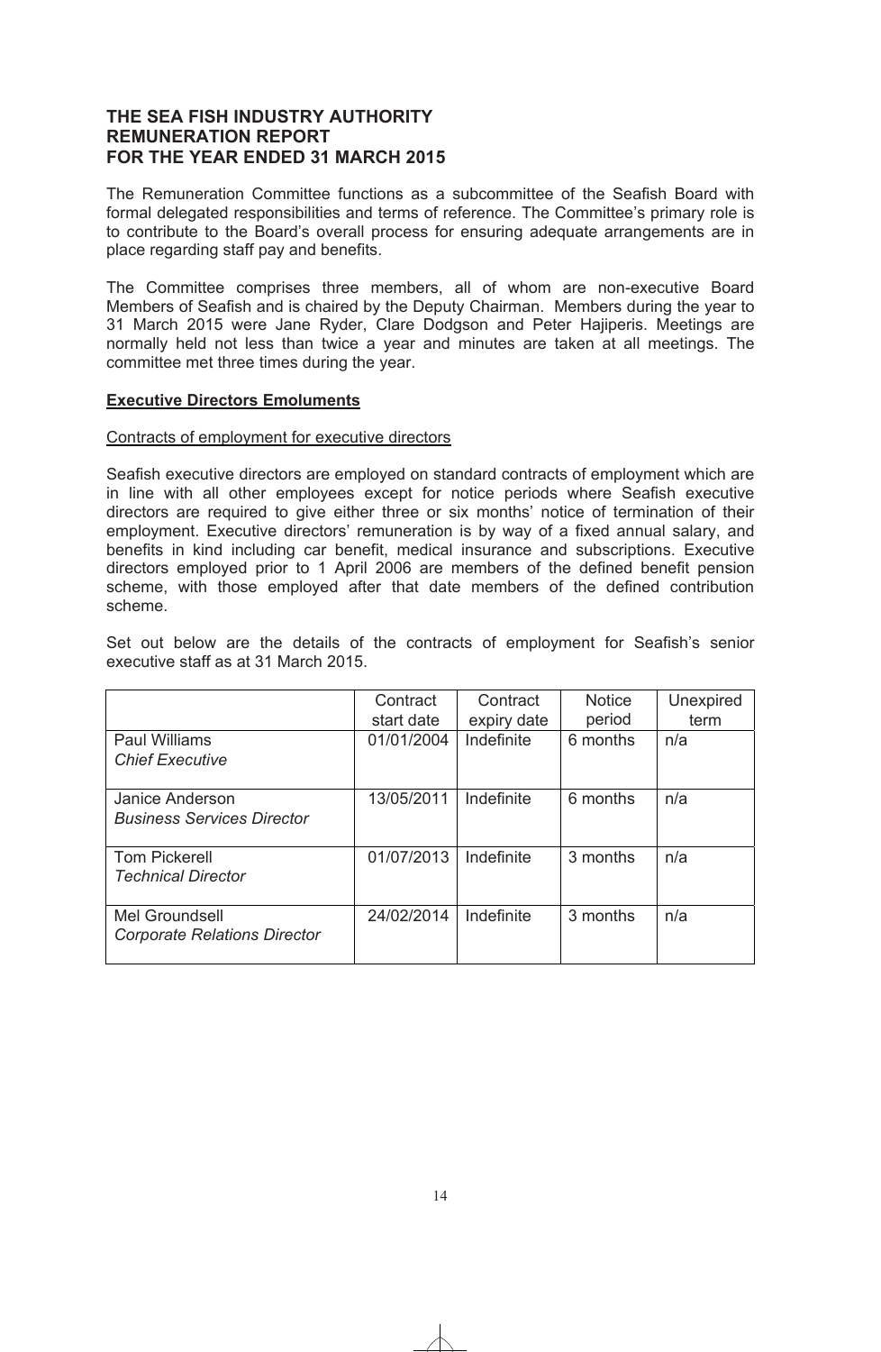# THE SEA FISH INDUSTRY AUTHORITY
# REMUNERATION REPORT
# FOR THE YEAR ENDED 31 MARCH 2015

The Remuneration Committee functions as a subcommittee of the Seafish Board with formal delegated responsibilities and terms of reference. The Committee's primary role is to contribute to the Board's overall process for ensuring adequate arrangements are in place regarding staff pay and benefits.

The Committee comprises three members, all of whom are non-executive Board Members of Seafish and is chaired by the Deputy Chairman. Members during the year to 31 March 2015 were Jane Ryder, Clare Dodgson and Peter Hajiperis. Meetings are normally held not less than twice a year and minutes are taken at all meetings. The committee met three times during the year.

## Executive Directors Emoluments

### Contracts of employment for executive directors

Seafish executive directors are employed on standard contracts of employment which are in line with all other employees except for notice periods where Seafish executive directors are required to give either three or six months' notice of termination of their employment. Executive directors' remuneration is by way of a fixed annual salary, and benefits in kind including car benefit, medical insurance and subscriptions. Executive directors employed prior to 1 April 2006 are members of the defined benefit pension scheme, with those employed after that date members of the defined contribution scheme.

Set out below are the details of the contracts of employment for Seafish's senior executive staff as at 31 March 2015.

| | Contract start date | Contract expiry date | Notice period | Unexpired term |
|---|---|---|---|---|
| Paul Williams<br>*Chief Executive* | 01/01/2004 | Indefinite | 6 months | n/a |
| Janice Anderson<br>*Business Services Director* | 13/05/2011 | Indefinite | 6 months | n/a |
| Tom Pickerell<br>*Technical Director* | 01/07/2013 | Indefinite | 3 months | n/a |
| Mel Groundsell<br>*Corporate Relations Director* | 24/02/2014 | Indefinite | 3 months | n/a |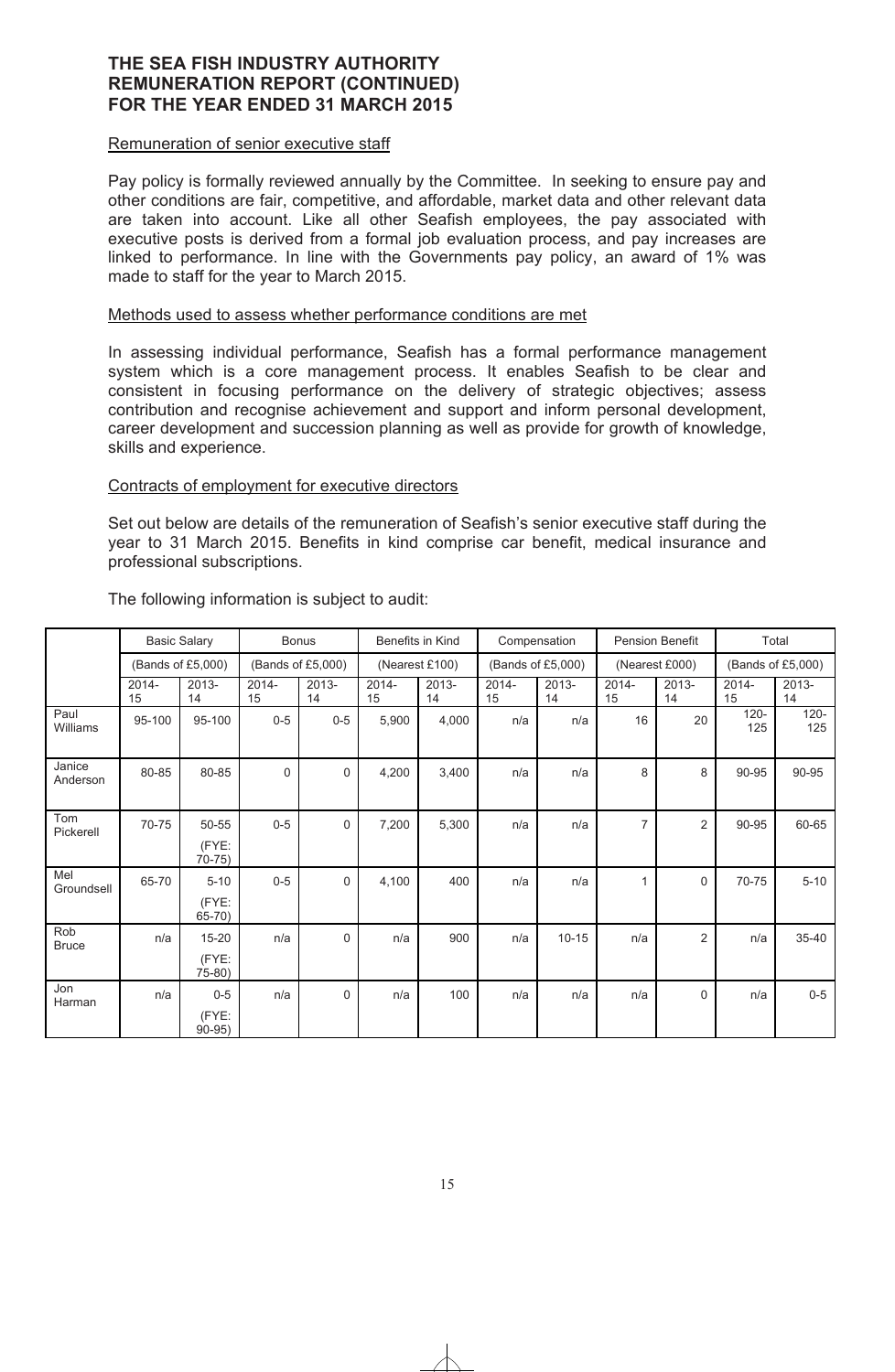**THE SEA FISH INDUSTRY AUTHORITY**
**REMUNERATION REPORT (CONTINUED)**
**FOR THE YEAR ENDED 31 MARCH 2015**

Remuneration of senior executive staff

Pay policy is formally reviewed annually by the Committee. In seeking to ensure pay and other conditions are fair, competitive, and affordable, market data and other relevant data are taken into account. Like all other Seafish employees, the pay associated with executive posts is derived from a formal job evaluation process, and pay increases are linked to performance. In line with the Governments pay policy, an award of 1% was made to staff for the year to March 2015.

Methods used to assess whether performance conditions are met

In assessing individual performance, Seafish has a formal performance management system which is a core management process. It enables Seafish to be clear and consistent in focusing performance on the delivery of strategic objectives; assess contribution and recognise achievement and support and inform personal development, career development and succession planning as well as provide for growth of knowledge, skills and experience.

Contracts of employment for executive directors

Set out below are details of the remuneration of Seafish's senior executive staff during the year to 31 March 2015. Benefits in kind comprise car benefit, medical insurance and professional subscriptions.

The following information is subject to audit:

| | Basic Salary | | Bonus | | Benefits in Kind | | Compensation | | Pension Benefit | | Total | |
|---|---|---|---|---|---|---|---|---|---|---|---|---|
| | (Bands of £5,000) | | (Bands of £5,000) | | (Nearest £100) | | (Bands of £5,000) | | (Nearest £000) | | (Bands of £5,000) | |
| | 2014-15 | 2013-14 | 2014-15 | 2013-14 | 2014-15 | 2013-14 | 2014-15 | 2013-14 | 2014-15 | 2013-14 | 2014-15 | 2013-14 |
| Paul Williams | 95-100 | 95-100 | 0-5 | 0-5 | 5,900 | 4,000 | n/a | n/a | 16 | 20 | 120-125 | 120-125 |
| Janice Anderson | 80-85 | 80-85 | 0 | 0 | 4,200 | 3,400 | n/a | n/a | 8 | 8 | 90-95 | 90-95 |
| Tom Pickerell | 70-75 | 50-55 (FYE: 70-75) | 0-5 | 0 | 7,200 | 5,300 | n/a | n/a | 7 | 2 | 90-95 | 60-65 |
| Mel Groundsell | 65-70 | 5-10 (FYE: 65-70) | 0-5 | 0 | 4,100 | 400 | n/a | n/a | 1 | 0 | 70-75 | 5-10 |
| Rob Bruce | n/a | 15-20 (FYE: 75-80) | n/a | 0 | n/a | 900 | n/a | 10-15 | n/a | 2 | n/a | 35-40 |
| Jon Harman | n/a | 0-5 (FYE: 90-95) | n/a | 0 | n/a | 100 | n/a | n/a | n/a | 0 | n/a | 0-5 |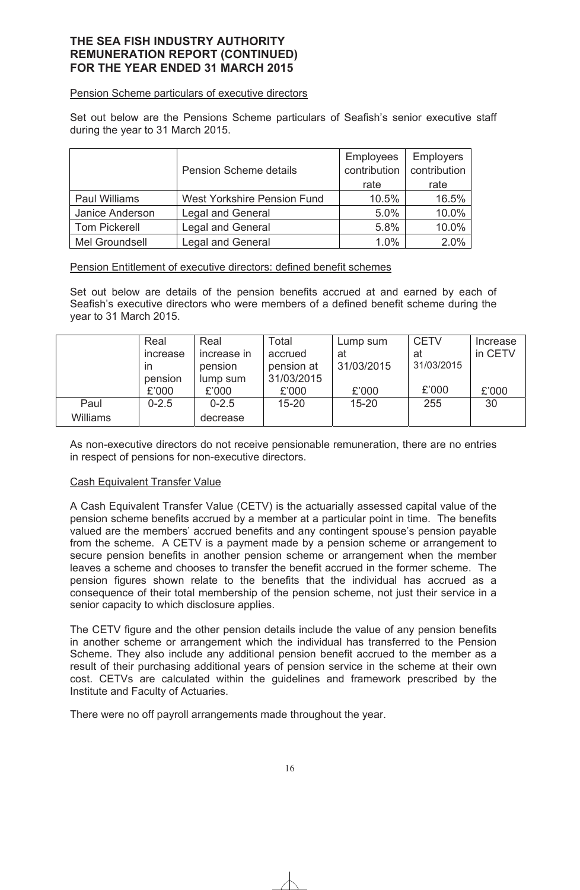# THE SEA FISH INDUSTRY AUTHORITY
# REMUNERATION REPORT (CONTINUED)
# FOR THE YEAR ENDED 31 MARCH 2015

## Pension Scheme particulars of executive directors

Set out below are the Pensions Scheme particulars of Seafish's senior executive staff during the year to 31 March 2015.

| | Pension Scheme details | Employees contribution rate | Employers contribution rate |
|---|---|---|---|
| Paul Williams | West Yorkshire Pension Fund | 10.5% | 16.5% |
| Janice Anderson | Legal and General | 5.0% | 10.0% |
| Tom Pickerell | Legal and General | 5.8% | 10.0% |
| Mel Groundsell | Legal and General | 1.0% | 2.0% |

## Pension Entitlement of executive directors: defined benefit schemes

Set out below are details of the pension benefits accrued at and earned by each of Seafish's executive directors who were members of a defined benefit scheme during the year to 31 March 2015.

| | Real increase in pension £'000 | Real increase in pension lump sum £'000 | Total accrued pension at 31/03/2015 £'000 | Lump sum at 31/03/2015 £'000 | CETV at 31/03/2015 £'000 | Increase in CETV £'000 |
|---|---|---|---|---|---|---|
| Paul Williams | 0-2.5 | 0-2.5 decrease | 15-20 | 15-20 | 255 | 30 |

As non-executive directors do not receive pensionable remuneration, there are no entries in respect of pensions for non-executive directors.

## Cash Equivalent Transfer Value

A Cash Equivalent Transfer Value (CETV) is the actuarially assessed capital value of the pension scheme benefits accrued by a member at a particular point in time. The benefits valued are the members' accrued benefits and any contingent spouse's pension payable from the scheme. A CETV is a payment made by a pension scheme or arrangement to secure pension benefits in another pension scheme or arrangement when the member leaves a scheme and chooses to transfer the benefit accrued in the former scheme. The pension figures shown relate to the benefits that the individual has accrued as a consequence of their total membership of the pension scheme, not just their service in a senior capacity to which disclosure applies.

The CETV figure and the other pension details include the value of any pension benefits in another scheme or arrangement which the individual has transferred to the Pension Scheme. They also include any additional pension benefit accrued to the member as a result of their purchasing additional years of pension service in the scheme at their own cost. CETVs are calculated within the guidelines and framework prescribed by the Institute and Faculty of Actuaries.

There were no off payroll arrangements made throughout the year.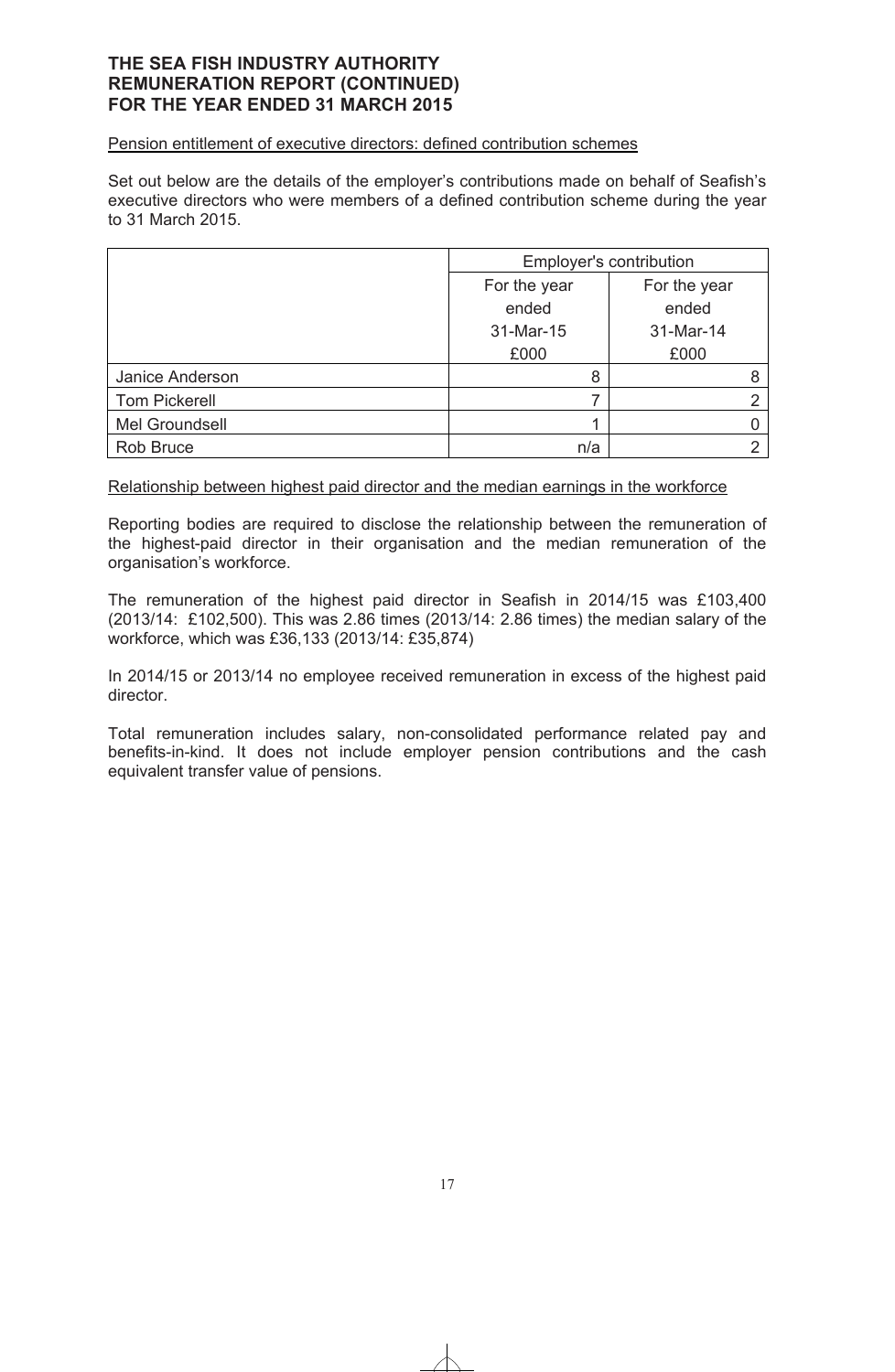# THE SEA FISH INDUSTRY AUTHORITY
# REMUNERATION REPORT (CONTINUED)
# FOR THE YEAR ENDED 31 MARCH 2015

Pension entitlement of executive directors: defined contribution schemes

Set out below are the details of the employer's contributions made on behalf of Seafish's executive directors who were members of a defined contribution scheme during the year to 31 March 2015.

| | Employer's contribution | |
|---|---|---|
| | For the year ended 31-Mar-15 £000 | For the year ended 31-Mar-14 £000 |
| Janice Anderson | 8 | 8 |
| Tom Pickerell | 7 | 2 |
| Mel Groundsell | 1 | 0 |
| Rob Bruce | n/a | 2 |

Relationship between highest paid director and the median earnings in the workforce

Reporting bodies are required to disclose the relationship between the remuneration of the highest-paid director in their organisation and the median remuneration of the organisation's workforce.

The remuneration of the highest paid director in Seafish in 2014/15 was £103,400 (2013/14: £102,500). This was 2.86 times (2013/14: 2.86 times) the median salary of the workforce, which was £36,133 (2013/14: £35,874)

In 2014/15 or 2013/14 no employee received remuneration in excess of the highest paid director.

Total remuneration includes salary, non-consolidated performance related pay and benefits-in-kind. It does not include employer pension contributions and the cash equivalent transfer value of pensions.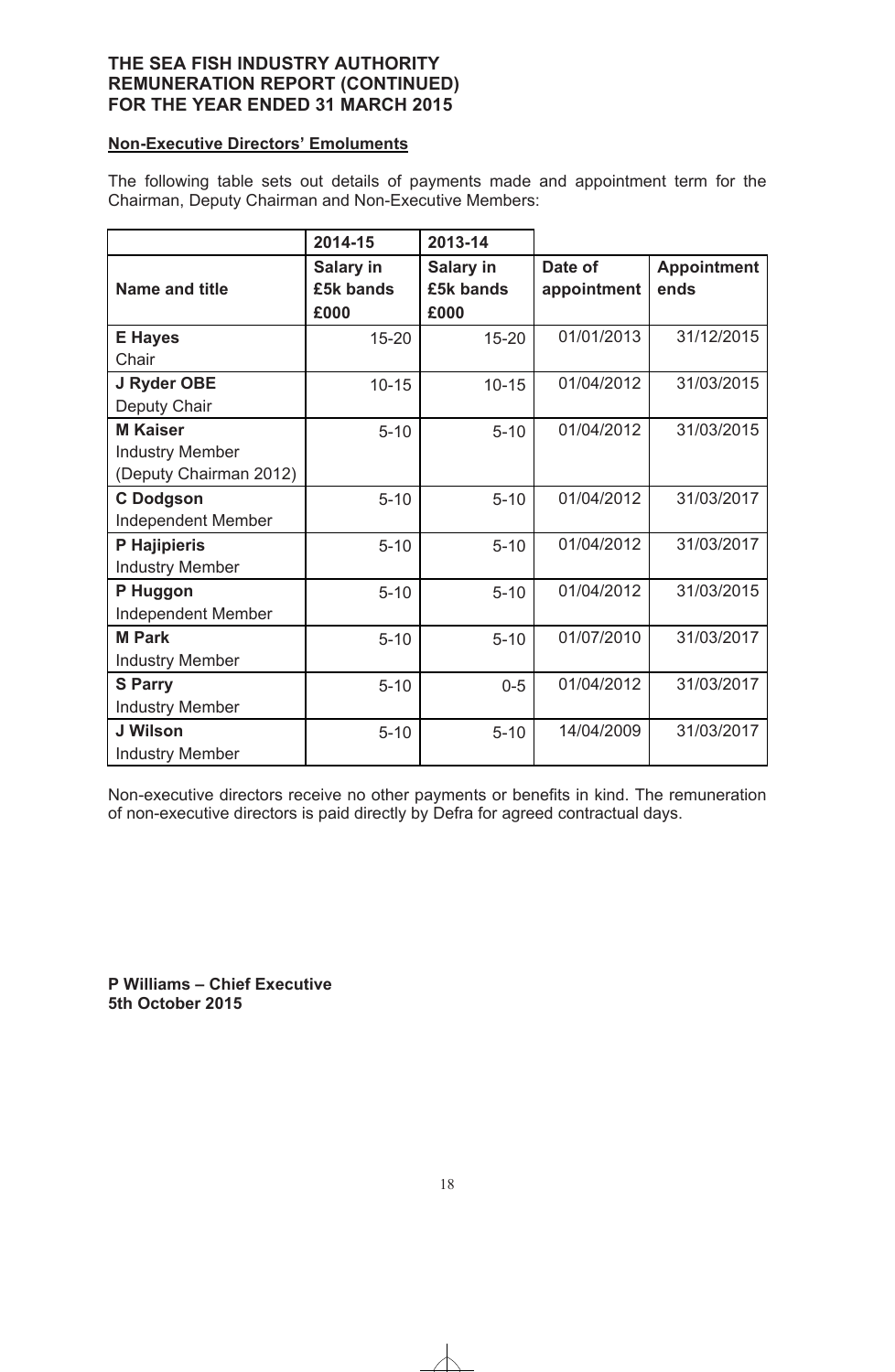**THE SEA FISH INDUSTRY AUTHORITY**
**REMUNERATION REPORT (CONTINUED)**
**FOR THE YEAR ENDED 31 MARCH 2015**

**Non-Executive Directors' Emoluments**

The following table sets out details of payments made and appointment term for the Chairman, Deputy Chairman and Non-Executive Members:

| | 2014-15 | 2013-14 | | |
|---|---|---|---|---|
| **Name and title** | **Salary in £5k bands £000** | **Salary in £5k bands £000** | **Date of appointment** | **Appointment ends** |
| **E Hayes**<br>Chair | 15-20 | 15-20 | 01/01/2013 | 31/12/2015 |
| **J Ryder OBE**<br>Deputy Chair | 10-15 | 10-15 | 01/04/2012 | 31/03/2015 |
| **M Kaiser**<br>Industry Member<br>(Deputy Chairman 2012) | 5-10 | 5-10 | 01/04/2012 | 31/03/2015 |
| **C Dodgson**<br>Independent Member | 5-10 | 5-10 | 01/04/2012 | 31/03/2017 |
| **P Hajipieris**<br>Industry Member | 5-10 | 5-10 | 01/04/2012 | 31/03/2017 |
| **P Huggon**<br>Independent Member | 5-10 | 5-10 | 01/04/2012 | 31/03/2015 |
| **M Park**<br>Industry Member | 5-10 | 5-10 | 01/07/2010 | 31/03/2017 |
| **S Parry**<br>Industry Member | 5-10 | 0-5 | 01/04/2012 | 31/03/2017 |
| **J Wilson**<br>Industry Member | 5-10 | 5-10 | 14/04/2009 | 31/03/2017 |

Non-executive directors receive no other payments or benefits in kind. The remuneration of non-executive directors is paid directly by Defra for agreed contractual days.

**P Williams – Chief Executive**
**5th October 2015**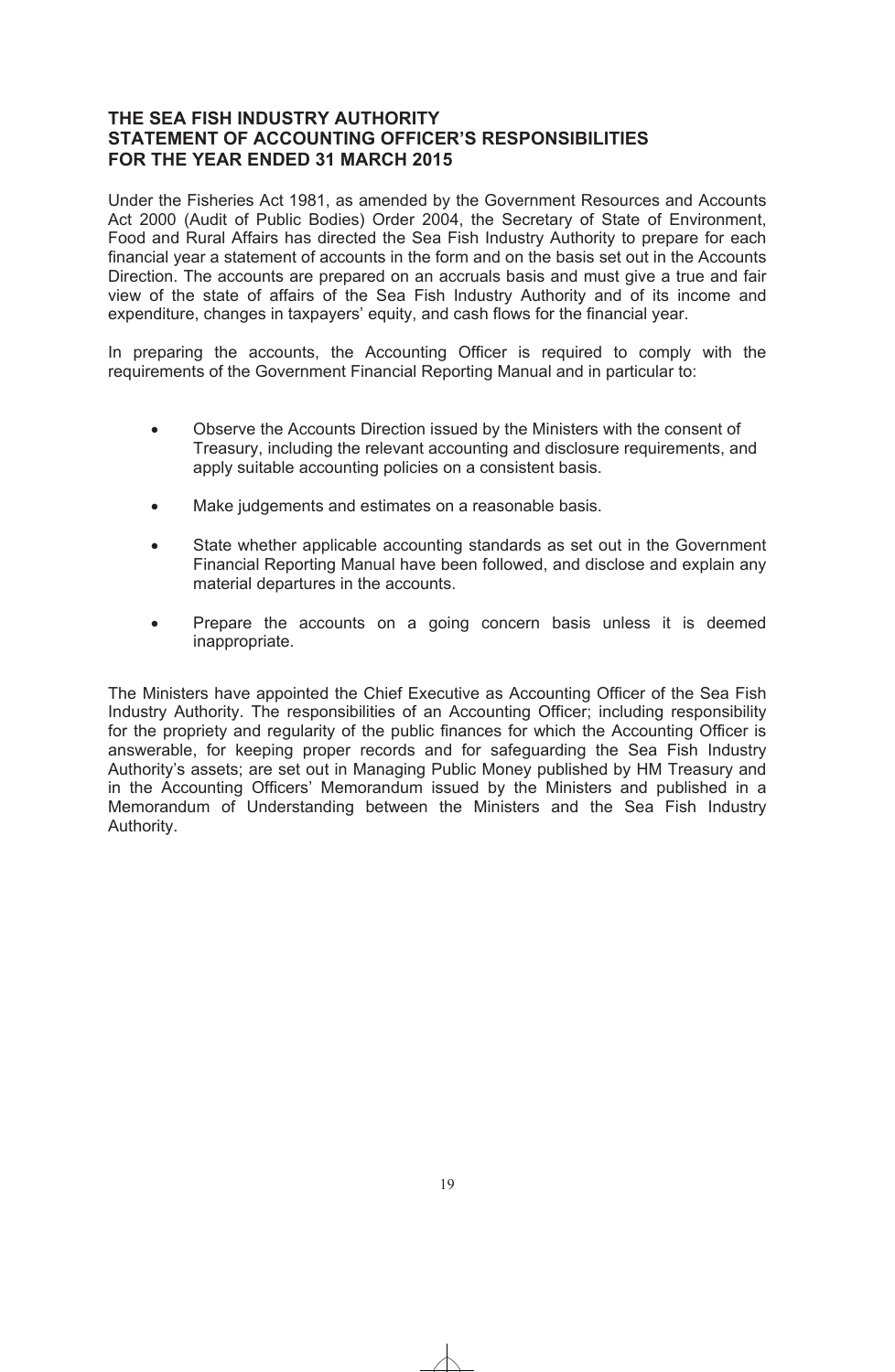# THE SEA FISH INDUSTRY AUTHORITY
# STATEMENT OF ACCOUNTING OFFICER'S RESPONSIBILITIES
# FOR THE YEAR ENDED 31 MARCH 2015

Under the Fisheries Act 1981, as amended by the Government Resources and Accounts Act 2000 (Audit of Public Bodies) Order 2004, the Secretary of State of Environment, Food and Rural Affairs has directed the Sea Fish Industry Authority to prepare for each financial year a statement of accounts in the form and on the basis set out in the Accounts Direction. The accounts are prepared on an accruals basis and must give a true and fair view of the state of affairs of the Sea Fish Industry Authority and of its income and expenditure, changes in taxpayers' equity, and cash flows for the financial year.

In preparing the accounts, the Accounting Officer is required to comply with the requirements of the Government Financial Reporting Manual and in particular to:

- Observe the Accounts Direction issued by the Ministers with the consent of Treasury, including the relevant accounting and disclosure requirements, and apply suitable accounting policies on a consistent basis.
- Make judgements and estimates on a reasonable basis.
- State whether applicable accounting standards as set out in the Government Financial Reporting Manual have been followed, and disclose and explain any material departures in the accounts.
- Prepare the accounts on a going concern basis unless it is deemed inappropriate.

The Ministers have appointed the Chief Executive as Accounting Officer of the Sea Fish Industry Authority. The responsibilities of an Accounting Officer; including responsibility for the propriety and regularity of the public finances for which the Accounting Officer is answerable, for keeping proper records and for safeguarding the Sea Fish Industry Authority's assets; are set out in Managing Public Money published by HM Treasury and in the Accounting Officers' Memorandum issued by the Ministers and published in a Memorandum of Understanding between the Ministers and the Sea Fish Industry Authority.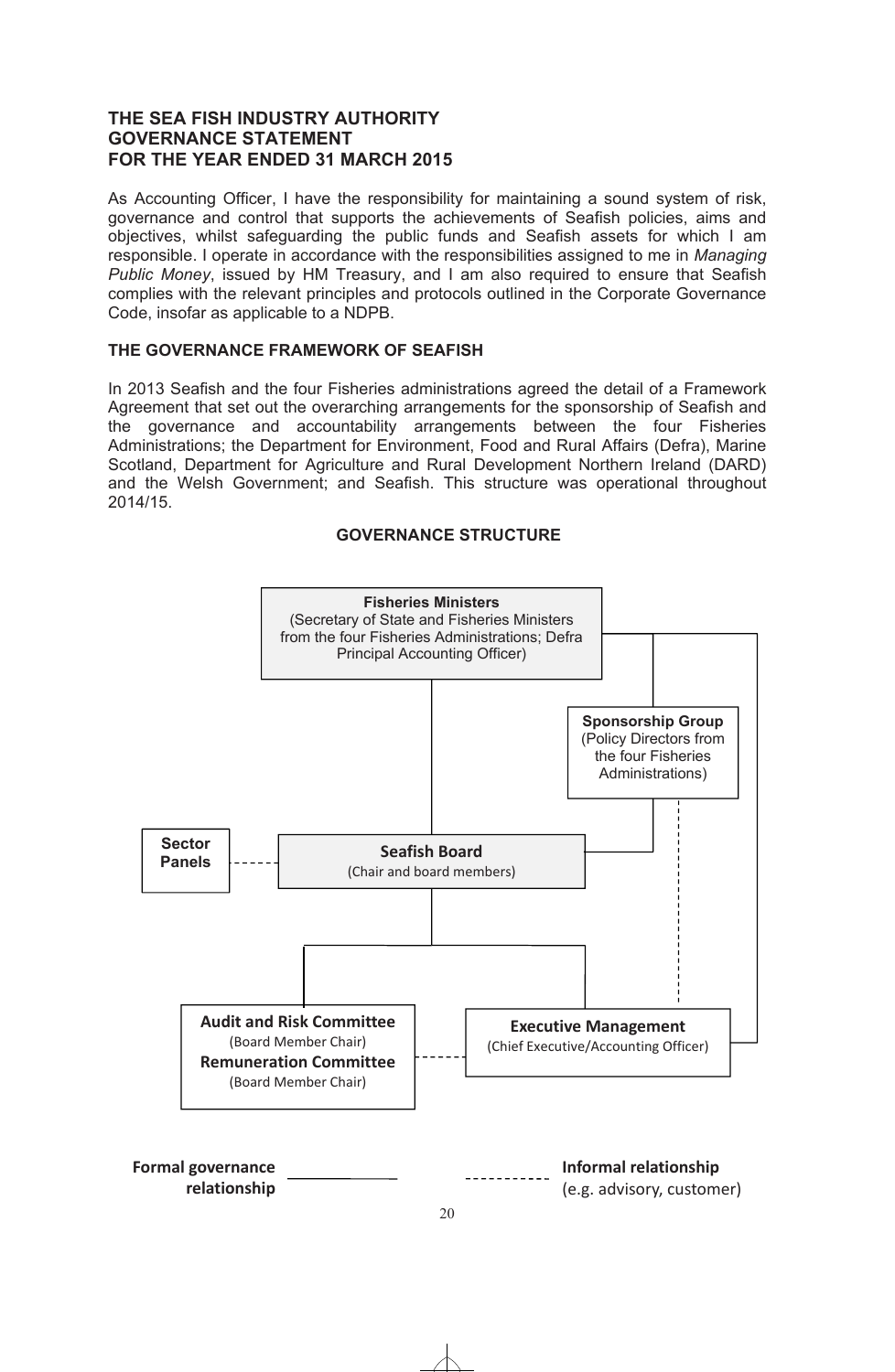# THE SEA FISH INDUSTRY AUTHORITY
# GOVERNANCE STATEMENT
# FOR THE YEAR ENDED 31 MARCH 2015

As Accounting Officer, I have the responsibility for maintaining a sound system of risk, governance and control that supports the achievements of Seafish policies, aims and objectives, whilst safeguarding the public funds and Seafish assets for which I am responsible. I operate in accordance with the responsibilities assigned to me in *Managing Public Money*, issued by HM Treasury, and I am also required to ensure that Seafish complies with the relevant principles and protocols outlined in the Corporate Governance Code, insofar as applicable to a NDPB.

## THE GOVERNANCE FRAMEWORK OF SEAFISH

In 2013 Seafish and the four Fisheries administrations agreed the detail of a Framework Agreement that set out the overarching arrangements for the sponsorship of Seafish and the governance and accountability arrangements between the four Fisheries Administrations; the Department for Environment, Food and Rural Affairs (Defra), Marine Scotland, Department for Agriculture and Rural Development Northern Ireland (DARD) and the Welsh Government; and Seafish. This structure was operational throughout 2014/15.

### GOVERNANCE STRUCTURE

**Fisheries Ministers**
(Secretary of State and Fisheries Ministers from the four Fisheries Administrations; Defra Principal Accounting Officer)

**Sponsorship Group**
(Policy Directors from the four Fisheries Administrations)

**Sector Panels**

**Seafish Board**
(Chair and board members)

**Audit and Risk Committee**
(Board Member Chair)
**Remuneration Committee**
(Board Member Chair)

**Executive Management**
(Chief Executive/Accounting Officer)

**Formal governance relationship**

**Informal relationship**
(e.g. advisory, customer)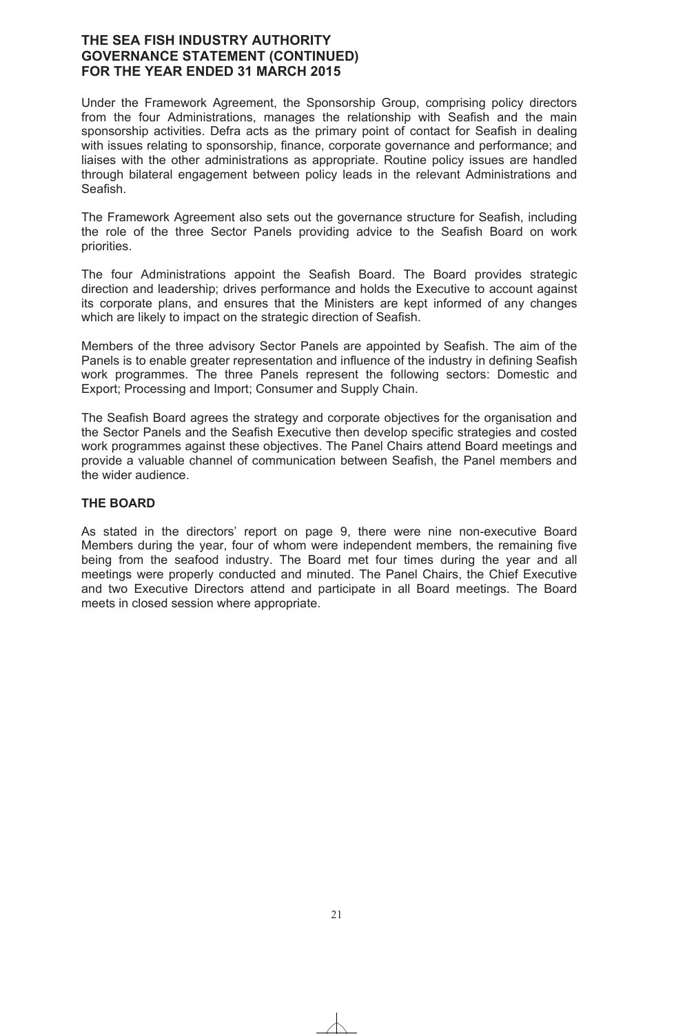**THE SEA FISH INDUSTRY AUTHORITY**
**GOVERNANCE STATEMENT (CONTINUED)**
**FOR THE YEAR ENDED 31 MARCH 2015**

Under the Framework Agreement, the Sponsorship Group, comprising policy directors from the four Administrations, manages the relationship with Seafish and the main sponsorship activities. Defra acts as the primary point of contact for Seafish in dealing with issues relating to sponsorship, finance, corporate governance and performance; and liaises with the other administrations as appropriate. Routine policy issues are handled through bilateral engagement between policy leads in the relevant Administrations and Seafish.

The Framework Agreement also sets out the governance structure for Seafish, including the role of the three Sector Panels providing advice to the Seafish Board on work priorities.

The four Administrations appoint the Seafish Board. The Board provides strategic direction and leadership; drives performance and holds the Executive to account against its corporate plans, and ensures that the Ministers are kept informed of any changes which are likely to impact on the strategic direction of Seafish.

Members of the three advisory Sector Panels are appointed by Seafish. The aim of the Panels is to enable greater representation and influence of the industry in defining Seafish work programmes. The three Panels represent the following sectors: Domestic and Export; Processing and Import; Consumer and Supply Chain.

The Seafish Board agrees the strategy and corporate objectives for the organisation and the Sector Panels and the Seafish Executive then develop specific strategies and costed work programmes against these objectives. The Panel Chairs attend Board meetings and provide a valuable channel of communication between Seafish, the Panel members and the wider audience.

**THE BOARD**

As stated in the directors' report on page 9, there were nine non-executive Board Members during the year, four of whom were independent members, the remaining five being from the seafood industry. The Board met four times during the year and all meetings were properly conducted and minuted. The Panel Chairs, the Chief Executive and two Executive Directors attend and participate in all Board meetings. The Board meets in closed session where appropriate.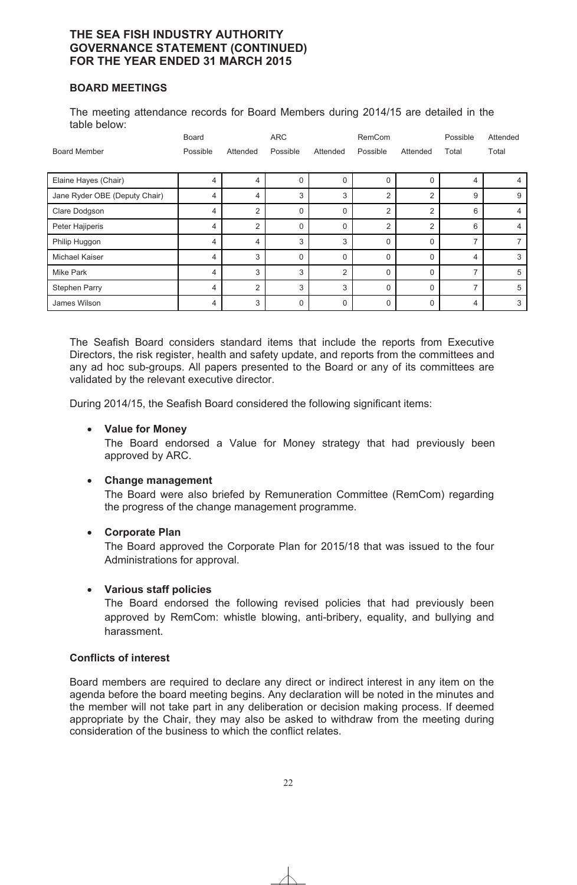# THE SEA FISH INDUSTRY AUTHORITY
# GOVERNANCE STATEMENT (CONTINUED)
# FOR THE YEAR ENDED 31 MARCH 2015

## BOARD MEETINGS

The meeting attendance records for Board Members during 2014/15 are detailed in the table below:

| Board Member | Board Possible | Board Attended | ARC Possible | ARC Attended | RemCom Possible | RemCom Attended | Possible Total | Attended Total |
|---|---|---|---|---|---|---|---|---|
| Elaine Hayes (Chair) | 4 | 4 | 0 | 0 | 0 | 0 | 4 | 4 |
| Jane Ryder OBE (Deputy Chair) | 4 | 4 | 3 | 3 | 2 | 2 | 9 | 9 |
| Clare Dodgson | 4 | 2 | 0 | 0 | 2 | 2 | 6 | 4 |
| Peter Hajiperis | 4 | 2 | 0 | 0 | 2 | 2 | 6 | 4 |
| Philip Huggon | 4 | 4 | 3 | 3 | 0 | 0 | 7 | 7 |
| Michael Kaiser | 4 | 3 | 0 | 0 | 0 | 0 | 4 | 3 |
| Mike Park | 4 | 3 | 3 | 2 | 0 | 0 | 7 | 5 |
| Stephen Parry | 4 | 2 | 3 | 3 | 0 | 0 | 7 | 5 |
| James Wilson | 4 | 3 | 0 | 0 | 0 | 0 | 4 | 3 |

The Seafish Board considers standard items that include the reports from Executive Directors, the risk register, health and safety update, and reports from the committees and any ad hoc sub-groups. All papers presented to the Board or any of its committees are validated by the relevant executive director.

During 2014/15, the Seafish Board considered the following significant items:

- **Value for Money**
  The Board endorsed a Value for Money strategy that had previously been approved by ARC.

- **Change management**
  The Board were also briefed by Remuneration Committee (RemCom) regarding the progress of the change management programme.

- **Corporate Plan**
  The Board approved the Corporate Plan for 2015/18 that was issued to the four Administrations for approval.

- **Various staff policies**
  The Board endorsed the following revised policies that had previously been approved by RemCom: whistle blowing, anti-bribery, equality, and bullying and harassment.

### Conflicts of interest

Board members are required to declare any direct or indirect interest in any item on the agenda before the board meeting begins. Any declaration will be noted in the minutes and the member will not take part in any deliberation or decision making process. If deemed appropriate by the Chair, they may also be asked to withdraw from the meeting during consideration of the business to which the conflict relates.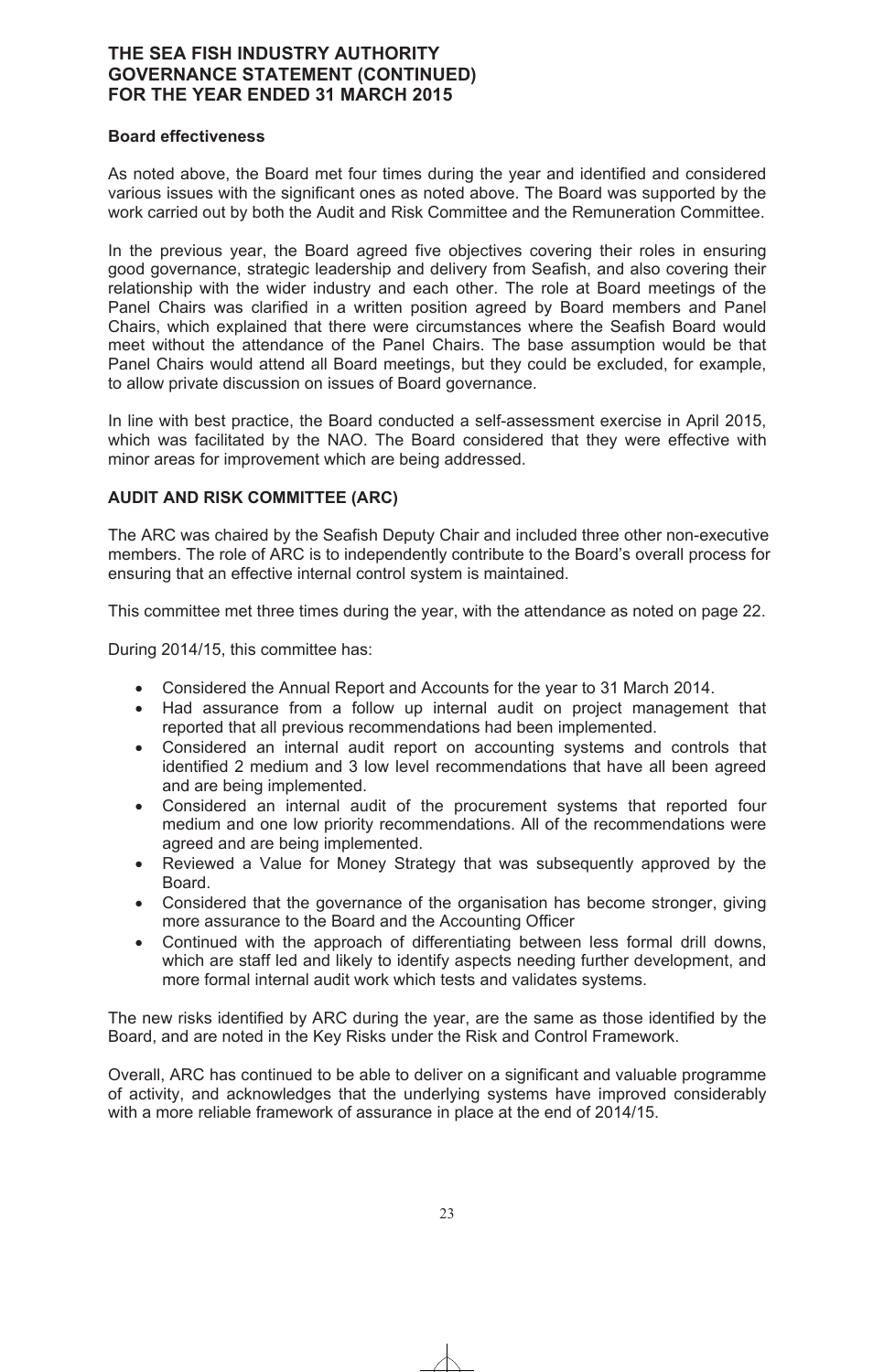## Board effectiveness

As noted above, the Board met four times during the year and identified and considered various issues with the significant ones as noted above. The Board was supported by the work carried out by both the Audit and Risk Committee and the Remuneration Committee.

In the previous year, the Board agreed five objectives covering their roles in ensuring good governance, strategic leadership and delivery from Seafish, and also covering their relationship with the wider industry and each other. The role at Board meetings of the Panel Chairs was clarified in a written position agreed by Board members and Panel Chairs, which explained that there were circumstances where the Seafish Board would meet without the attendance of the Panel Chairs. The base assumption would be that Panel Chairs would attend all Board meetings, but they could be excluded, for example, to allow private discussion on issues of Board governance.

In line with best practice, the Board conducted a self-assessment exercise in April 2015, which was facilitated by the NAO. The Board considered that they were effective with minor areas for improvement which are being addressed.

## AUDIT AND RISK COMMITTEE (ARC)

The ARC was chaired by the Seafish Deputy Chair and included three other non-executive members. The role of ARC is to independently contribute to the Board's overall process for ensuring that an effective internal control system is maintained.

This committee met three times during the year, with the attendance as noted on page 22.

During 2014/15, this committee has:

- Considered the Annual Report and Accounts for the year to 31 March 2014.
- Had assurance from a follow up internal audit on project management that reported that all previous recommendations had been implemented.
- Considered an internal audit report on accounting systems and controls that identified 2 medium and 3 low level recommendations that have all been agreed and are being implemented.
- Considered an internal audit of the procurement systems that reported four medium and one low priority recommendations. All of the recommendations were agreed and are being implemented.
- Reviewed a Value for Money Strategy that was subsequently approved by the Board.
- Considered that the governance of the organisation has become stronger, giving more assurance to the Board and the Accounting Officer
- Continued with the approach of differentiating between less formal drill downs, which are staff led and likely to identify aspects needing further development, and more formal internal audit work which tests and validates systems.

The new risks identified by ARC during the year, are the same as those identified by the Board, and are noted in the Key Risks under the Risk and Control Framework.

Overall, ARC has continued to be able to deliver on a significant and valuable programme of activity, and acknowledges that the underlying systems have improved considerably with a more reliable framework of assurance in place at the end of 2014/15.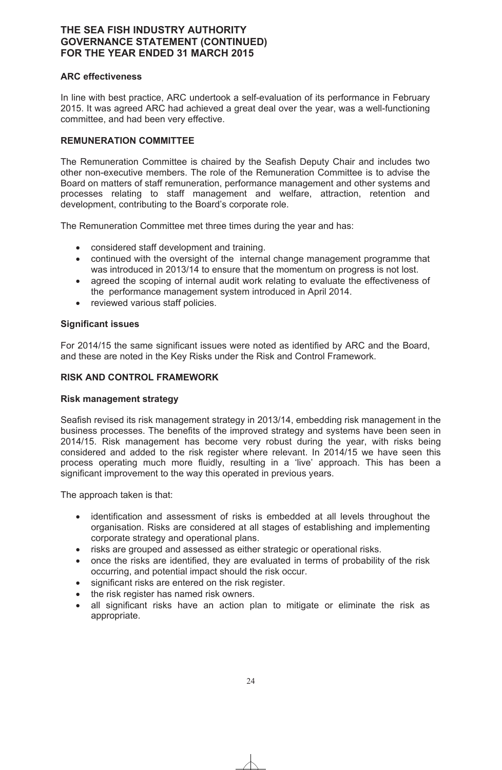## ARC effectiveness

In line with best practice, ARC undertook a self-evaluation of its performance in February 2015. It was agreed ARC had achieved a great deal over the year, was a well-functioning committee, and had been very effective.

## REMUNERATION COMMITTEE

The Remuneration Committee is chaired by the Seafish Deputy Chair and includes two other non-executive members. The role of the Remuneration Committee is to advise the Board on matters of staff remuneration, performance management and other systems and processes relating to staff management and welfare, attraction, retention and development, contributing to the Board's corporate role.

The Remuneration Committee met three times during the year and has:

- considered staff development and training.
- continued with the oversight of the internal change management programme that was introduced in 2013/14 to ensure that the momentum on progress is not lost.
- agreed the scoping of internal audit work relating to evaluate the effectiveness of the performance management system introduced in April 2014.
- reviewed various staff policies.

### Significant issues

For 2014/15 the same significant issues were noted as identified by ARC and the Board, and these are noted in the Key Risks under the Risk and Control Framework.

## RISK AND CONTROL FRAMEWORK

### Risk management strategy

Seafish revised its risk management strategy in 2013/14, embedding risk management in the business processes. The benefits of the improved strategy and systems have been seen in 2014/15. Risk management has become very robust during the year, with risks being considered and added to the risk register where relevant. In 2014/15 we have seen this process operating much more fluidly, resulting in a 'live' approach. This has been a significant improvement to the way this operated in previous years.

The approach taken is that:

- identification and assessment of risks is embedded at all levels throughout the organisation. Risks are considered at all stages of establishing and implementing corporate strategy and operational plans.
- risks are grouped and assessed as either strategic or operational risks.
- once the risks are identified, they are evaluated in terms of probability of the risk occurring, and potential impact should the risk occur.
- significant risks are entered on the risk register.
- the risk register has named risk owners.
- all significant risks have an action plan to mitigate or eliminate the risk as appropriate.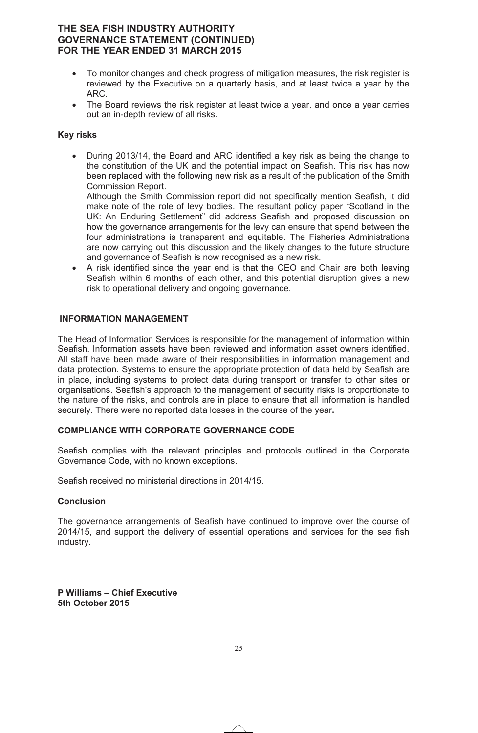- To monitor changes and check progress of mitigation measures, the risk register is reviewed by the Executive on a quarterly basis, and at least twice a year by the ARC.
- The Board reviews the risk register at least twice a year, and once a year carries out an in-depth review of all risks.

**Key risks**

- During 2013/14, the Board and ARC identified a key risk as being the change to the constitution of the UK and the potential impact on Seafish. This risk has now been replaced with the following new risk as a result of the publication of the Smith Commission Report.
  Although the Smith Commission report did not specifically mention Seafish, it did make note of the role of levy bodies. The resultant policy paper "Scotland in the UK: An Enduring Settlement" did address Seafish and proposed discussion on how the governance arrangements for the levy can ensure that spend between the four administrations is transparent and equitable. The Fisheries Administrations are now carrying out this discussion and the likely changes to the future structure and governance of Seafish is now recognised as a new risk.
- A risk identified since the year end is that the CEO and Chair are both leaving Seafish within 6 months of each other, and this potential disruption gives a new risk to operational delivery and ongoing governance.

## INFORMATION MANAGEMENT

The Head of Information Services is responsible for the management of information within Seafish. Information assets have been reviewed and information asset owners identified. All staff have been made aware of their responsibilities in information management and data protection. Systems to ensure the appropriate protection of data held by Seafish are in place, including systems to protect data during transport or transfer to other sites or organisations. Seafish's approach to the management of security risks is proportionate to the nature of the risks, and controls are in place to ensure that all information is handled securely. There were no reported data losses in the course of the year**.**

## COMPLIANCE WITH CORPORATE GOVERNANCE CODE

Seafish complies with the relevant principles and protocols outlined in the Corporate Governance Code, with no known exceptions.

Seafish received no ministerial directions in 2014/15.

**Conclusion**

The governance arrangements of Seafish have continued to improve over the course of 2014/15, and support the delivery of essential operations and services for the sea fish industry.

**P Williams – Chief Executive**
**5th October 2015**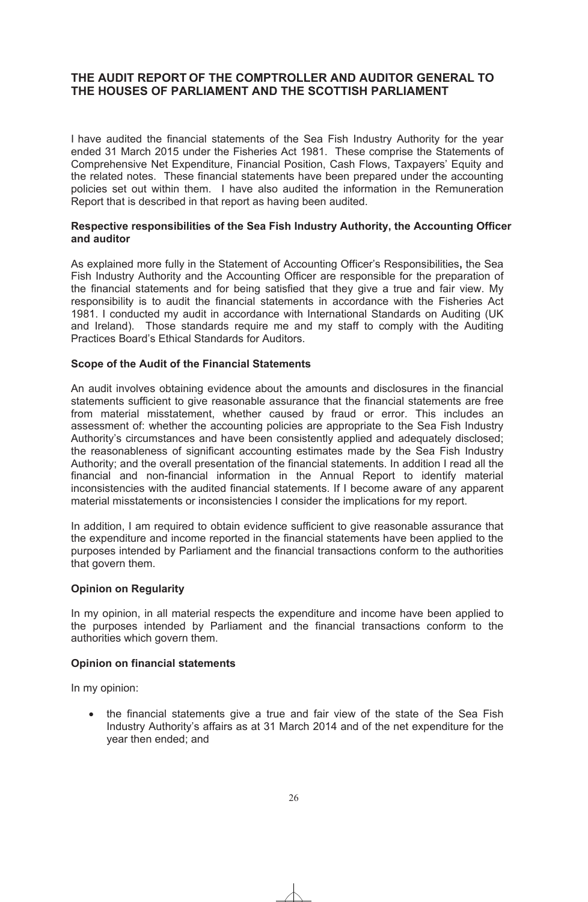## THE AUDIT REPORT OF THE COMPTROLLER AND AUDITOR GENERAL TO THE HOUSES OF PARLIAMENT AND THE SCOTTISH PARLIAMENT

I have audited the financial statements of the Sea Fish Industry Authority for the year ended 31 March 2015 under the Fisheries Act 1981. These comprise the Statements of Comprehensive Net Expenditure, Financial Position, Cash Flows, Taxpayers' Equity and the related notes. These financial statements have been prepared under the accounting policies set out within them. I have also audited the information in the Remuneration Report that is described in that report as having been audited.

### Respective responsibilities of the Sea Fish Industry Authority, the Accounting Officer and auditor

As explained more fully in the Statement of Accounting Officer's Responsibilities**,** the Sea Fish Industry Authority and the Accounting Officer are responsible for the preparation of the financial statements and for being satisfied that they give a true and fair view. My responsibility is to audit the financial statements in accordance with the Fisheries Act 1981. I conducted my audit in accordance with International Standards on Auditing (UK and Ireland). Those standards require me and my staff to comply with the Auditing Practices Board's Ethical Standards for Auditors.

### Scope of the Audit of the Financial Statements

An audit involves obtaining evidence about the amounts and disclosures in the financial statements sufficient to give reasonable assurance that the financial statements are free from material misstatement, whether caused by fraud or error. This includes an assessment of: whether the accounting policies are appropriate to the Sea Fish Industry Authority's circumstances and have been consistently applied and adequately disclosed; the reasonableness of significant accounting estimates made by the Sea Fish Industry Authority; and the overall presentation of the financial statements. In addition I read all the financial and non-financial information in the Annual Report to identify material inconsistencies with the audited financial statements. If I become aware of any apparent material misstatements or inconsistencies I consider the implications for my report.

In addition, I am required to obtain evidence sufficient to give reasonable assurance that the expenditure and income reported in the financial statements have been applied to the purposes intended by Parliament and the financial transactions conform to the authorities that govern them.

### Opinion on Regularity

In my opinion, in all material respects the expenditure and income have been applied to the purposes intended by Parliament and the financial transactions conform to the authorities which govern them.

### Opinion on financial statements

In my opinion:

- the financial statements give a true and fair view of the state of the Sea Fish Industry Authority's affairs as at 31 March 2014 and of the net expenditure for the year then ended; and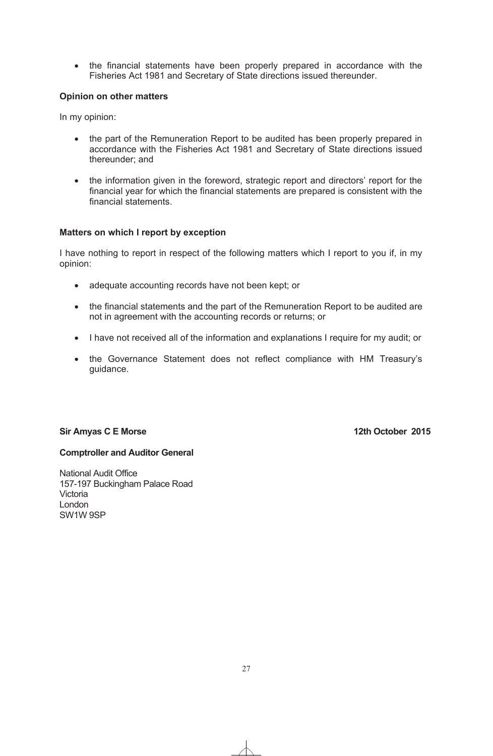- the financial statements have been properly prepared in accordance with the Fisheries Act 1981 and Secretary of State directions issued thereunder.

**Opinion on other matters**

In my opinion:

- the part of the Remuneration Report to be audited has been properly prepared in accordance with the Fisheries Act 1981 and Secretary of State directions issued thereunder; and
- the information given in the foreword, strategic report and directors' report for the financial year for which the financial statements are prepared is consistent with the financial statements.

**Matters on which I report by exception**

I have nothing to report in respect of the following matters which I report to you if, in my opinion:

- adequate accounting records have not been kept; or
- the financial statements and the part of the Remuneration Report to be audited are not in agreement with the accounting records or returns; or
- I have not received all of the information and explanations I require for my audit; or
- the Governance Statement does not reflect compliance with HM Treasury's guidance.

**Sir Amyas C E Morse** **12th October 2015**

**Comptroller and Auditor General**

National Audit Office
157-197 Buckingham Palace Road
Victoria
London
SW1W 9SP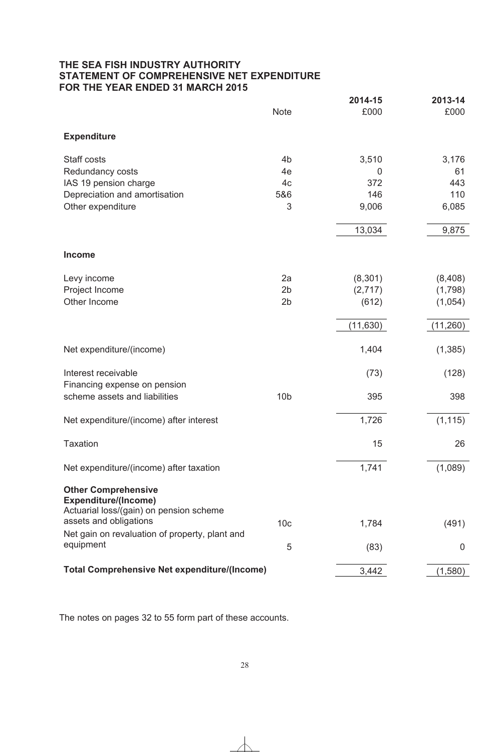**THE SEA FISH INDUSTRY AUTHORITY**
**STATEMENT OF COMPREHENSIVE NET EXPENDITURE**
**FOR THE YEAR ENDED 31 MARCH 2015**

| | Note | 2014-15 £000 | 2013-14 £000 |
|---|---|---|---|
| **Expenditure** | | | |
| Staff costs | 4b | 3,510 | 3,176 |
| Redundancy costs | 4e | 0 | 61 |
| IAS 19 pension charge | 4c | 372 | 443 |
| Depreciation and amortisation | 5&6 | 146 | 110 |
| Other expenditure | 3 | 9,006 | 6,085 |
| | | 13,034 | 9,875 |
| **Income** | | | |
| Levy income | 2a | (8,301) | (8,408) |
| Project Income | 2b | (2,717) | (1,798) |
| Other Income | 2b | (612) | (1,054) |
| | | (11,630) | (11,260) |
| Net expenditure/(income) | | 1,404 | (1,385) |
| Interest receivable | | (73) | (128) |
| Financing expense on pension scheme assets and liabilities | 10b | 395 | 398 |
| Net expenditure/(income) after interest | | 1,726 | (1,115) |
| Taxation | | 15 | 26 |
| Net expenditure/(income) after taxation | | 1,741 | (1,089) |
| **Other Comprehensive Expenditure/(Income)** | | | |
| Actuarial loss/(gain) on pension scheme assets and obligations | 10c | 1,784 | (491) |
| Net gain on revaluation of property, plant and equipment | 5 | (83) | 0 |
| **Total Comprehensive Net expenditure/(Income)** | | 3,442 | (1,580) |

The notes on pages 32 to 55 form part of these accounts.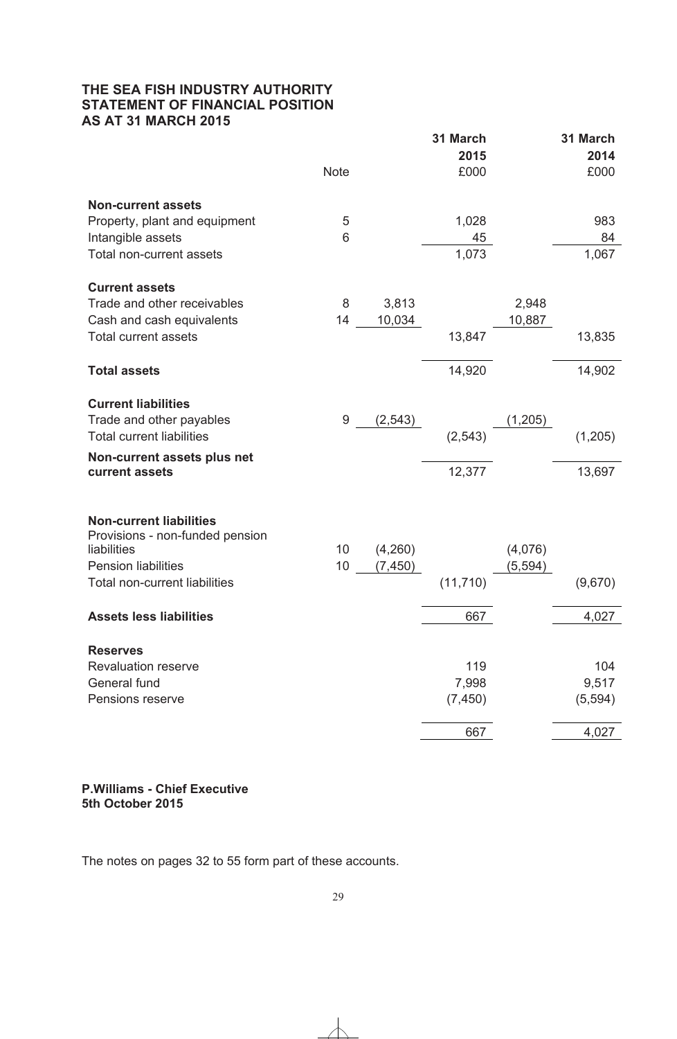# THE SEA FISH INDUSTRY AUTHORITY
# STATEMENT OF FINANCIAL POSITION
# AS AT 31 MARCH 2015

| | Note | | 31 March 2015 £000 | | 31 March 2014 £000 |
|---|---|---|---|---|---|
| **Non-current assets** | | | | | |
| Property, plant and equipment | 5 | | 1,028 | | 983 |
| Intangible assets | 6 | | 45 | | 84 |
| Total non-current assets | | | 1,073 | | 1,067 |
| **Current assets** | | | | | |
| Trade and other receivables | 8 | 3,813 | | 2,948 | |
| Cash and cash equivalents | 14 | 10,034 | | 10,887 | |
| Total current assets | | | 13,847 | | 13,835 |
| **Total assets** | | | 14,920 | | 14,902 |
| **Current liabilities** | | | | | |
| Trade and other payables | 9 | (2,543) | | (1,205) | |
| Total current liabilities | | | (2,543) | | (1,205) |
| **Non-current assets plus net current assets** | | | 12,377 | | 13,697 |
| **Non-current liabilities** | | | | | |
| Provisions - non-funded pension liabilities | 10 | (4,260) | | (4,076) | |
| Pension liabilities | 10 | (7,450) | | (5,594) | |
| Total non-current liabilities | | | (11,710) | | (9,670) |
| **Assets less liabilities** | | | 667 | | 4,027 |
| **Reserves** | | | | | |
| Revaluation reserve | | | 119 | | 104 |
| General fund | | | 7,998 | | 9,517 |
| Pensions reserve | | | (7,450) | | (5,594) |
| | | | 667 | | 4,027 |

**P.Williams - Chief Executive**
**5th October 2015**

The notes on pages 32 to 55 form part of these accounts.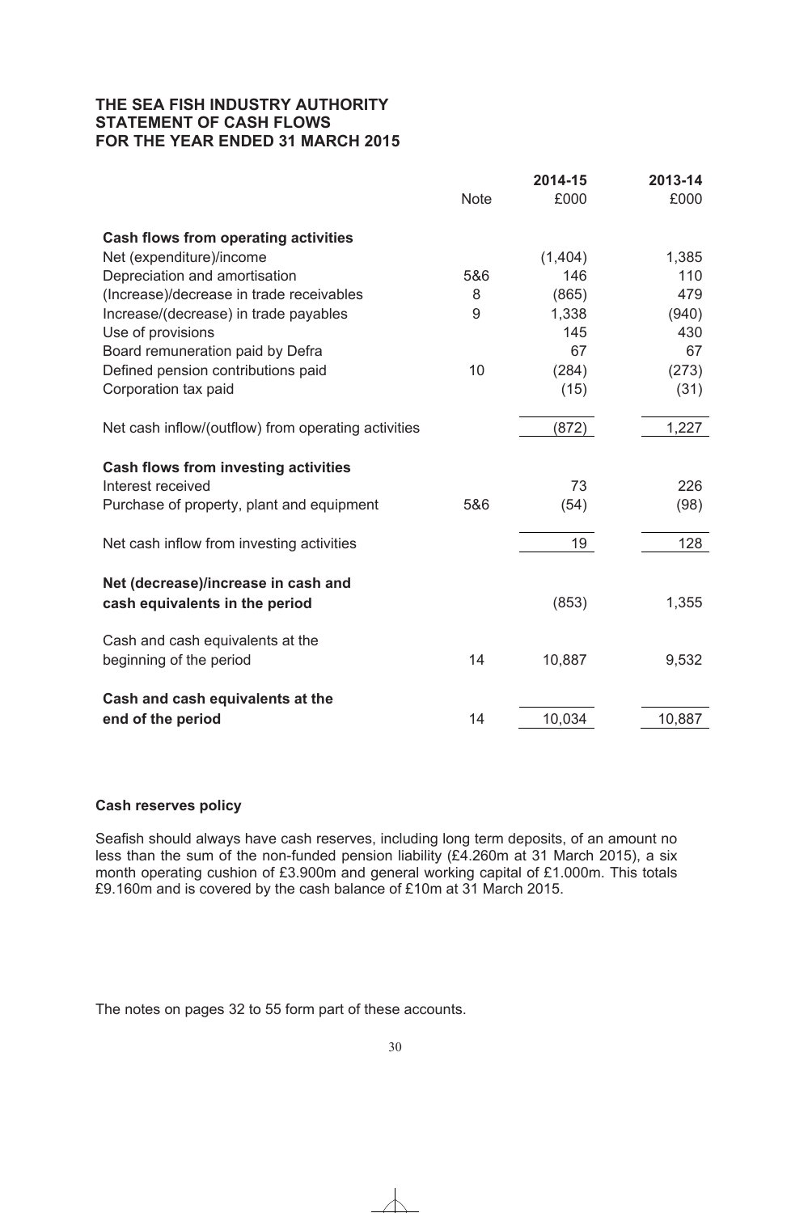# THE SEA FISH INDUSTRY AUTHORITY
# STATEMENT OF CASH FLOWS
# FOR THE YEAR ENDED 31 MARCH 2015

| | Note | 2014-15 £000 | 2013-14 £000 |
|---|---|---|---|
| **Cash flows from operating activities** | | | |
| Net (expenditure)/income | | (1,404) | 1,385 |
| Depreciation and amortisation | 5&6 | 146 | 110 |
| (Increase)/decrease in trade receivables | 8 | (865) | 479 |
| Increase/(decrease) in trade payables | 9 | 1,338 | (940) |
| Use of provisions | | 145 | 430 |
| Board remuneration paid by Defra | | 67 | 67 |
| Defined pension contributions paid | 10 | (284) | (273) |
| Corporation tax paid | | (15) | (31) |
| Net cash inflow/(outflow) from operating activities | | (872) | 1,227 |
| **Cash flows from investing activities** | | | |
| Interest received | | 73 | 226 |
| Purchase of property, plant and equipment | 5&6 | (54) | (98) |
| Net cash inflow from investing activities | | 19 | 128 |
| **Net (decrease)/increase in cash and cash equivalents in the period** | | (853) | 1,355 |
| Cash and cash equivalents at the beginning of the period | 14 | 10,887 | 9,532 |
| **Cash and cash equivalents at the end of the period** | 14 | 10,034 | 10,887 |

**Cash reserves policy**

Seafish should always have cash reserves, including long term deposits, of an amount no less than the sum of the non-funded pension liability (£4.260m at 31 March 2015), a six month operating cushion of £3.900m and general working capital of £1.000m. This totals £9.160m and is covered by the cash balance of £10m at 31 March 2015.

The notes on pages 32 to 55 form part of these accounts.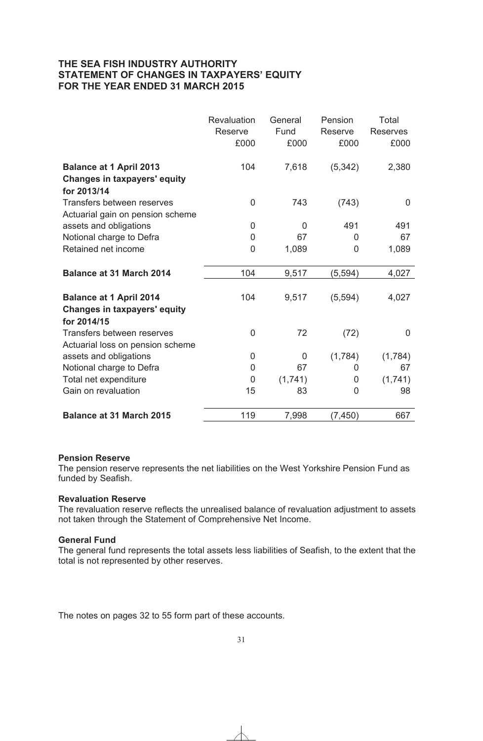# THE SEA FISH INDUSTRY AUTHORITY
## STATEMENT OF CHANGES IN TAXPAYERS' EQUITY
## FOR THE YEAR ENDED 31 MARCH 2015

| | Revaluation Reserve £000 | General Fund £000 | Pension Reserve £000 | Total Reserves £000 |
|---|---|---|---|---|
| **Balance at 1 April 2013** | 104 | 7,618 | (5,342) | 2,380 |
| **Changes in taxpayers' equity for 2013/14** | | | | |
| Transfers between reserves | 0 | 743 | (743) | 0 |
| Actuarial gain on pension scheme assets and obligations | 0 | 0 | 491 | 491 |
| Notional charge to Defra | 0 | 67 | 0 | 67 |
| Retained net income | 0 | 1,089 | 0 | 1,089 |
| **Balance at 31 March 2014** | 104 | 9,517 | (5,594) | 4,027 |
| **Balance at 1 April 2014** | 104 | 9,517 | (5,594) | 4,027 |
| **Changes in taxpayers' equity for 2014/15** | | | | |
| Transfers between reserves | 0 | 72 | (72) | 0 |
| Actuarial loss on pension scheme assets and obligations | 0 | 0 | (1,784) | (1,784) |
| Notional charge to Defra | 0 | 67 | 0 | 67 |
| Total net expenditure | 0 | (1,741) | 0 | (1,741) |
| Gain on revaluation | 15 | 83 | 0 | 98 |
| **Balance at 31 March 2015** | 119 | 7,998 | (7,450) | 667 |

**Pension Reserve**
The pension reserve represents the net liabilities on the West Yorkshire Pension Fund as funded by Seafish.

**Revaluation Reserve**
The revaluation reserve reflects the unrealised balance of revaluation adjustment to assets not taken through the Statement of Comprehensive Net Income.

**General Fund**
The general fund represents the total assets less liabilities of Seafish, to the extent that the total is not represented by other reserves.

The notes on pages 32 to 55 form part of these accounts.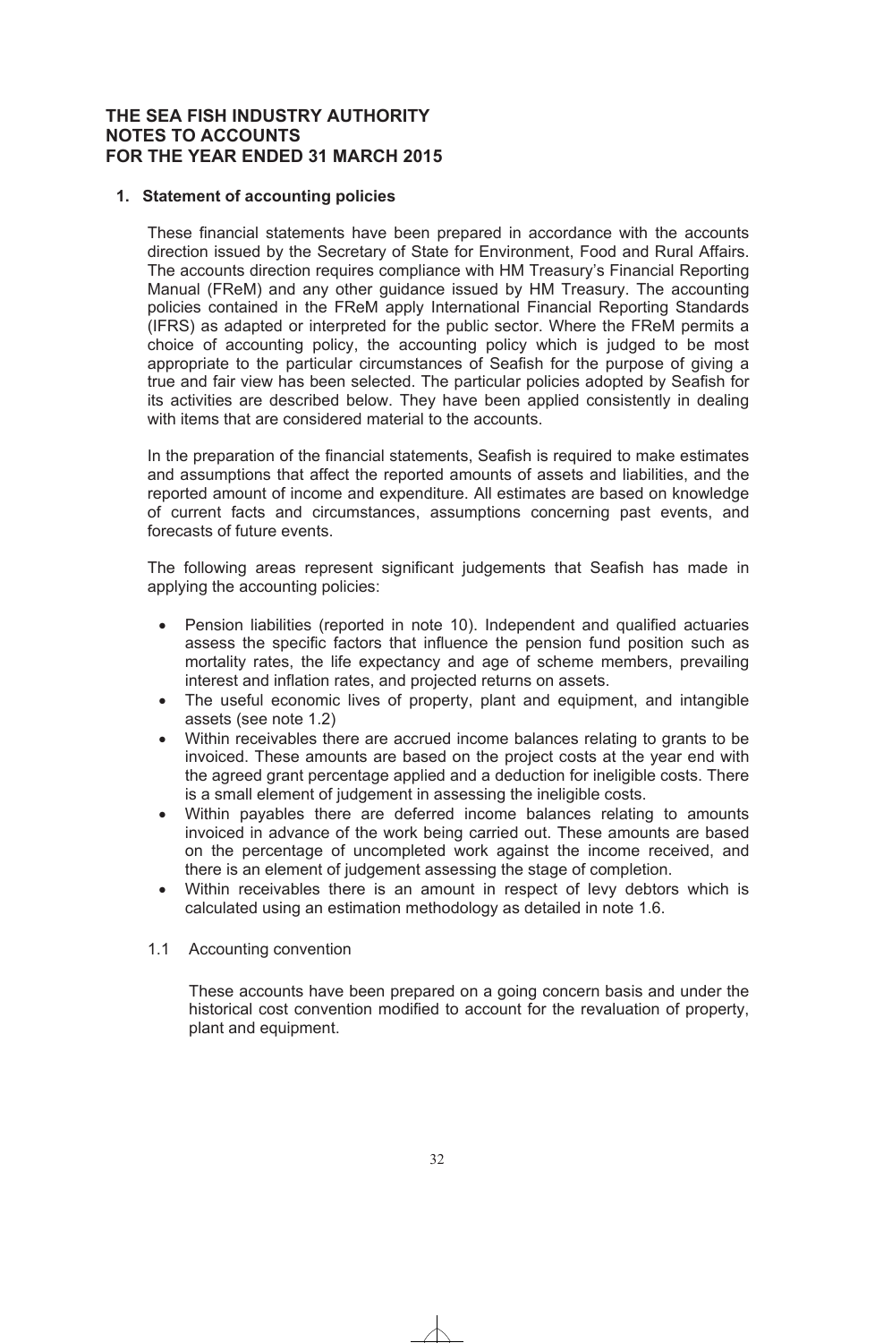**THE SEA FISH INDUSTRY AUTHORITY**
**NOTES TO ACCOUNTS**
**FOR THE YEAR ENDED 31 MARCH 2015**

## 1. Statement of accounting policies

These financial statements have been prepared in accordance with the accounts direction issued by the Secretary of State for Environment, Food and Rural Affairs. The accounts direction requires compliance with HM Treasury's Financial Reporting Manual (FReM) and any other guidance issued by HM Treasury. The accounting policies contained in the FReM apply International Financial Reporting Standards (IFRS) as adapted or interpreted for the public sector. Where the FReM permits a choice of accounting policy, the accounting policy which is judged to be most appropriate to the particular circumstances of Seafish for the purpose of giving a true and fair view has been selected. The particular policies adopted by Seafish for its activities are described below. They have been applied consistently in dealing with items that are considered material to the accounts.

In the preparation of the financial statements, Seafish is required to make estimates and assumptions that affect the reported amounts of assets and liabilities, and the reported amount of income and expenditure. All estimates are based on knowledge of current facts and circumstances, assumptions concerning past events, and forecasts of future events.

The following areas represent significant judgements that Seafish has made in applying the accounting policies:

- Pension liabilities (reported in note 10). Independent and qualified actuaries assess the specific factors that influence the pension fund position such as mortality rates, the life expectancy and age of scheme members, prevailing interest and inflation rates, and projected returns on assets.
- The useful economic lives of property, plant and equipment, and intangible assets (see note 1.2)
- Within receivables there are accrued income balances relating to grants to be invoiced. These amounts are based on the project costs at the year end with the agreed grant percentage applied and a deduction for ineligible costs. There is a small element of judgement in assessing the ineligible costs.
- Within payables there are deferred income balances relating to amounts invoiced in advance of the work being carried out. These amounts are based on the percentage of uncompleted work against the income received, and there is an element of judgement assessing the stage of completion.
- Within receivables there is an amount in respect of levy debtors which is calculated using an estimation methodology as detailed in note 1.6.

### 1.1 Accounting convention

These accounts have been prepared on a going concern basis and under the historical cost convention modified to account for the revaluation of property, plant and equipment.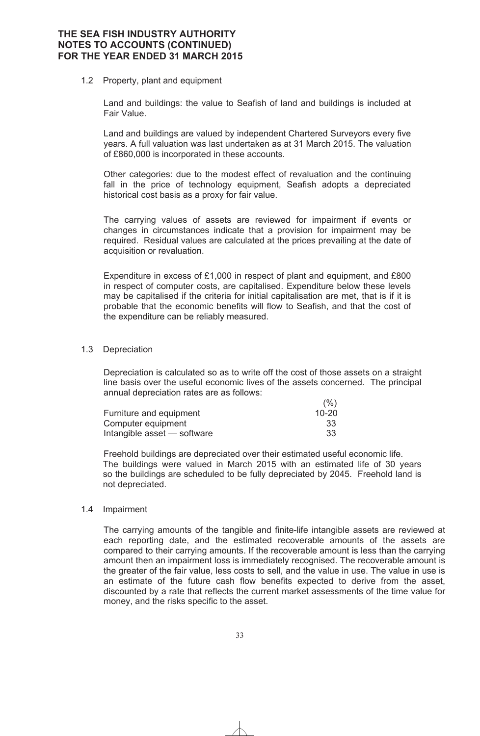# THE SEA FISH INDUSTRY AUTHORITY
## NOTES TO ACCOUNTS (CONTINUED)
## FOR THE YEAR ENDED 31 MARCH 2015

### 1.2 Property, plant and equipment

Land and buildings: the value to Seafish of land and buildings is included at Fair Value.

Land and buildings are valued by independent Chartered Surveyors every five years. A full valuation was last undertaken as at 31 March 2015. The valuation of £860,000 is incorporated in these accounts.

Other categories: due to the modest effect of revaluation and the continuing fall in the price of technology equipment, Seafish adopts a depreciated historical cost basis as a proxy for fair value.

The carrying values of assets are reviewed for impairment if events or changes in circumstances indicate that a provision for impairment may be required. Residual values are calculated at the prices prevailing at the date of acquisition or revaluation.

Expenditure in excess of £1,000 in respect of plant and equipment, and £800 in respect of computer costs, are capitalised. Expenditure below these levels may be capitalised if the criteria for initial capitalisation are met, that is if it is probable that the economic benefits will flow to Seafish, and that the cost of the expenditure can be reliably measured.

### 1.3 Depreciation

Depreciation is calculated so as to write off the cost of those assets on a straight line basis over the useful economic lives of the assets concerned. The principal annual depreciation rates are as follows:

| | (%) |
|---|---|
| Furniture and equipment | 10-20 |
| Computer equipment | 33 |
| Intangible asset — software | 33 |

Freehold buildings are depreciated over their estimated useful economic life. The buildings were valued in March 2015 with an estimated life of 30 years so the buildings are scheduled to be fully depreciated by 2045. Freehold land is not depreciated.

### 1.4 Impairment

The carrying amounts of the tangible and finite-life intangible assets are reviewed at each reporting date, and the estimated recoverable amounts of the assets are compared to their carrying amounts. If the recoverable amount is less than the carrying amount then an impairment loss is immediately recognised. The recoverable amount is the greater of the fair value, less costs to sell, and the value in use. The value in use is an estimate of the future cash flow benefits expected to derive from the asset, discounted by a rate that reflects the current market assessments of the time value for money, and the risks specific to the asset.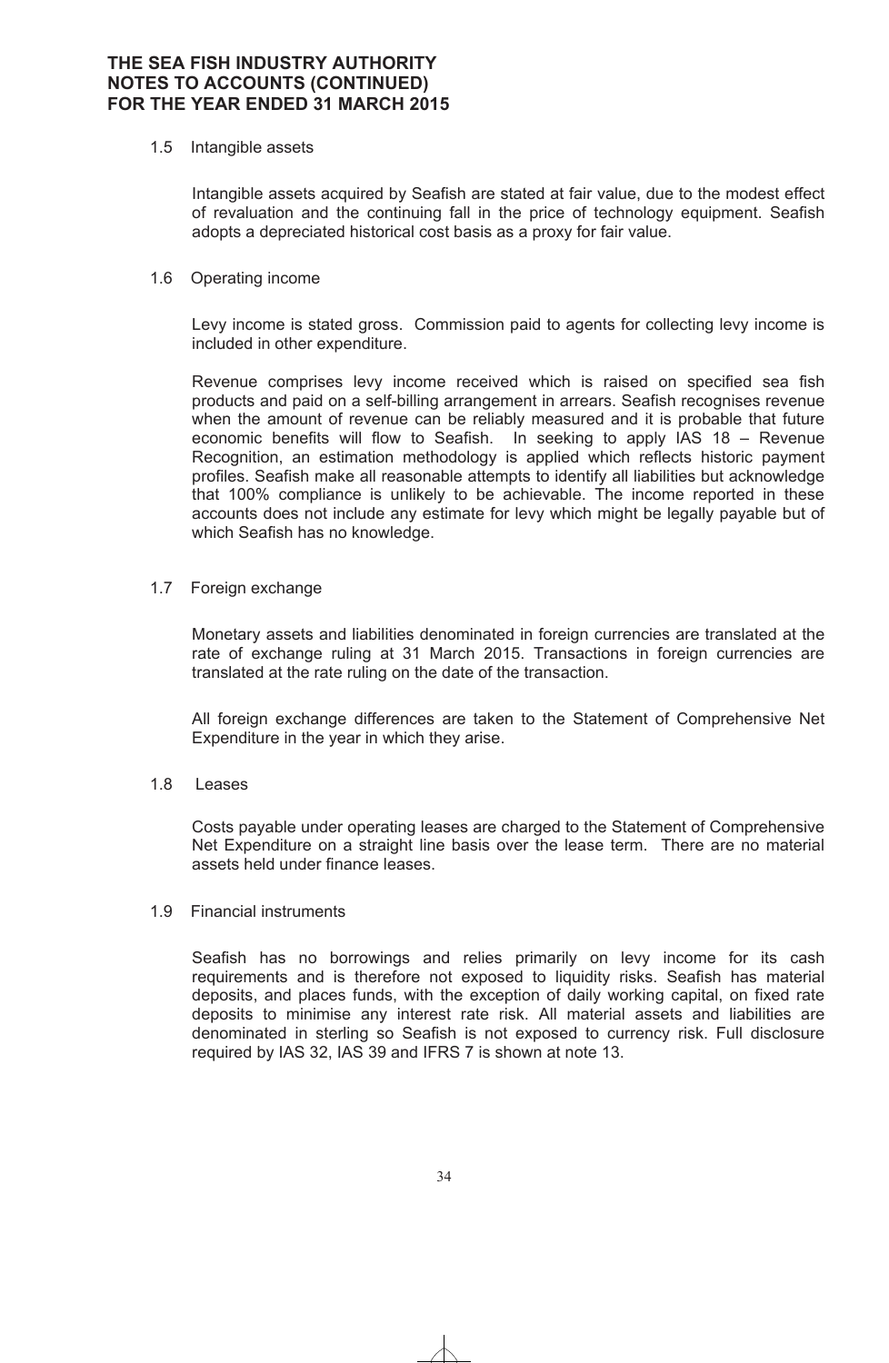### 1.5 Intangible assets

Intangible assets acquired by Seafish are stated at fair value, due to the modest effect of revaluation and the continuing fall in the price of technology equipment. Seafish adopts a depreciated historical cost basis as a proxy for fair value.

### 1.6 Operating income

Levy income is stated gross. Commission paid to agents for collecting levy income is included in other expenditure.

Revenue comprises levy income received which is raised on specified sea fish products and paid on a self-billing arrangement in arrears. Seafish recognises revenue when the amount of revenue can be reliably measured and it is probable that future economic benefits will flow to Seafish. In seeking to apply IAS 18 – Revenue Recognition, an estimation methodology is applied which reflects historic payment profiles. Seafish make all reasonable attempts to identify all liabilities but acknowledge that 100% compliance is unlikely to be achievable. The income reported in these accounts does not include any estimate for levy which might be legally payable but of which Seafish has no knowledge.

### 1.7 Foreign exchange

Monetary assets and liabilities denominated in foreign currencies are translated at the rate of exchange ruling at 31 March 2015. Transactions in foreign currencies are translated at the rate ruling on the date of the transaction.

All foreign exchange differences are taken to the Statement of Comprehensive Net Expenditure in the year in which they arise.

### 1.8 Leases

Costs payable under operating leases are charged to the Statement of Comprehensive Net Expenditure on a straight line basis over the lease term. There are no material assets held under finance leases.

### 1.9 Financial instruments

Seafish has no borrowings and relies primarily on levy income for its cash requirements and is therefore not exposed to liquidity risks. Seafish has material deposits, and places funds, with the exception of daily working capital, on fixed rate deposits to minimise any interest rate risk. All material assets and liabilities are denominated in sterling so Seafish is not exposed to currency risk. Full disclosure required by IAS 32, IAS 39 and IFRS 7 is shown at note 13.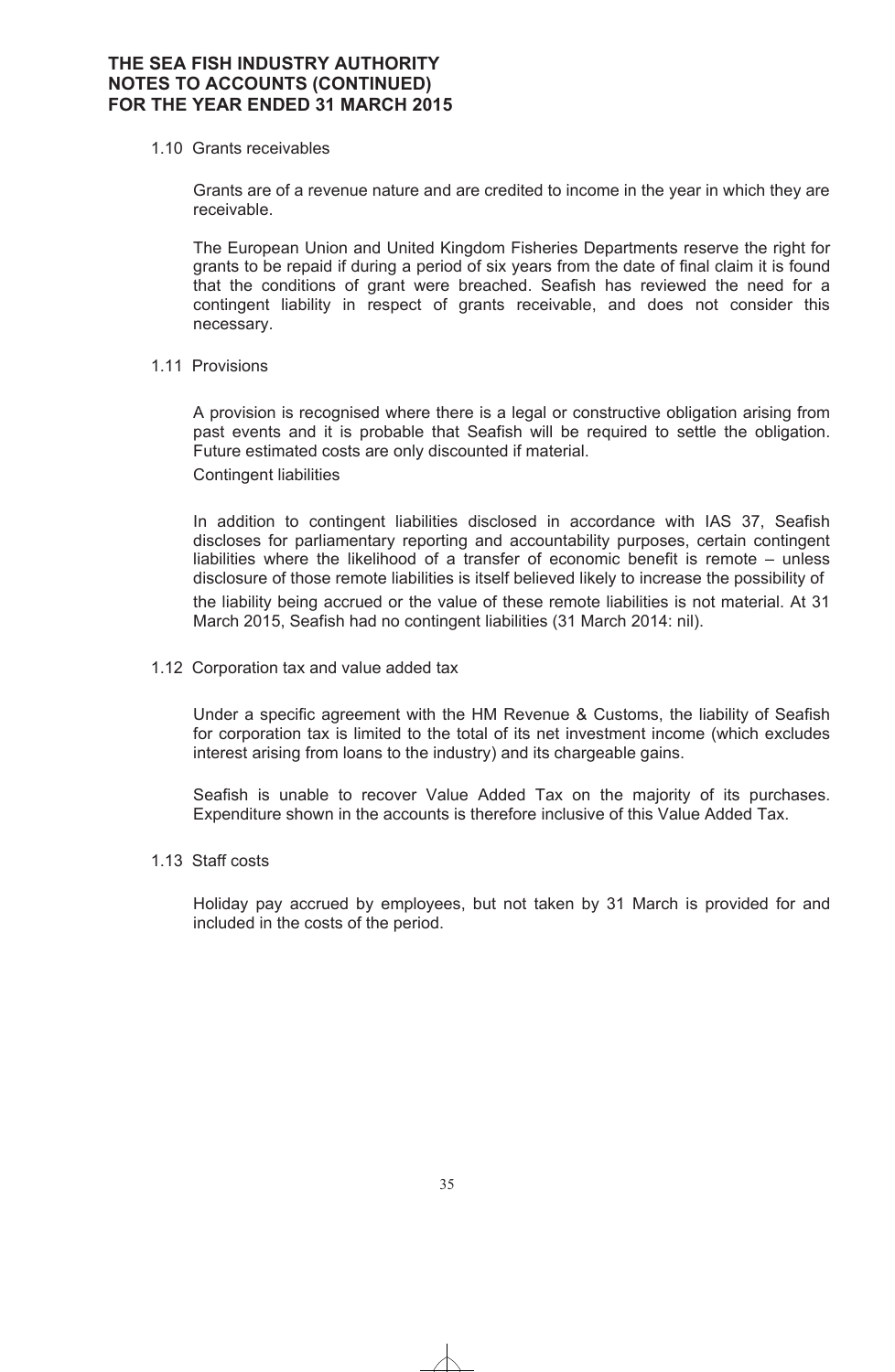### 1.10 Grants receivables

Grants are of a revenue nature and are credited to income in the year in which they are receivable.

The European Union and United Kingdom Fisheries Departments reserve the right for grants to be repaid if during a period of six years from the date of final claim it is found that the conditions of grant were breached. Seafish has reviewed the need for a contingent liability in respect of grants receivable, and does not consider this necessary.

### 1.11 Provisions

A provision is recognised where there is a legal or constructive obligation arising from past events and it is probable that Seafish will be required to settle the obligation. Future estimated costs are only discounted if material.

Contingent liabilities

In addition to contingent liabilities disclosed in accordance with IAS 37, Seafish discloses for parliamentary reporting and accountability purposes, certain contingent liabilities where the likelihood of a transfer of economic benefit is remote – unless disclosure of those remote liabilities is itself believed likely to increase the possibility of the liability being accrued or the value of these remote liabilities is not material. At 31 March 2015, Seafish had no contingent liabilities (31 March 2014: nil).

### 1.12 Corporation tax and value added tax

Under a specific agreement with the HM Revenue & Customs, the liability of Seafish for corporation tax is limited to the total of its net investment income (which excludes interest arising from loans to the industry) and its chargeable gains.

Seafish is unable to recover Value Added Tax on the majority of its purchases. Expenditure shown in the accounts is therefore inclusive of this Value Added Tax.

### 1.13 Staff costs

Holiday pay accrued by employees, but not taken by 31 March is provided for and included in the costs of the period.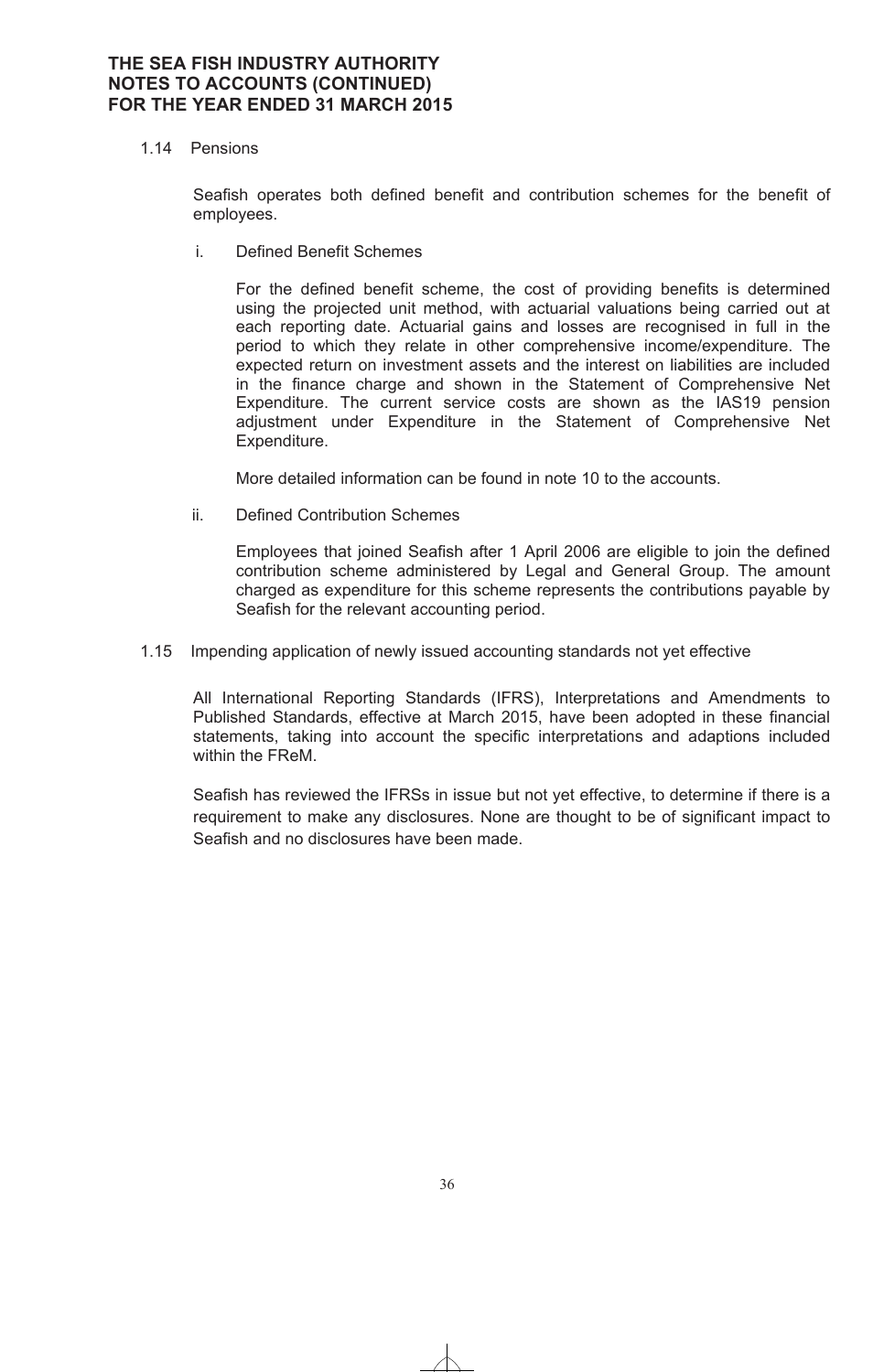1.14 Pensions

Seafish operates both defined benefit and contribution schemes for the benefit of employees.

i. Defined Benefit Schemes

For the defined benefit scheme, the cost of providing benefits is determined using the projected unit method, with actuarial valuations being carried out at each reporting date. Actuarial gains and losses are recognised in full in the period to which they relate in other comprehensive income/expenditure. The expected return on investment assets and the interest on liabilities are included in the finance charge and shown in the Statement of Comprehensive Net Expenditure. The current service costs are shown as the IAS19 pension adjustment under Expenditure in the Statement of Comprehensive Net Expenditure.

More detailed information can be found in note 10 to the accounts.

ii. Defined Contribution Schemes

Employees that joined Seafish after 1 April 2006 are eligible to join the defined contribution scheme administered by Legal and General Group. The amount charged as expenditure for this scheme represents the contributions payable by Seafish for the relevant accounting period.

1.15 Impending application of newly issued accounting standards not yet effective

All International Reporting Standards (IFRS), Interpretations and Amendments to Published Standards, effective at March 2015, have been adopted in these financial statements, taking into account the specific interpretations and adaptions included within the FReM.

Seafish has reviewed the IFRSs in issue but not yet effective, to determine if there is a requirement to make any disclosures. None are thought to be of significant impact to Seafish and no disclosures have been made.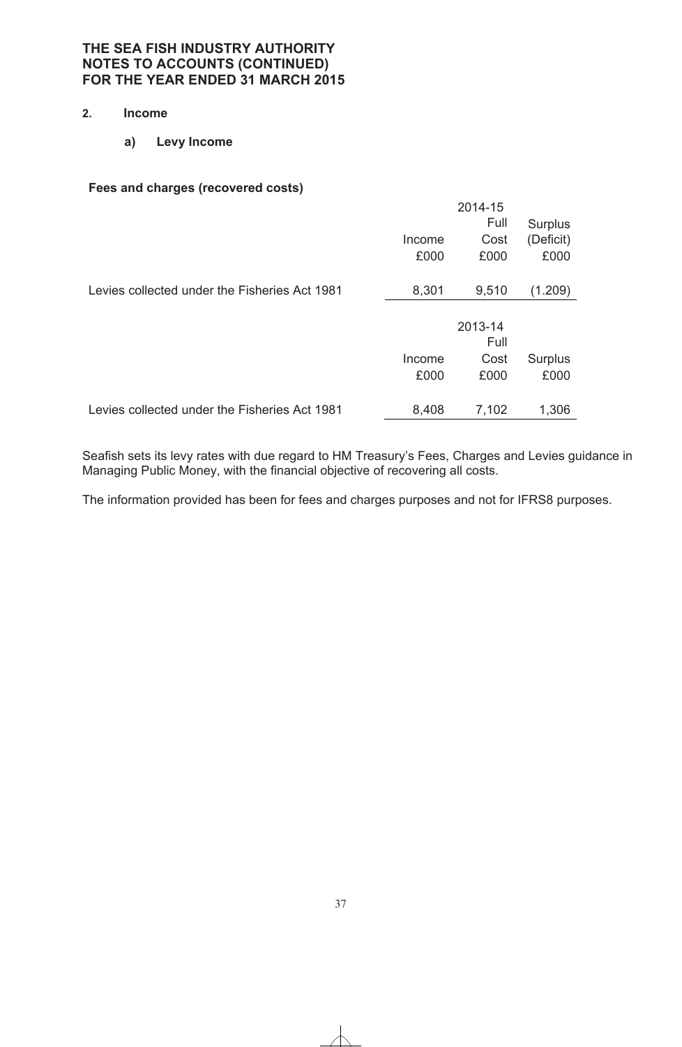**THE SEA FISH INDUSTRY AUTHORITY**
**NOTES TO ACCOUNTS (CONTINUED)**
**FOR THE YEAR ENDED 31 MARCH 2015**

## 2. Income

### a) Levy Income

**Fees and charges (recovered costs)**

| | | 2014-15 | |
|---|---|---|---|
| | Income | Full Cost | Surplus (Deficit) |
| | £000 | £000 | £000 |
| Levies collected under the Fisheries Act 1981 | 8,301 | 9,510 | (1.209) |

| | | 2013-14 | |
|---|---|---|---|
| | Income | Full Cost | Surplus |
| | £000 | £000 | £000 |
| Levies collected under the Fisheries Act 1981 | 8,408 | 7,102 | 1,306 |

Seafish sets its levy rates with due regard to HM Treasury's Fees, Charges and Levies guidance in Managing Public Money, with the financial objective of recovering all costs.

The information provided has been for fees and charges purposes and not for IFRS8 purposes.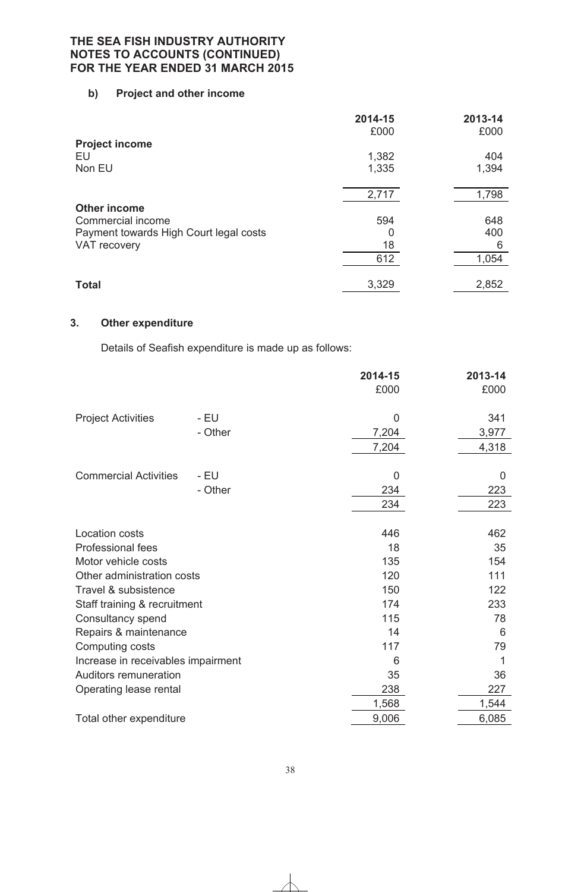**THE SEA FISH INDUSTRY AUTHORITY**
**NOTES TO ACCOUNTS (CONTINUED)**
**FOR THE YEAR ENDED 31 MARCH 2015**

### b) Project and other income

| | 2014-15 £000 | 2013-14 £000 |
|---|---|---|
| **Project income** | | |
| EU | 1,382 | 404 |
| Non EU | 1,335 | 1,394 |
| | 2,717 | 1,798 |
| **Other income** | | |
| Commercial income | 594 | 648 |
| Payment towards High Court legal costs | 0 | 400 |
| VAT recovery | 18 | 6 |
| | 612 | 1,054 |
| **Total** | 3,329 | 2,852 |

### 3. Other expenditure

Details of Seafish expenditure is made up as follows:

| | | 2014-15 £000 | 2013-14 £000 |
|---|---|---|---|
| Project Activities | - EU | 0 | 341 |
| | - Other | 7,204 | 3,977 |
| | | 7,204 | 4,318 |
| Commercial Activities | - EU | 0 | 0 |
| | - Other | 234 | 223 |
| | | 234 | 223 |
| Location costs | | 446 | 462 |
| Professional fees | | 18 | 35 |
| Motor vehicle costs | | 135 | 154 |
| Other administration costs | | 120 | 111 |
| Travel & subsistence | | 150 | 122 |
| Staff training & recruitment | | 174 | 233 |
| Consultancy spend | | 115 | 78 |
| Repairs & maintenance | | 14 | 6 |
| Computing costs | | 117 | 79 |
| Increase in receivables impairment | | 6 | 1 |
| Auditors remuneration | | 35 | 36 |
| Operating lease rental | | 238 | 227 |
| | | 1,568 | 1,544 |
| Total other expenditure | | 9,006 | 6,085 |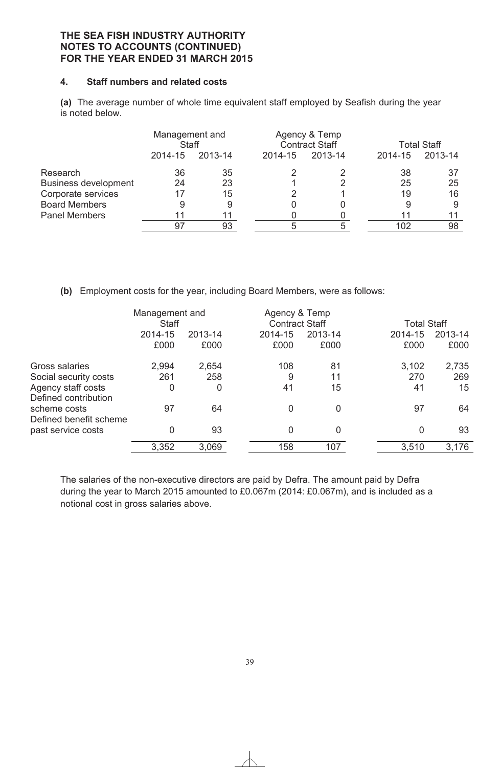**THE SEA FISH INDUSTRY AUTHORITY**
**NOTES TO ACCOUNTS (CONTINUED)**
**FOR THE YEAR ENDED 31 MARCH 2015**

#### 4. Staff numbers and related costs

**(a)** The average number of whole time equivalent staff employed by Seafish during the year is noted below.

| | Management and Staff | | Agency & Temp Contract Staff | | Total Staff | |
|---|---|---|---|---|---|---|
| | 2014-15 | 2013-14 | 2014-15 | 2013-14 | 2014-15 | 2013-14 |
| Research | 36 | 35 | 2 | 2 | 38 | 37 |
| Business development | 24 | 23 | 1 | 2 | 25 | 25 |
| Corporate services | 17 | 15 | 2 | 1 | 19 | 16 |
| Board Members | 9 | 9 | 0 | 0 | 9 | 9 |
| Panel Members | 11 | 11 | 0 | 0 | 11 | 11 |
| | 97 | 93 | 5 | 5 | 102 | 98 |

**(b)** Employment costs for the year, including Board Members, were as follows:

| | Management and Staff | | Agency & Temp Contract Staff | | Total Staff | |
|---|---|---|---|---|---|---|
| | 2014-15 | 2013-14 | 2014-15 | 2013-14 | 2014-15 | 2013-14 |
| | £000 | £000 | £000 | £000 | £000 | £000 |
| Gross salaries | 2,994 | 2,654 | 108 | 81 | 3,102 | 2,735 |
| Social security costs | 261 | 258 | 9 | 11 | 270 | 269 |
| Agency staff costs | 0 | 0 | 41 | 15 | 41 | 15 |
| Defined contribution scheme costs | 97 | 64 | 0 | 0 | 97 | 64 |
| Defined benefit scheme past service costs | 0 | 93 | 0 | 0 | 0 | 93 |
| | 3,352 | 3,069 | 158 | 107 | 3,510 | 3,176 |

The salaries of the non-executive directors are paid by Defra. The amount paid by Defra during the year to March 2015 amounted to £0.067m (2014: £0.067m), and is included as a notional cost in gross salaries above.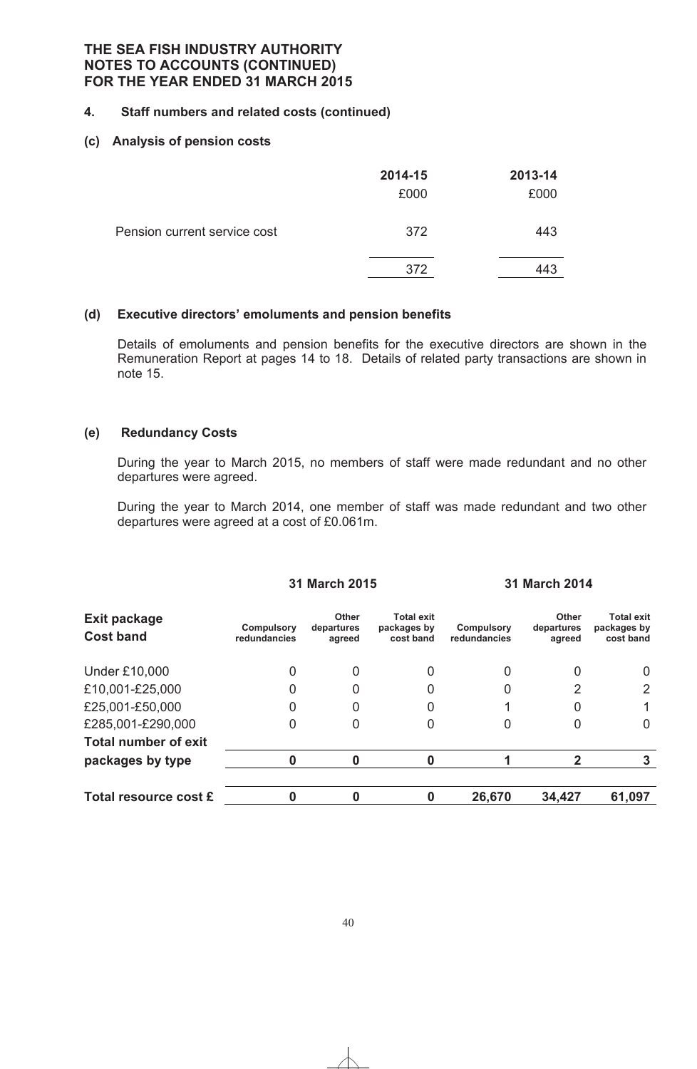**THE SEA FISH INDUSTRY AUTHORITY**
**NOTES TO ACCOUNTS (CONTINUED)**
**FOR THE YEAR ENDED 31 MARCH 2015**

#### 4. Staff numbers and related costs (continued)

#### (c) Analysis of pension costs

| | 2014-15 | 2013-14 |
|---|---|---|
| | £000 | £000 |
| Pension current service cost | 372 | 443 |
| | 372 | 443 |

#### (d) Executive directors' emoluments and pension benefits

Details of emoluments and pension benefits for the executive directors are shown in the Remuneration Report at pages 14 to 18. Details of related party transactions are shown in note 15.

#### (e) Redundancy Costs

During the year to March 2015, no members of staff were made redundant and no other departures were agreed.

During the year to March 2014, one member of staff was made redundant and two other departures were agreed at a cost of £0.061m.

| | 31 March 2015 | | | 31 March 2014 | | |
|---|---|---|---|---|---|---|
| **Exit package Cost band** | Compulsory redundancies | Other departures agreed | Total exit packages by cost band | Compulsory redundancies | Other departures agreed | Total exit packages by cost band |
| Under £10,000 | 0 | 0 | 0 | 0 | 0 | 0 |
| £10,001-£25,000 | 0 | 0 | 0 | 0 | 2 | 2 |
| £25,001-£50,000 | 0 | 0 | 0 | 1 | 0 | 1 |
| £285,001-£290,000 | 0 | 0 | 0 | 0 | 0 | 0 |
| **Total number of exit packages by type** | **0** | **0** | **0** | **1** | **2** | **3** |
| **Total resource cost £** | **0** | **0** | **0** | **26,670** | **34,427** | **61,097** |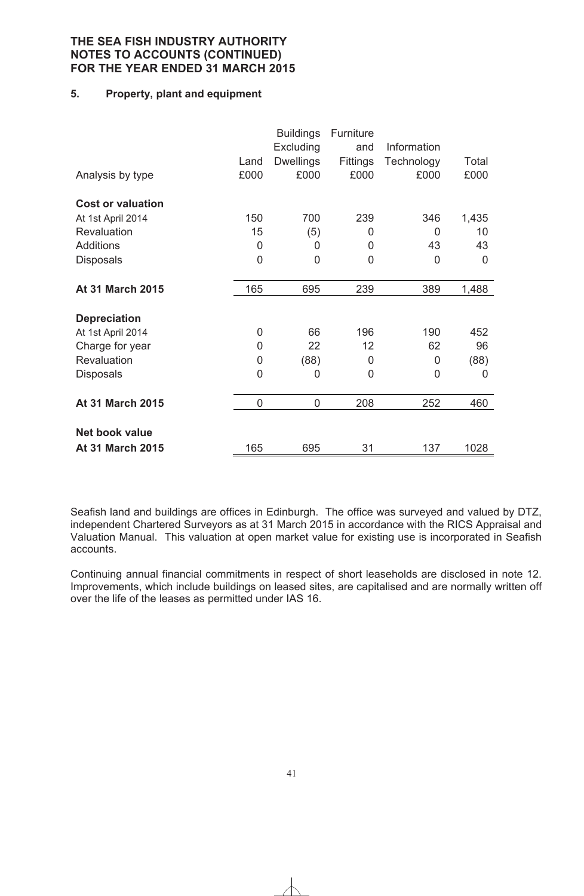**THE SEA FISH INDUSTRY AUTHORITY**
**NOTES TO ACCOUNTS (CONTINUED)**
**FOR THE YEAR ENDED 31 MARCH 2015**

## 5. Property, plant and equipment

| Analysis by type | Land £000 | Buildings Excluding Dwellings £000 | Furniture and Fittings £000 | Information Technology £000 | Total £000 |
|---|---|---|---|---|---|
| **Cost or valuation** | | | | | |
| At 1st April 2014 | 150 | 700 | 239 | 346 | 1,435 |
| Revaluation | 15 | (5) | 0 | 0 | 10 |
| Additions | 0 | 0 | 0 | 43 | 43 |
| Disposals | 0 | 0 | 0 | 0 | 0 |
| **At 31 March 2015** | 165 | 695 | 239 | 389 | 1,488 |
| **Depreciation** | | | | | |
| At 1st April 2014 | 0 | 66 | 196 | 190 | 452 |
| Charge for year | 0 | 22 | 12 | 62 | 96 |
| Revaluation | 0 | (88) | 0 | 0 | (88) |
| Disposals | 0 | 0 | 0 | 0 | 0 |
| **At 31 March 2015** | 0 | 0 | 208 | 252 | 460 |
| **Net book value** | | | | | |
| **At 31 March 2015** | 165 | 695 | 31 | 137 | 1028 |

Seafish land and buildings are offices in Edinburgh. The office was surveyed and valued by DTZ, independent Chartered Surveyors as at 31 March 2015 in accordance with the RICS Appraisal and Valuation Manual. This valuation at open market value for existing use is incorporated in Seafish accounts.

Continuing annual financial commitments in respect of short leaseholds are disclosed in note 12. Improvements, which include buildings on leased sites, are capitalised and are normally written off over the life of the leases as permitted under IAS 16.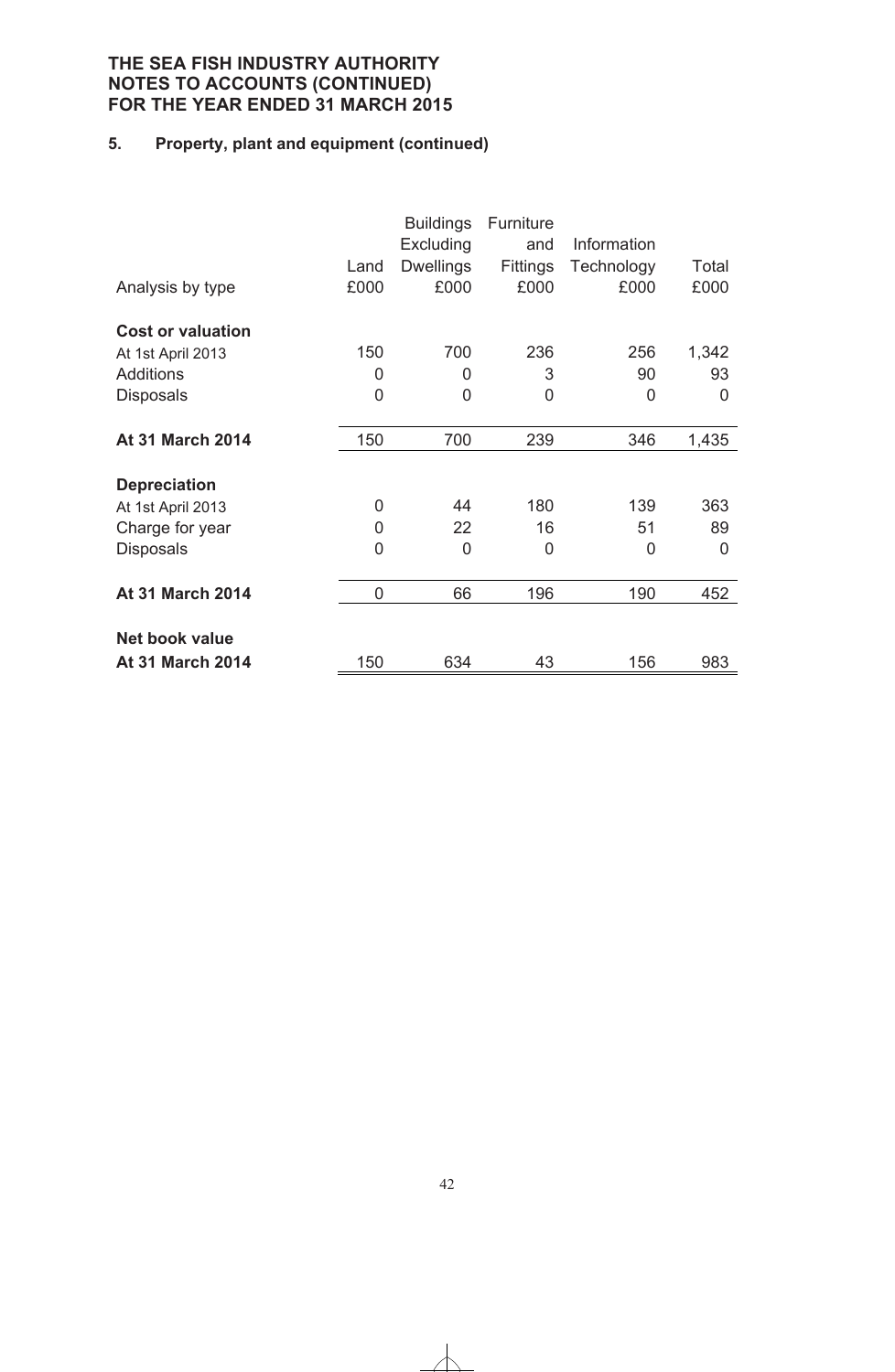**THE SEA FISH INDUSTRY AUTHORITY**
**NOTES TO ACCOUNTS (CONTINUED)**
**FOR THE YEAR ENDED 31 MARCH 2015**

## 5. Property, plant and equipment (continued)

| Analysis by type | Land £000 | Buildings Excluding Dwellings £000 | Furniture and Fittings £000 | Information Technology £000 | Total £000 |
|---|---|---|---|---|---|
| **Cost or valuation** | | | | | |
| At 1st April 2013 | 150 | 700 | 236 | 256 | 1,342 |
| Additions | 0 | 0 | 3 | 90 | 93 |
| Disposals | 0 | 0 | 0 | 0 | 0 |
| **At 31 March 2014** | 150 | 700 | 239 | 346 | 1,435 |
| **Depreciation** | | | | | |
| At 1st April 2013 | 0 | 44 | 180 | 139 | 363 |
| Charge for year | 0 | 22 | 16 | 51 | 89 |
| Disposals | 0 | 0 | 0 | 0 | 0 |
| **At 31 March 2014** | 0 | 66 | 196 | 190 | 452 |
| **Net book value** | | | | | |
| **At 31 March 2014** | 150 | 634 | 43 | 156 | 983 |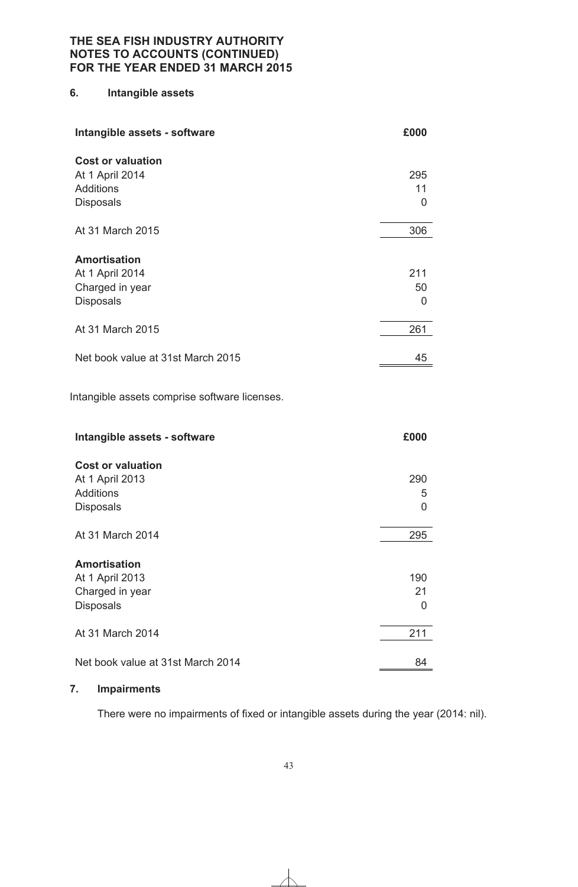**THE SEA FISH INDUSTRY AUTHORITY**
**NOTES TO ACCOUNTS (CONTINUED)**
**FOR THE YEAR ENDED 31 MARCH 2015**

## 6. Intangible assets

| **Intangible assets - software** | **£000** |
|---|---|
| **Cost or valuation** | |
| At 1 April 2014 | 295 |
| Additions | 11 |
| Disposals | 0 |
| At 31 March 2015 | 306 |
| **Amortisation** | |
| At 1 April 2014 | 211 |
| Charged in year | 50 |
| Disposals | 0 |
| At 31 March 2015 | 261 |
| Net book value at 31st March 2015 | 45 |

Intangible assets comprise software licenses.

| **Intangible assets - software** | **£000** |
|---|---|
| **Cost or valuation** | |
| At 1 April 2013 | 290 |
| Additions | 5 |
| Disposals | 0 |
| At 31 March 2014 | 295 |
| **Amortisation** | |
| At 1 April 2013 | 190 |
| Charged in year | 21 |
| Disposals | 0 |
| At 31 March 2014 | 211 |
| Net book value at 31st March 2014 | 84 |

## 7. Impairments

There were no impairments of fixed or intangible assets during the year (2014: nil).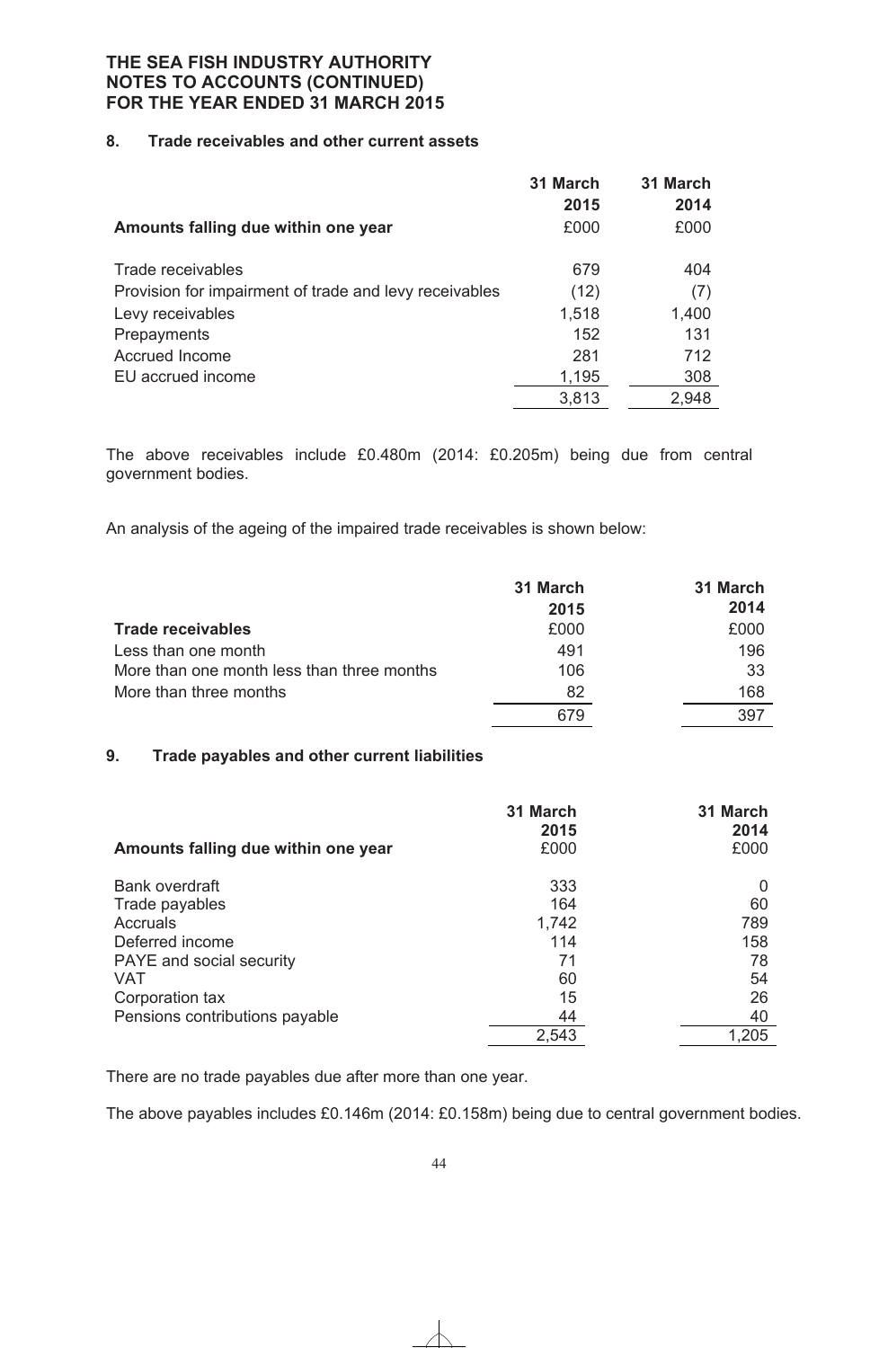**THE SEA FISH INDUSTRY AUTHORITY**
**NOTES TO ACCOUNTS (CONTINUED)**
**FOR THE YEAR ENDED 31 MARCH 2015**

### 8. Trade receivables and other current assets

| Amounts falling due within one year | 31 March 2015 £000 | 31 March 2014 £000 |
|---|---|---|
| Trade receivables | 679 | 404 |
| Provision for impairment of trade and levy receivables | (12) | (7) |
| Levy receivables | 1,518 | 1,400 |
| Prepayments | 152 | 131 |
| Accrued Income | 281 | 712 |
| EU accrued income | 1,195 | 308 |
| | 3,813 | 2,948 |

The above receivables include £0.480m (2014: £0.205m) being due from central government bodies.

An analysis of the ageing of the impaired trade receivables is shown below:

| Trade receivables | 31 March 2015 £000 | 31 March 2014 £000 |
|---|---|---|
| Less than one month | 491 | 196 |
| More than one month less than three months | 106 | 33 |
| More than three months | 82 | 168 |
| | 679 | 397 |

### 9. Trade payables and other current liabilities

| Amounts falling due within one year | 31 March 2015 £000 | 31 March 2014 £000 |
|---|---|---|
| Bank overdraft | 333 | 0 |
| Trade payables | 164 | 60 |
| Accruals | 1,742 | 789 |
| Deferred income | 114 | 158 |
| PAYE and social security | 71 | 78 |
| VAT | 60 | 54 |
| Corporation tax | 15 | 26 |
| Pensions contributions payable | 44 | 40 |
| | 2,543 | 1,205 |

There are no trade payables due after more than one year.

The above payables includes £0.146m (2014: £0.158m) being due to central government bodies.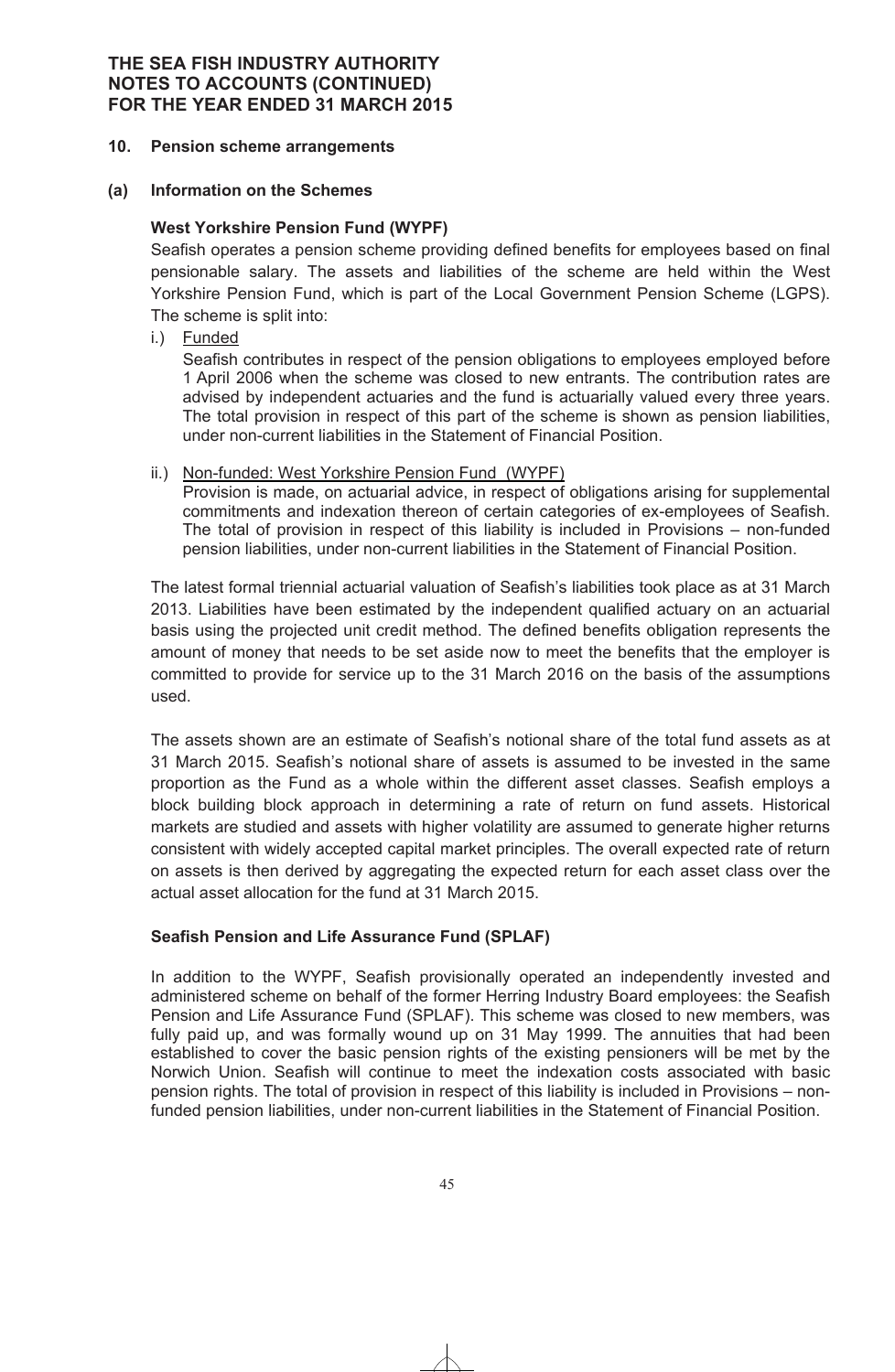# THE SEA FISH INDUSTRY AUTHORITY
# NOTES TO ACCOUNTS (CONTINUED)
# FOR THE YEAR ENDED 31 MARCH 2015

## 10. Pension scheme arrangements

### (a) Information on the Schemes

**West Yorkshire Pension Fund (WYPF)**

Seafish operates a pension scheme providing defined benefits for employees based on final pensionable salary. The assets and liabilities of the scheme are held within the West Yorkshire Pension Fund, which is part of the Local Government Pension Scheme (LGPS). The scheme is split into:

i.) Funded

Seafish contributes in respect of the pension obligations to employees employed before 1 April 2006 when the scheme was closed to new entrants. The contribution rates are advised by independent actuaries and the fund is actuarially valued every three years. The total provision in respect of this part of the scheme is shown as pension liabilities, under non-current liabilities in the Statement of Financial Position.

ii.) Non-funded: West Yorkshire Pension Fund (WYPF)

Provision is made, on actuarial advice, in respect of obligations arising for supplemental commitments and indexation thereon of certain categories of ex-employees of Seafish. The total of provision in respect of this liability is included in Provisions – non-funded pension liabilities, under non-current liabilities in the Statement of Financial Position.

The latest formal triennial actuarial valuation of Seafish's liabilities took place as at 31 March 2013. Liabilities have been estimated by the independent qualified actuary on an actuarial basis using the projected unit credit method. The defined benefits obligation represents the amount of money that needs to be set aside now to meet the benefits that the employer is committed to provide for service up to the 31 March 2016 on the basis of the assumptions used.

The assets shown are an estimate of Seafish's notional share of the total fund assets as at 31 March 2015. Seafish's notional share of assets is assumed to be invested in the same proportion as the Fund as a whole within the different asset classes. Seafish employs a block building block approach in determining a rate of return on fund assets. Historical markets are studied and assets with higher volatility are assumed to generate higher returns consistent with widely accepted capital market principles. The overall expected rate of return on assets is then derived by aggregating the expected return for each asset class over the actual asset allocation for the fund at 31 March 2015.

**Seafish Pension and Life Assurance Fund (SPLAF)**

In addition to the WYPF, Seafish provisionally operated an independently invested and administered scheme on behalf of the former Herring Industry Board employees: the Seafish Pension and Life Assurance Fund (SPLAF). This scheme was closed to new members, was fully paid up, and was formally wound up on 31 May 1999. The annuities that had been established to cover the basic pension rights of the existing pensioners will be met by the Norwich Union. Seafish will continue to meet the indexation costs associated with basic pension rights. The total of provision in respect of this liability is included in Provisions – non-funded pension liabilities, under non-current liabilities in the Statement of Financial Position.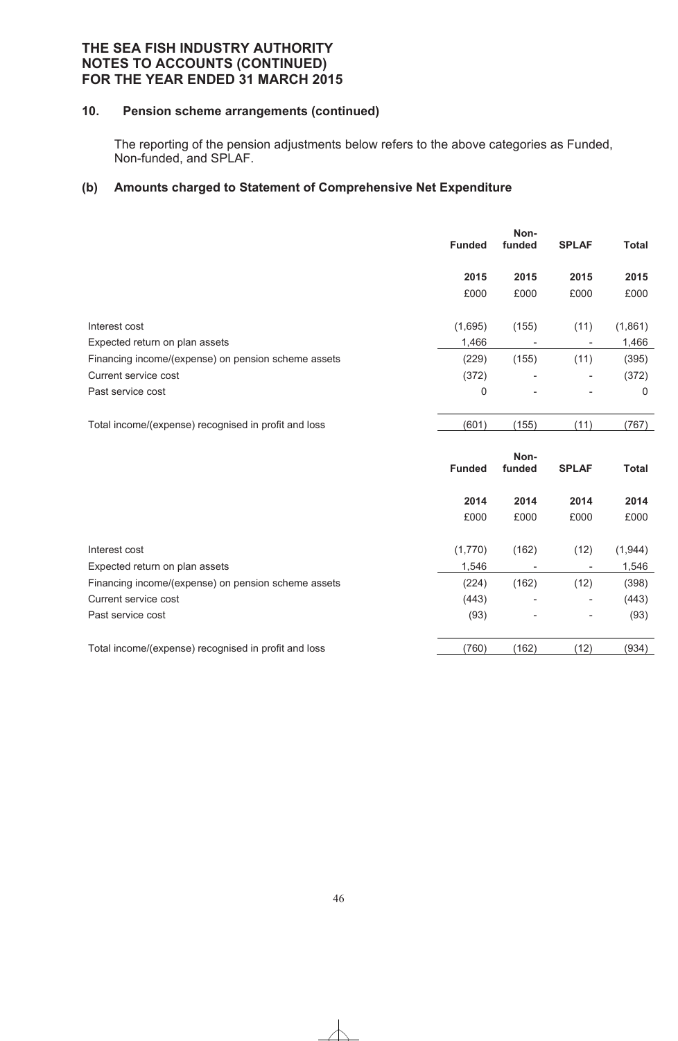**THE SEA FISH INDUSTRY AUTHORITY**
**NOTES TO ACCOUNTS (CONTINUED)**
**FOR THE YEAR ENDED 31 MARCH 2015**

## 10. Pension scheme arrangements (continued)

The reporting of the pension adjustments below refers to the above categories as Funded, Non-funded, and SPLAF.

### (b) Amounts charged to Statement of Comprehensive Net Expenditure

| | Funded | Non-funded | SPLAF | Total |
|---|---|---|---|---|
| | 2015 | 2015 | 2015 | 2015 |
| | £000 | £000 | £000 | £000 |
| Interest cost | (1,695) | (155) | (11) | (1,861) |
| Expected return on plan assets | 1,466 | - | - | 1,466 |
| Financing income/(expense) on pension scheme assets | (229) | (155) | (11) | (395) |
| Current service cost | (372) | - | - | (372) |
| Past service cost | 0 | - | - | 0 |
| Total income/(expense) recognised in profit and loss | (601) | (155) | (11) | (767) |

| | Funded | Non-funded | SPLAF | Total |
|---|---|---|---|---|
| | 2014 | 2014 | 2014 | 2014 |
| | £000 | £000 | £000 | £000 |
| Interest cost | (1,770) | (162) | (12) | (1,944) |
| Expected return on plan assets | 1,546 | - | - | 1,546 |
| Financing income/(expense) on pension scheme assets | (224) | (162) | (12) | (398) |
| Current service cost | (443) | - | - | (443) |
| Past service cost | (93) | - | - | (93) |
| Total income/(expense) recognised in profit and loss | (760) | (162) | (12) | (934) |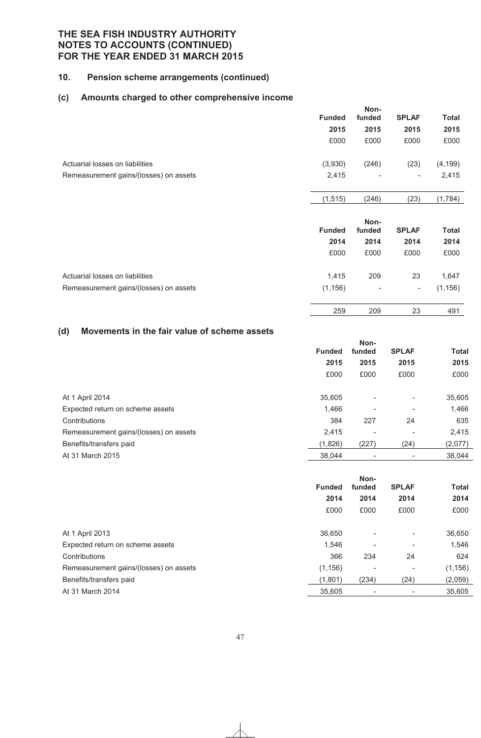# THE SEA FISH INDUSTRY AUTHORITY
# NOTES TO ACCOUNTS (CONTINUED)
# FOR THE YEAR ENDED 31 MARCH 2015

## 10. Pension scheme arrangements (continued)

### (c) Amounts charged to other comprehensive income

| | Funded 2015 £000 | Non-funded 2015 £000 | SPLAF 2015 £000 | Total 2015 £000 |
|---|---|---|---|---|
| Actuarial losses on liabilities | (3,930) | (246) | (23) | (4,199) |
| Remeasurement gains/(losses) on assets | 2,415 | - | - | 2,415 |
| | (1,515) | (246) | (23) | (1,784) |

| | Funded 2014 £000 | Non-funded 2014 £000 | SPLAF 2014 £000 | Total 2014 £000 |
|---|---|---|---|---|
| Actuarial losses on liabilities | 1,415 | 209 | 23 | 1,647 |
| Remeasurement gains/(losses) on assets | (1,156) | - | - | (1,156) |
| | 259 | 209 | 23 | 491 |

### (d) Movements in the fair value of scheme assets

| | Funded 2015 £000 | Non-funded 2015 £000 | SPLAF 2015 £000 | Total 2015 £000 |
|---|---|---|---|---|
| At 1 April 2014 | 35,605 | - | - | 35,605 |
| Expected return on scheme assets | 1,466 | - | - | 1,466 |
| Contributions | 384 | 227 | 24 | 635 |
| Remeasurement gains/(losses) on assets | 2,415 | - | - | 2,415 |
| Benefits/transfers paid | (1,826) | (227) | (24) | (2,077) |
| At 31 March 2015 | 38,044 | - | - | 38,044 |

| | Funded 2014 £000 | Non-funded 2014 £000 | SPLAF 2014 £000 | Total 2014 £000 |
|---|---|---|---|---|
| At 1 April 2013 | 36,650 | - | - | 36,650 |
| Expected return on scheme assets | 1,546 | - | - | 1,546 |
| Contributions | 366 | 234 | 24 | 624 |
| Remeasurement gains/(losses) on assets | (1,156) | - | - | (1,156) |
| Benefits/transfers paid | (1,801) | (234) | (24) | (2,059) |
| At 31 March 2014 | 35,605 | - | - | 35,605 |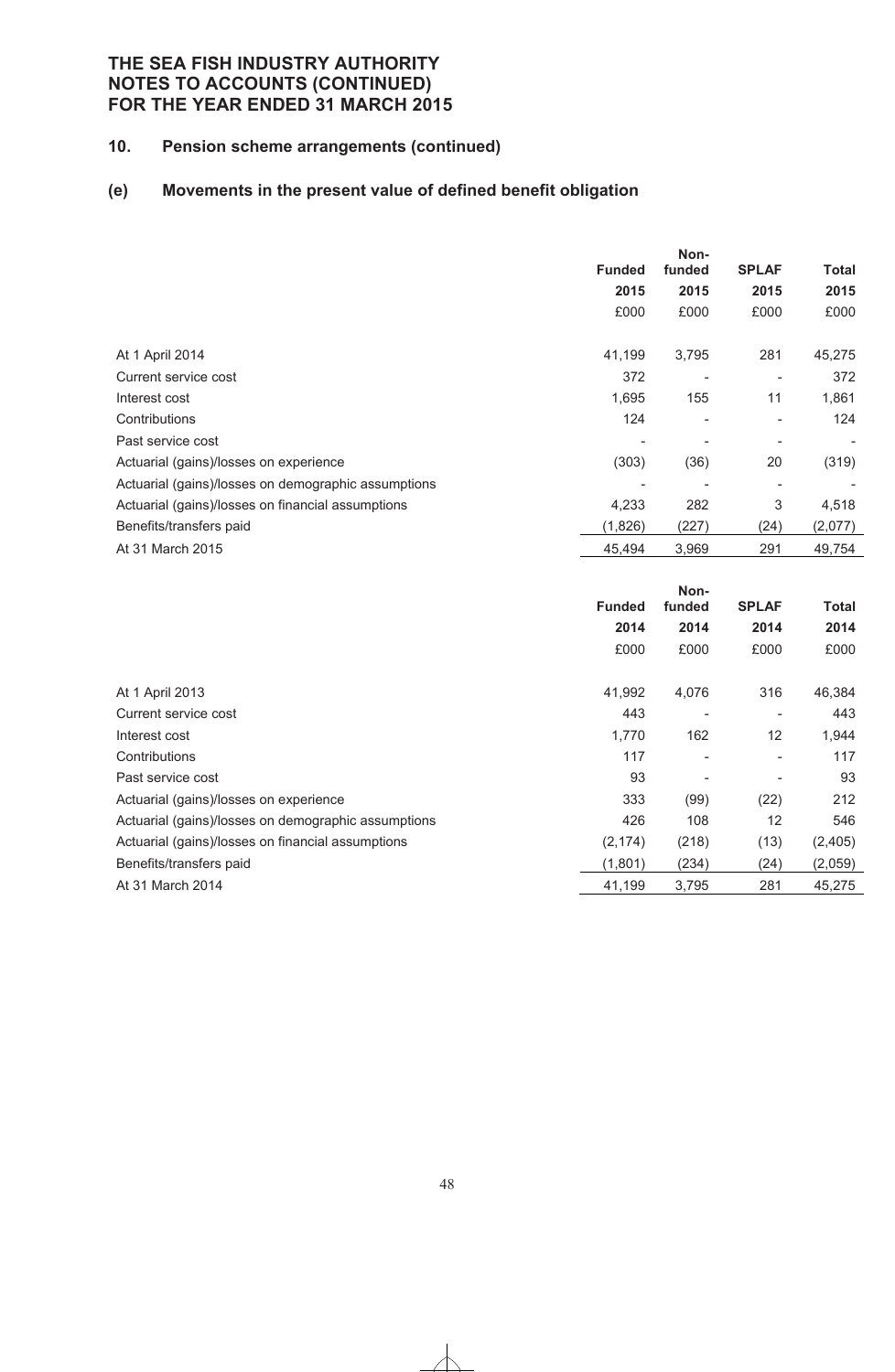# THE SEA FISH INDUSTRY AUTHORITY
# NOTES TO ACCOUNTS (CONTINUED)
# FOR THE YEAR ENDED 31 MARCH 2015

## 10. Pension scheme arrangements (continued)

### (e) Movements in the present value of defined benefit obligation

| | Funded 2015 £000 | Non-funded 2015 £000 | SPLAF 2015 £000 | Total 2015 £000 |
|---|---|---|---|---|
| At 1 April 2014 | 41,199 | 3,795 | 281 | 45,275 |
| Current service cost | 372 | - | - | 372 |
| Interest cost | 1,695 | 155 | 11 | 1,861 |
| Contributions | 124 | - | - | 124 |
| Past service cost | - | - | - | - |
| Actuarial (gains)/losses on experience | (303) | (36) | 20 | (319) |
| Actuarial (gains)/losses on demographic assumptions | - | - | - | - |
| Actuarial (gains)/losses on financial assumptions | 4,233 | 282 | 3 | 4,518 |
| Benefits/transfers paid | (1,826) | (227) | (24) | (2,077) |
| At 31 March 2015 | 45,494 | 3,969 | 291 | 49,754 |

| | Funded 2014 £000 | Non-funded 2014 £000 | SPLAF 2014 £000 | Total 2014 £000 |
|---|---|---|---|---|
| At 1 April 2013 | 41,992 | 4,076 | 316 | 46,384 |
| Current service cost | 443 | - | - | 443 |
| Interest cost | 1,770 | 162 | 12 | 1,944 |
| Contributions | 117 | - | - | 117 |
| Past service cost | 93 | - | - | 93 |
| Actuarial (gains)/losses on experience | 333 | (99) | (22) | 212 |
| Actuarial (gains)/losses on demographic assumptions | 426 | 108 | 12 | 546 |
| Actuarial (gains)/losses on financial assumptions | (2,174) | (218) | (13) | (2,405) |
| Benefits/transfers paid | (1,801) | (234) | (24) | (2,059) |
| At 31 March 2014 | 41,199 | 3,795 | 281 | 45,275 |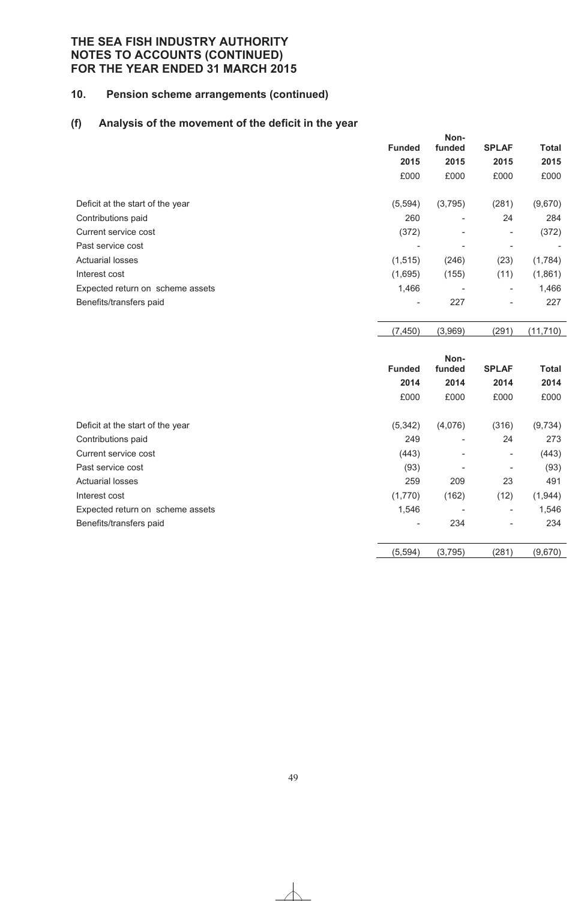# THE SEA FISH INDUSTRY AUTHORITY
# NOTES TO ACCOUNTS (CONTINUED)
# FOR THE YEAR ENDED 31 MARCH 2015

## 10. Pension scheme arrangements (continued)

### (f) Analysis of the movement of the deficit in the year

| | Funded 2015 | Non-funded 2015 | SPLAF 2015 | Total 2015 |
|---|---|---|---|---|
| | £000 | £000 | £000 | £000 |
| Deficit at the start of the year | (5,594) | (3,795) | (281) | (9,670) |
| Contributions paid | 260 | - | 24 | 284 |
| Current service cost | (372) | - | - | (372) |
| Past service cost | - | - | - | - |
| Actuarial losses | (1,515) | (246) | (23) | (1,784) |
| Interest cost | (1,695) | (155) | (11) | (1,861) |
| Expected return on scheme assets | 1,466 | - | - | 1,466 |
| Benefits/transfers paid | - | 227 | - | 227 |
| | (7,450) | (3,969) | (291) | (11,710) |

| | Funded 2014 | Non-funded 2014 | SPLAF 2014 | Total 2014 |
|---|---|---|---|---|
| | £000 | £000 | £000 | £000 |
| Deficit at the start of the year | (5,342) | (4,076) | (316) | (9,734) |
| Contributions paid | 249 | - | 24 | 273 |
| Current service cost | (443) | - | - | (443) |
| Past service cost | (93) | - | - | (93) |
| Actuarial losses | 259 | 209 | 23 | 491 |
| Interest cost | (1,770) | (162) | (12) | (1,944) |
| Expected return on scheme assets | 1,546 | - | - | 1,546 |
| Benefits/transfers paid | - | 234 | - | 234 |
| | (5,594) | (3,795) | (281) | (9,670) |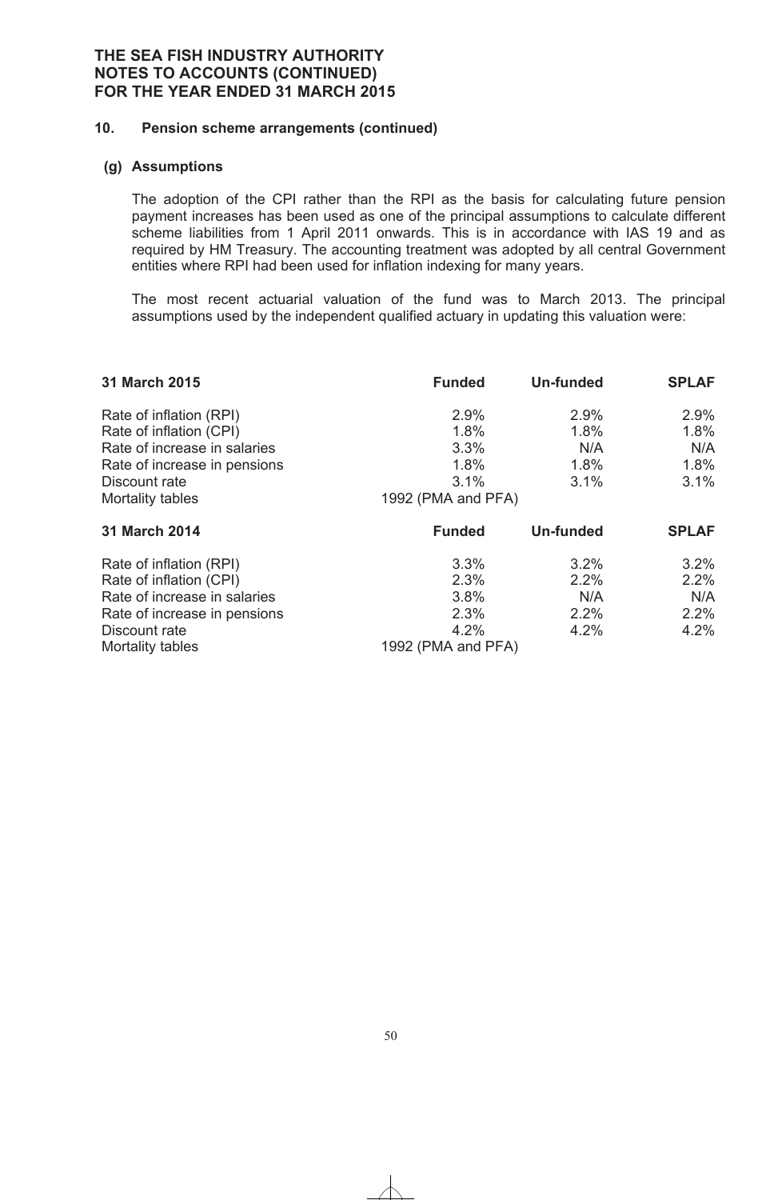## 10. Pension scheme arrangements (continued)

### (g) Assumptions

The adoption of the CPI rather than the RPI as the basis for calculating future pension payment increases has been used as one of the principal assumptions to calculate different scheme liabilities from 1 April 2011 onwards. This is in accordance with IAS 19 and as required by HM Treasury. The accounting treatment was adopted by all central Government entities where RPI had been used for inflation indexing for many years.

The most recent actuarial valuation of the fund was to March 2013. The principal assumptions used by the independent qualified actuary in updating this valuation were:

| **31 March 2015** | **Funded** | **Un-funded** | **SPLAF** |
|---|---|---|---|
| Rate of inflation (RPI) | 2.9% | 2.9% | 2.9% |
| Rate of inflation (CPI) | 1.8% | 1.8% | 1.8% |
| Rate of increase in salaries | 3.3% | N/A | N/A |
| Rate of increase in pensions | 1.8% | 1.8% | 1.8% |
| Discount rate | 3.1% | 3.1% | 3.1% |
| Mortality tables | 1992 (PMA and PFA) | | |

| **31 March 2014** | **Funded** | **Un-funded** | **SPLAF** |
|---|---|---|---|
| Rate of inflation (RPI) | 3.3% | 3.2% | 3.2% |
| Rate of inflation (CPI) | 2.3% | 2.2% | 2.2% |
| Rate of increase in salaries | 3.8% | N/A | N/A |
| Rate of increase in pensions | 2.3% | 2.2% | 2.2% |
| Discount rate | 4.2% | 4.2% | 4.2% |
| Mortality tables | 1992 (PMA and PFA) | | |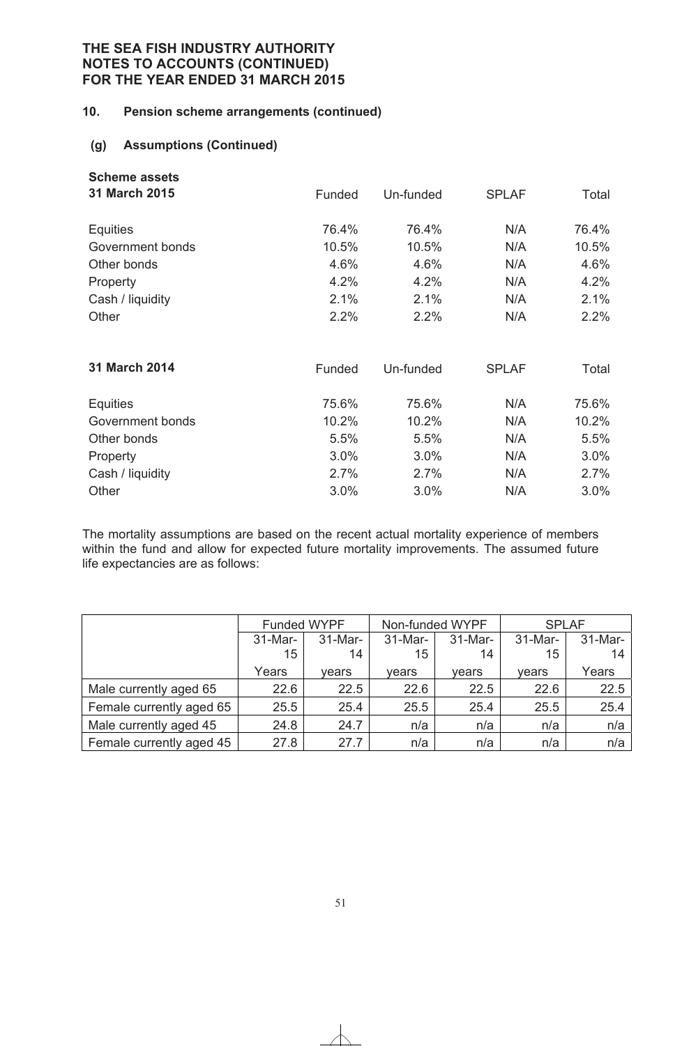**THE SEA FISH INDUSTRY AUTHORITY**
**NOTES TO ACCOUNTS (CONTINUED)**
**FOR THE YEAR ENDED 31 MARCH 2015**

## 10. Pension scheme arrangements (continued)

### (g) Assumptions (Continued)

**Scheme assets**

| **31 March 2015** | Funded | Un-funded | SPLAF | Total |
|---|---|---|---|---|
| Equities | 76.4% | 76.4% | N/A | 76.4% |
| Government bonds | 10.5% | 10.5% | N/A | 10.5% |
| Other bonds | 4.6% | 4.6% | N/A | 4.6% |
| Property | 4.2% | 4.2% | N/A | 4.2% |
| Cash / liquidity | 2.1% | 2.1% | N/A | 2.1% |
| Other | 2.2% | 2.2% | N/A | 2.2% |

| **31 March 2014** | Funded | Un-funded | SPLAF | Total |
|---|---|---|---|---|
| Equities | 75.6% | 75.6% | N/A | 75.6% |
| Government bonds | 10.2% | 10.2% | N/A | 10.2% |
| Other bonds | 5.5% | 5.5% | N/A | 5.5% |
| Property | 3.0% | 3.0% | N/A | 3.0% |
| Cash / liquidity | 2.7% | 2.7% | N/A | 2.7% |
| Other | 3.0% | 3.0% | N/A | 3.0% |

The mortality assumptions are based on the recent actual mortality experience of members within the fund and allow for expected future mortality improvements. The assumed future life expectancies are as follows:

| | Funded WYPF | | Non-funded WYPF | | SPLAF | |
|---|---|---|---|---|---|---|
| | 31-Mar-15 | 31-Mar-14 | 31-Mar-15 | 31-Mar-14 | 31-Mar-15 | 31-Mar-14 |
| | Years | years | years | years | years | Years |
| Male currently aged 65 | 22.6 | 22.5 | 22.6 | 22.5 | 22.6 | 22.5 |
| Female currently aged 65 | 25.5 | 25.4 | 25.5 | 25.4 | 25.5 | 25.4 |
| Male currently aged 45 | 24.8 | 24.7 | n/a | n/a | n/a | n/a |
| Female currently aged 45 | 27.8 | 27.7 | n/a | n/a | n/a | n/a |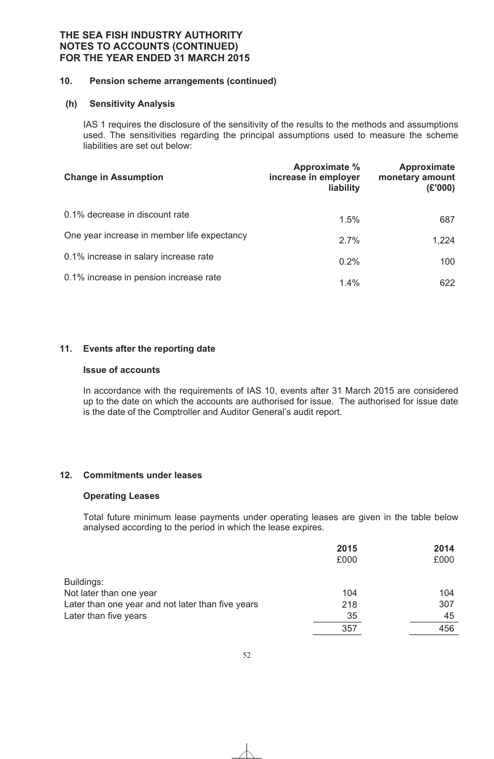# THE SEA FISH INDUSTRY AUTHORITY
# NOTES TO ACCOUNTS (CONTINUED)
# FOR THE YEAR ENDED 31 MARCH 2015

## 10. Pension scheme arrangements (continued)

### (h) Sensitivity Analysis

IAS 1 requires the disclosure of the sensitivity of the results to the methods and assumptions used. The sensitivities regarding the principal assumptions used to measure the scheme liabilities are set out below:

| Change in Assumption | Approximate % increase in employer liability | Approximate monetary amount (£'000) |
|---|---|---|
| 0.1% decrease in discount rate | 1.5% | 687 |
| One year increase in member life expectancy | 2.7% | 1,224 |
| 0.1% increase in salary increase rate | 0.2% | 100 |
| 0.1% increase in pension increase rate | 1.4% | 622 |

## 11. Events after the reporting date

**Issue of accounts**

In accordance with the requirements of IAS 10, events after 31 March 2015 are considered up to the date on which the accounts are authorised for issue. The authorised for issue date is the date of the Comptroller and Auditor General's audit report.

## 12. Commitments under leases

**Operating Leases**

Total future minimum lease payments under operating leases are given in the table below analysed according to the period in which the lease expires.

| | 2015 £000 | 2014 £000 |
|---|---|---|
| Buildings: | | |
| Not later than one year | 104 | 104 |
| Later than one year and not later than five years | 218 | 307 |
| Later than five years | 35 | 45 |
| | 357 | 456 |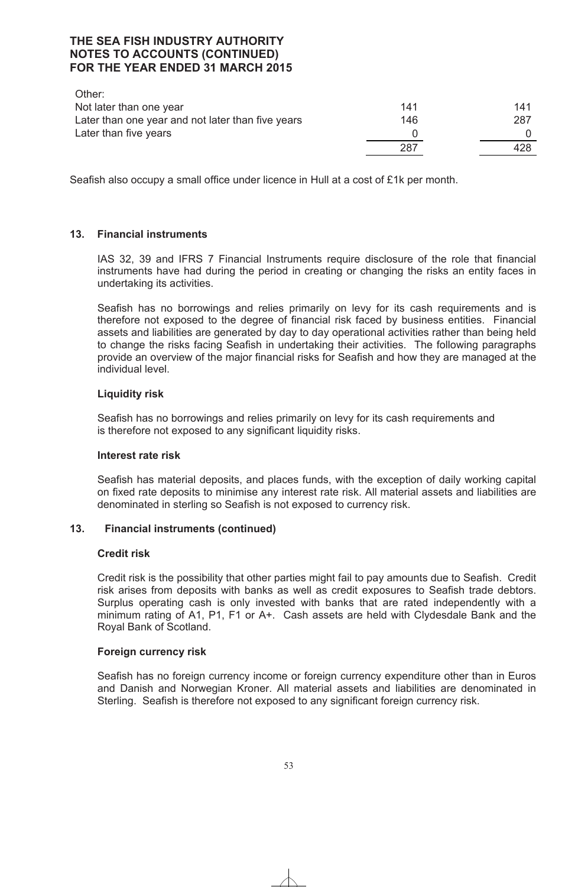| | | |
|---|---|---|
| Other: | | |
| Not later than one year | 141 | 141 |
| Later than one year and not later than five years | 146 | 287 |
| Later than five years | 0 | 0 |
| | 287 | 428 |

Seafish also occupy a small office under licence in Hull at a cost of £1k per month.

### 13. Financial instruments

IAS 32, 39 and IFRS 7 Financial Instruments require disclosure of the role that financial instruments have had during the period in creating or changing the risks an entity faces in undertaking its activities.

Seafish has no borrowings and relies primarily on levy for its cash requirements and is therefore not exposed to the degree of financial risk faced by business entities. Financial assets and liabilities are generated by day to day operational activities rather than being held to change the risks facing Seafish in undertaking their activities. The following paragraphs provide an overview of the major financial risks for Seafish and how they are managed at the individual level.

**Liquidity risk**

Seafish has no borrowings and relies primarily on levy for its cash requirements and is therefore not exposed to any significant liquidity risks.

**Interest rate risk**

Seafish has material deposits, and places funds, with the exception of daily working capital on fixed rate deposits to minimise any interest rate risk. All material assets and liabilities are denominated in sterling so Seafish is not exposed to currency risk.

### 13. Financial instruments (continued)

**Credit risk**

Credit risk is the possibility that other parties might fail to pay amounts due to Seafish. Credit risk arises from deposits with banks as well as credit exposures to Seafish trade debtors. Surplus operating cash is only invested with banks that are rated independently with a minimum rating of A1, P1, F1 or A+. Cash assets are held with Clydesdale Bank and the Royal Bank of Scotland.

**Foreign currency risk**

Seafish has no foreign currency income or foreign currency expenditure other than in Euros and Danish and Norwegian Kroner. All material assets and liabilities are denominated in Sterling. Seafish is therefore not exposed to any significant foreign currency risk.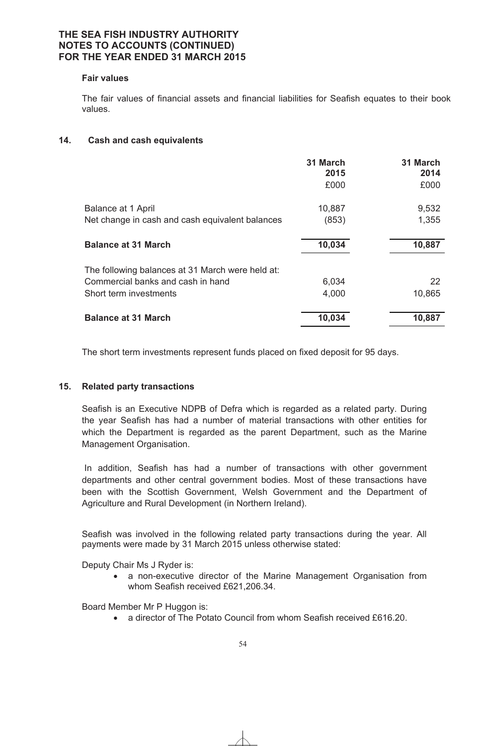**Fair values**

The fair values of financial assets and financial liabilities for Seafish equates to their book values.

## 14. Cash and cash equivalents

| | 31 March 2015 £000 | 31 March 2014 £000 |
|---|---|---|
| Balance at 1 April | 10,887 | 9,532 |
| Net change in cash and cash equivalent balances | (853) | 1,355 |
| **Balance at 31 March** | **10,034** | **10,887** |
| The following balances at 31 March were held at: | | |
| Commercial banks and cash in hand | 6,034 | 22 |
| Short term investments | 4,000 | 10,865 |
| **Balance at 31 March** | **10,034** | **10,887** |

The short term investments represent funds placed on fixed deposit for 95 days.

## 15. Related party transactions

Seafish is an Executive NDPB of Defra which is regarded as a related party. During the year Seafish has had a number of material transactions with other entities for which the Department is regarded as the parent Department, such as the Marine Management Organisation.

In addition, Seafish has had a number of transactions with other government departments and other central government bodies. Most of these transactions have been with the Scottish Government, Welsh Government and the Department of Agriculture and Rural Development (in Northern Ireland).

Seafish was involved in the following related party transactions during the year. All payments were made by 31 March 2015 unless otherwise stated:

Deputy Chair Ms J Ryder is:

- a non-executive director of the Marine Management Organisation from whom Seafish received £621,206.34.

Board Member Mr P Huggon is:

- a director of The Potato Council from whom Seafish received £616.20.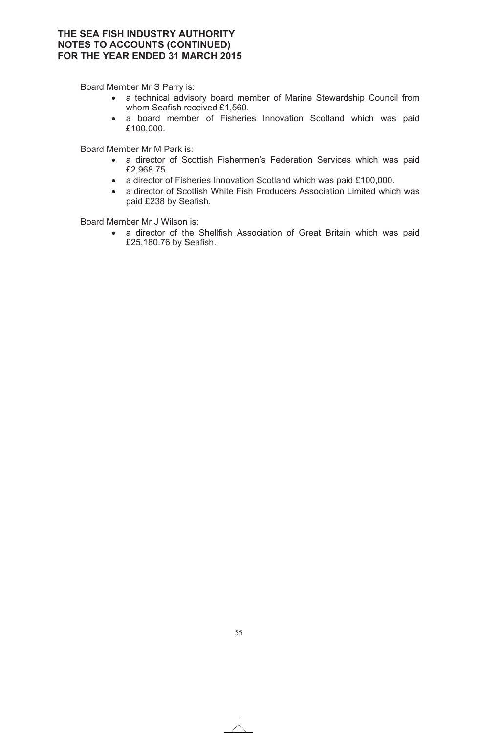Board Member Mr S Parry is:

- a technical advisory board member of Marine Stewardship Council from whom Seafish received £1,560.
- a board member of Fisheries Innovation Scotland which was paid £100,000.

Board Member Mr M Park is:

- a director of Scottish Fishermen's Federation Services which was paid £2,968.75.
- a director of Fisheries Innovation Scotland which was paid £100,000.
- a director of Scottish White Fish Producers Association Limited which was paid £238 by Seafish.

Board Member Mr J Wilson is:

- a director of the Shellfish Association of Great Britain which was paid £25,180.76 by Seafish.